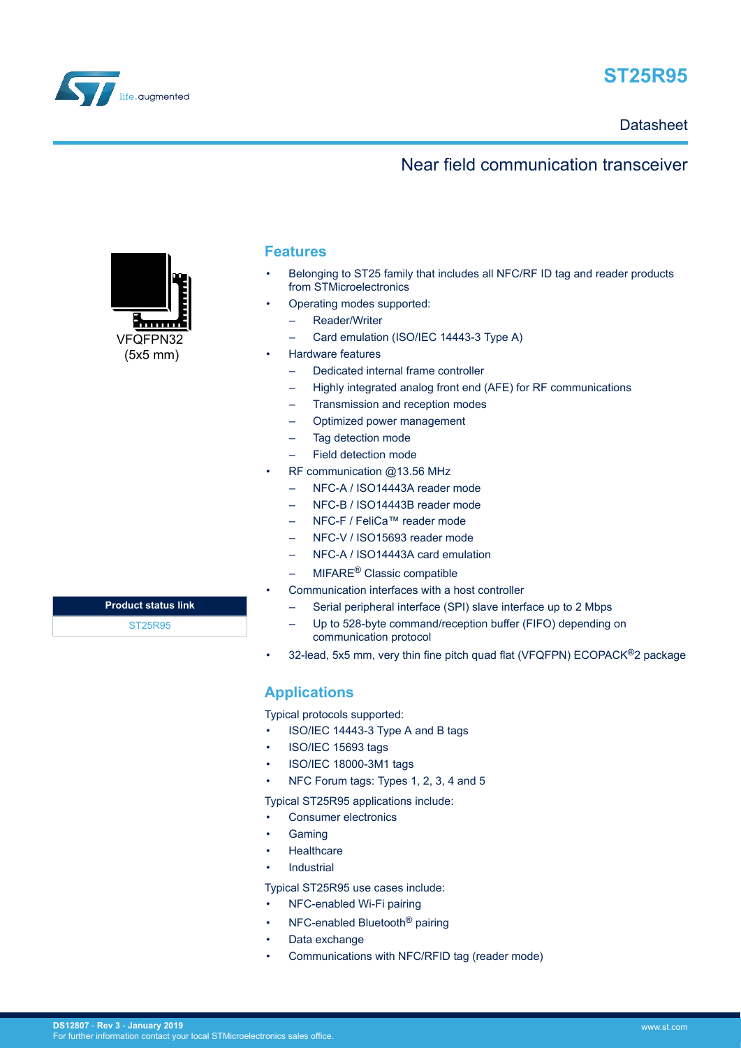# ST25R95

Datasheet

## Near field communication transceiver

VFQFPN32
(5x5 mm)

| Product status link |
| --- |
| ST25R95 |

## Features

- Belonging to ST25 family that includes all NFC/RF ID tag and reader products from STMicroelectronics
- Operating modes supported:
  - Reader/Writer
  - Card emulation (ISO/IEC 14443-3 Type A)
- Hardware features
  - Dedicated internal frame controller
  - Highly integrated analog front end (AFE) for RF communications
  - Transmission and reception modes
  - Optimized power management
  - Tag detection mode
  - Field detection mode
- RF communication @13.56 MHz
  - NFC-A / ISO14443A reader mode
  - NFC-B / ISO14443B reader mode
  - NFC-F / FeliCa™ reader mode
  - NFC-V / ISO15693 reader mode
  - NFC-A / ISO14443A card emulation
  - MIFARE® Classic compatible
- Communication interfaces with a host controller
  - Serial peripheral interface (SPI) slave interface up to 2 Mbps
  - Up to 528-byte command/reception buffer (FIFO) depending on communication protocol
- 32-lead, 5x5 mm, very thin fine pitch quad flat (VFQFPN) ECOPACK®2 package

## Applications

Typical protocols supported:

- ISO/IEC 14443-3 Type A and B tags
- ISO/IEC 15693 tags
- ISO/IEC 18000-3M1 tags
- NFC Forum tags: Types 1, 2, 3, 4 and 5

Typical ST25R95 applications include:

- Consumer electronics
- Gaming
- Healthcare
- Industrial

Typical ST25R95 use cases include:

- NFC-enabled Wi-Fi pairing
- NFC-enabled Bluetooth® pairing
- Data exchange
- Communications with NFC/RFID tag (reader mode)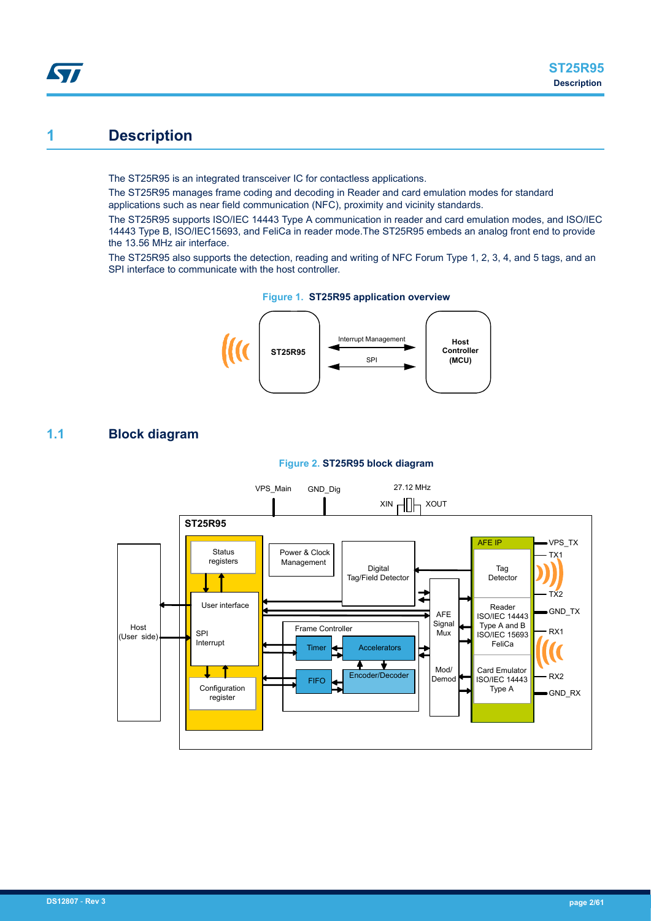# 1 Description

The ST25R95 is an integrated transceiver IC for contactless applications.

The ST25R95 manages frame coding and decoding in Reader and card emulation modes for standard applications such as near field communication (NFC), proximity and vicinity standards.

The ST25R95 supports ISO/IEC 14443 Type A communication in reader and card emulation modes, and ISO/IEC 14443 Type B, ISO/IEC15693, and FeliCa in reader mode.The ST25R95 embeds an analog front end to provide the 13.56 MHz air interface.

The ST25R95 also supports the detection, reading and writing of NFC Forum Type 1, 2, 3, 4, and 5 tags, and an SPI interface to communicate with the host controller.

**Figure 1. ST25R95 application overview**

## 1.1 Block diagram

**Figure 2. ST25R95 block diagram**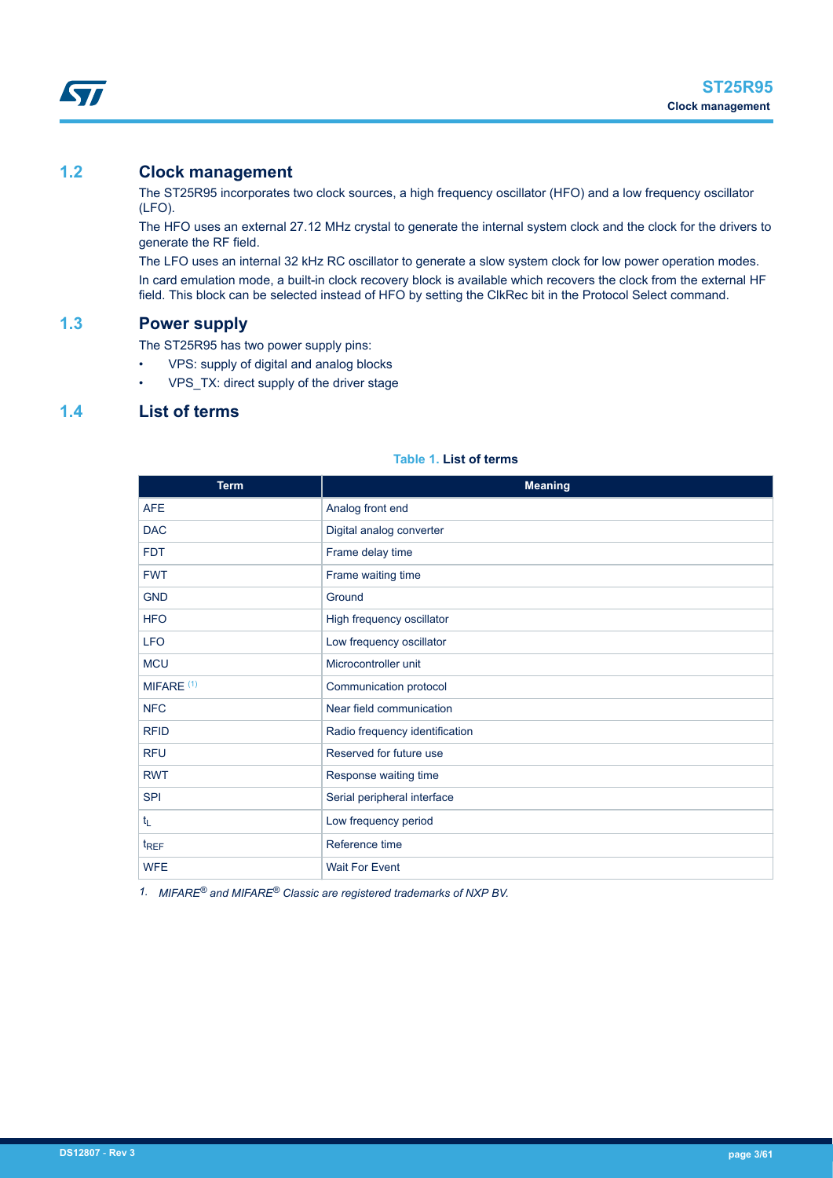## 1.2 Clock management

The ST25R95 incorporates two clock sources, a high frequency oscillator (HFO) and a low frequency oscillator (LFO).

The HFO uses an external 27.12 MHz crystal to generate the internal system clock and the clock for the drivers to generate the RF field.

The LFO uses an internal 32 kHz RC oscillator to generate a slow system clock for low power operation modes.

In card emulation mode, a built-in clock recovery block is available which recovers the clock from the external HF field. This block can be selected instead of HFO by setting the ClkRec bit in the Protocol Select command.

## 1.3 Power supply

The ST25R95 has two power supply pins:

- VPS: supply of digital and analog blocks
- VPS_TX: direct supply of the driver stage

## 1.4 List of terms

**Table 1. List of terms**

| Term | Meaning |
| --- | --- |
| AFE | Analog front end |
| DAC | Digital analog converter |
| FDT | Frame delay time |
| FWT | Frame waiting time |
| GND | Ground |
| HFO | High frequency oscillator |
| LFO | Low frequency oscillator |
| MCU | Microcontroller unit |
| MIFARE (1) | Communication protocol |
| NFC | Near field communication |
| RFID | Radio frequency identification |
| RFU | Reserved for future use |
| RWT | Response waiting time |
| SPI | Serial peripheral interface |
| $t_L$ | Low frequency period |
| $t_{REF}$ | Reference time |
| WFE | Wait For Event |

1. *MIFARE® and MIFARE® Classic are registered trademarks of NXP BV.*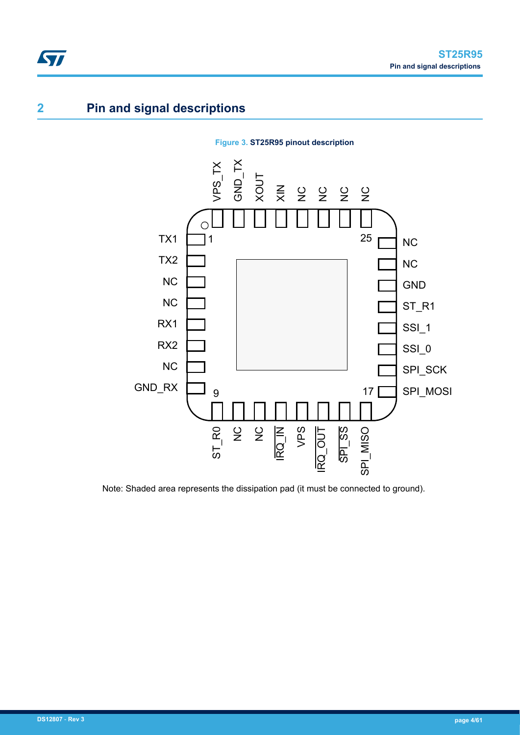# 2 Pin and signal descriptions

Figure 3. ST25R95 pinout description

Note: Shaded area represents the dissipation pad (it must be connected to ground).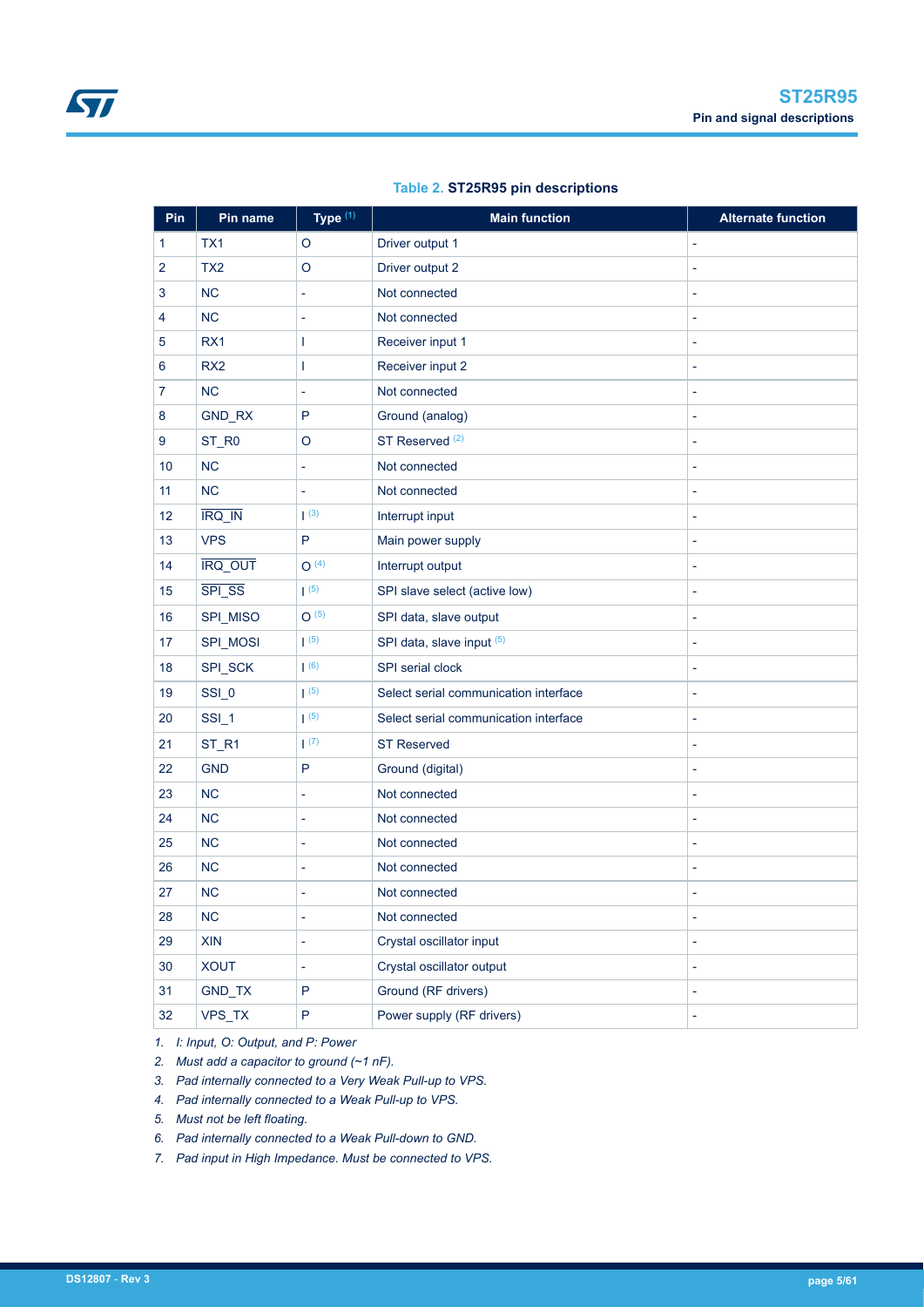**Table 2. ST25R95 pin descriptions**

| Pin | Pin name | Type [(1)] | Main function | Alternate function |
|---|---|---|---|---|
| 1 | TX1 | O | Driver output 1 | - |
| 2 | TX2 | O | Driver output 2 | - |
| 3 | NC | - | Not connected | - |
| 4 | NC | - | Not connected | - |
| 5 | RX1 | I | Receiver input 1 | - |
| 6 | RX2 | I | Receiver input 2 | - |
| 7 | NC | - | Not connected | - |
| 8 | GND_RX | P | Ground (analog) | - |
| 9 | ST_R0 | O | ST Reserved [(2)] | - |
| 10 | NC | - | Not connected | - |
| 11 | NC | - | Not connected | - |
| 12 | $\overline{\text{IRQ\_IN}}$ | I [(3)] | Interrupt input | - |
| 13 | VPS | P | Main power supply | - |
| 14 | $\overline{\text{IRQ\_OUT}}$ | O [(4)] | Interrupt output | - |
| 15 | $\overline{\text{SPI\_SS}}$ | I [(5)] | SPI slave select (active low) | - |
| 16 | SPI_MISO | O [(5)] | SPI data, slave output | - |
| 17 | SPI_MOSI | I [(5)] | SPI data, slave input [(5)] | - |
| 18 | SPI_SCK | I [(6)] | SPI serial clock | - |
| 19 | SSI_0 | I [(5)] | Select serial communication interface | - |
| 20 | SSI_1 | I [(5)] | Select serial communication interface | - |
| 21 | ST_R1 | I [(7)] | ST Reserved | - |
| 22 | GND | P | Ground (digital) | - |
| 23 | NC | - | Not connected | - |
| 24 | NC | - | Not connected | - |
| 25 | NC | - | Not connected | - |
| 26 | NC | - | Not connected | - |
| 27 | NC | - | Not connected | - |
| 28 | NC | - | Not connected | - |
| 29 | XIN | - | Crystal oscillator input | - |
| 30 | XOUT | - | Crystal oscillator output | - |
| 31 | GND_TX | P | Ground (RF drivers) | - |
| 32 | VPS_TX | P | Power supply (RF drivers) | - |

1. *I: Input, O: Output, and P: Power*
2. *Must add a capacitor to ground (~1 nF).*
3. *Pad internally connected to a Very Weak Pull-up to VPS.*
4. *Pad internally connected to a Weak Pull-up to VPS.*
5. *Must not be left floating.*
6. *Pad internally connected to a Weak Pull-down to GND.*
7. *Pad input in High Impedance. Must be connected to VPS.*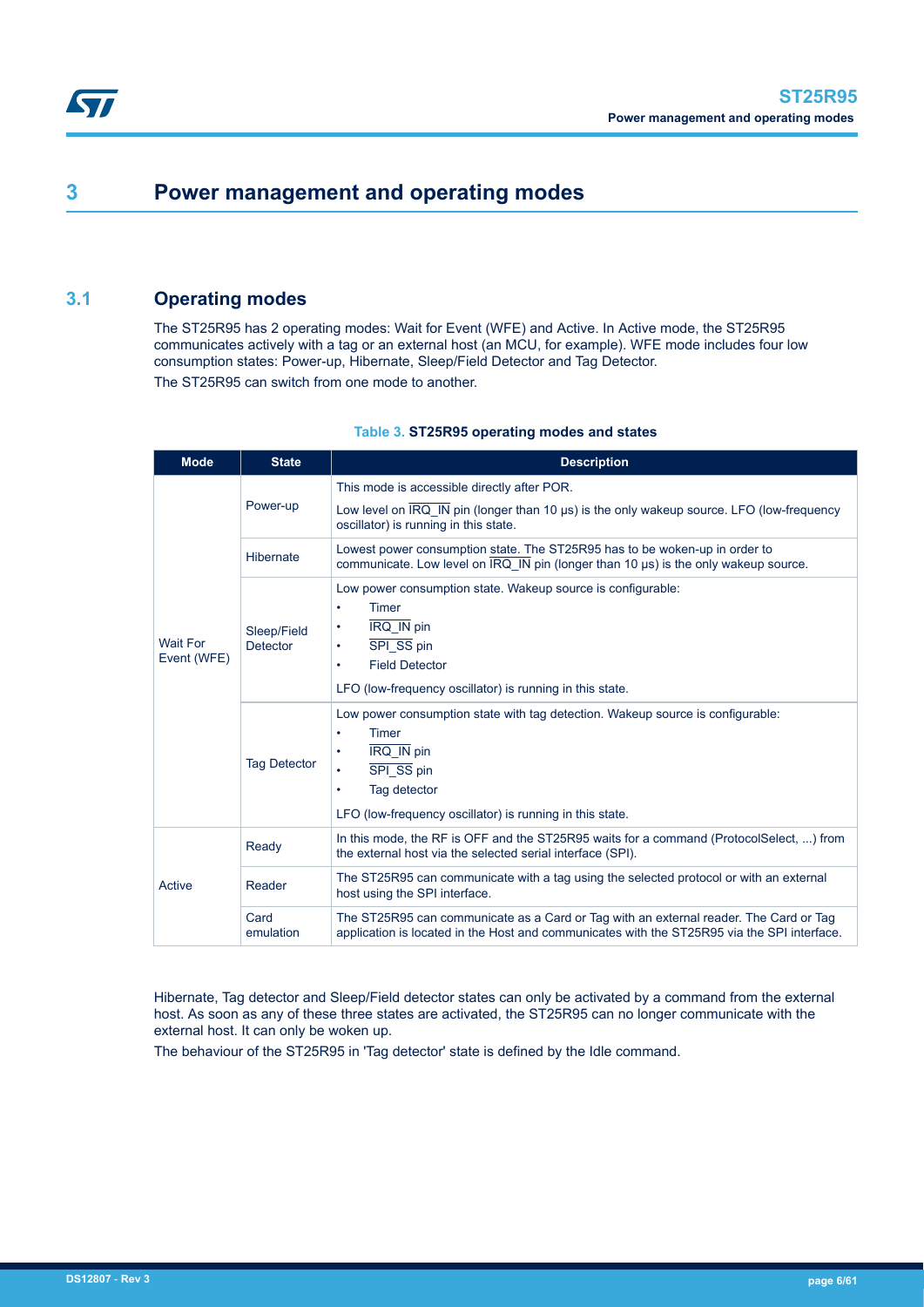# 3 Power management and operating modes

## 3.1 Operating modes

The ST25R95 has 2 operating modes: Wait for Event (WFE) and Active. In Active mode, the ST25R95 communicates actively with a tag or an external host (an MCU, for example). WFE mode includes four low consumption states: Power-up, Hibernate, Sleep/Field Detector and Tag Detector.

The ST25R95 can switch from one mode to another.

**Table 3. ST25R95 operating modes and states**

| Mode | State | Description |
|---|---|---|
| Wait For Event (WFE) | Power-up | This mode is accessible directly after POR.<br>Low level on IRQ_IN pin (longer than 10 µs) is the only wakeup source. LFO (low-frequency oscillator) is running in this state. |
| | Hibernate | Lowest power consumption state. The ST25R95 has to be woken-up in order to communicate. Low level on IRQ_IN pin (longer than 10 µs) is the only wakeup source. |
| | Sleep/Field Detector | Low power consumption state. Wakeup source is configurable:<br>• Timer<br>• IRQ_IN pin<br>• SPI_SS pin<br>• Field Detector<br>LFO (low-frequency oscillator) is running in this state. |
| | Tag Detector | Low power consumption state with tag detection. Wakeup source is configurable:<br>• Timer<br>• IRQ_IN pin<br>• SPI_SS pin<br>• Tag detector<br>LFO (low-frequency oscillator) is running in this state. |
| Active | Ready | In this mode, the RF is OFF and the ST25R95 waits for a command (ProtocolSelect, ...) from the external host via the selected serial interface (SPI). |
| | Reader | The ST25R95 can communicate with a tag using the selected protocol or with an external host using the SPI interface. |
| | Card emulation | The ST25R95 can communicate as a Card or Tag with an external reader. The Card or Tag application is located in the Host and communicates with the ST25R95 via the SPI interface. |

Hibernate, Tag detector and Sleep/Field detector states can only be activated by a command from the external host. As soon as any of these three states are activated, the ST25R95 can no longer communicate with the external host. It can only be woken up.

The behaviour of the ST25R95 in 'Tag detector' state is defined by the Idle command.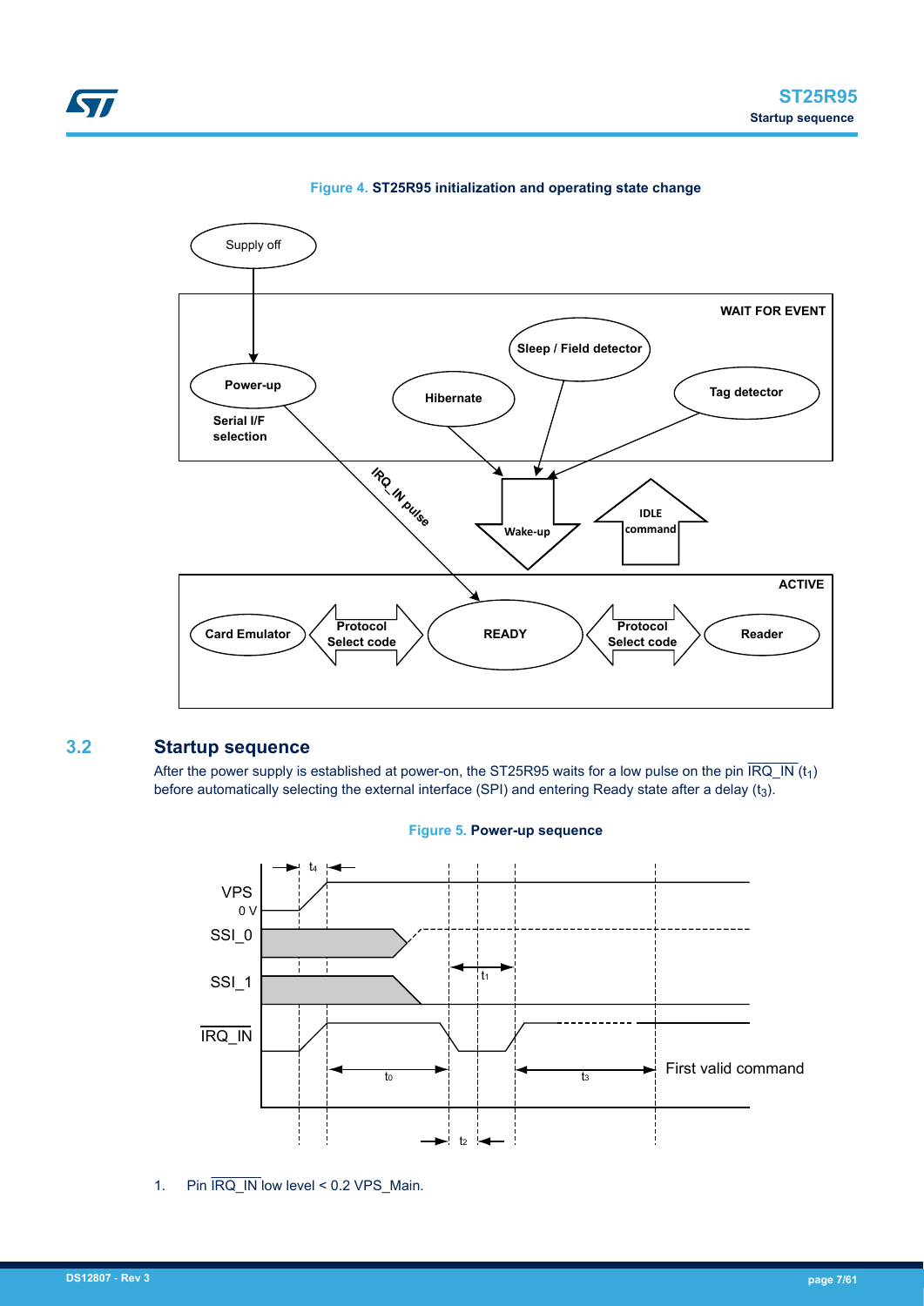Figure 4. ST25R95 initialization and operating state change

## 3.2 Startup sequence

After the power supply is established at power-on, the ST25R95 waits for a low pulse on the pin IRQ_IN ($t_1$) before automatically selecting the external interface (SPI) and entering Ready state after a delay ($t_3$).

Figure 5. Power-up sequence

1. Pin IRQ_IN low level < 0.2 VPS_Main.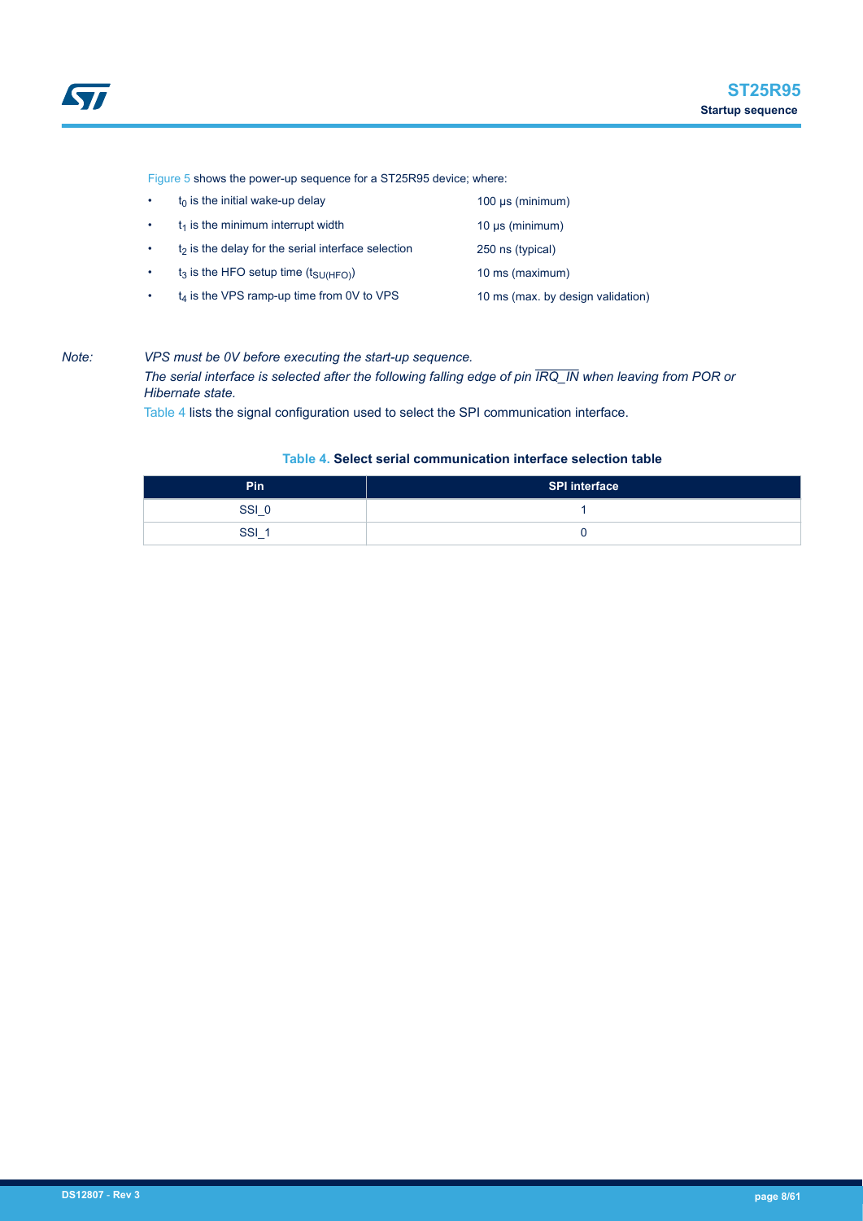Figure 5 shows the power-up sequence for a ST25R95 device; where:

- $t_0$ is the initial wake-up delay — 100 µs (minimum)
- $t_1$ is the minimum interrupt width — 10 µs (minimum)
- $t_2$ is the delay for the serial interface selection — 250 ns (typical)
- $t_3$ is the HFO setup time ($t_{SU(HFO)}$) — 10 ms (maximum)
- $t_4$ is the VPS ramp-up time from 0V to VPS — 10 ms (max. by design validation)

*Note:* *VPS must be 0V before executing the start-up sequence.*

*The serial interface is selected after the following falling edge of pin $\overline{IRQ\_IN}$ when leaving from POR or Hibernate state.*

Table 4 lists the signal configuration used to select the SPI communication interface.

**Table 4. Select serial communication interface selection table**

| Pin | SPI interface |
| --- | --- |
| SSI_0 | 1 |
| SSI_1 | 0 |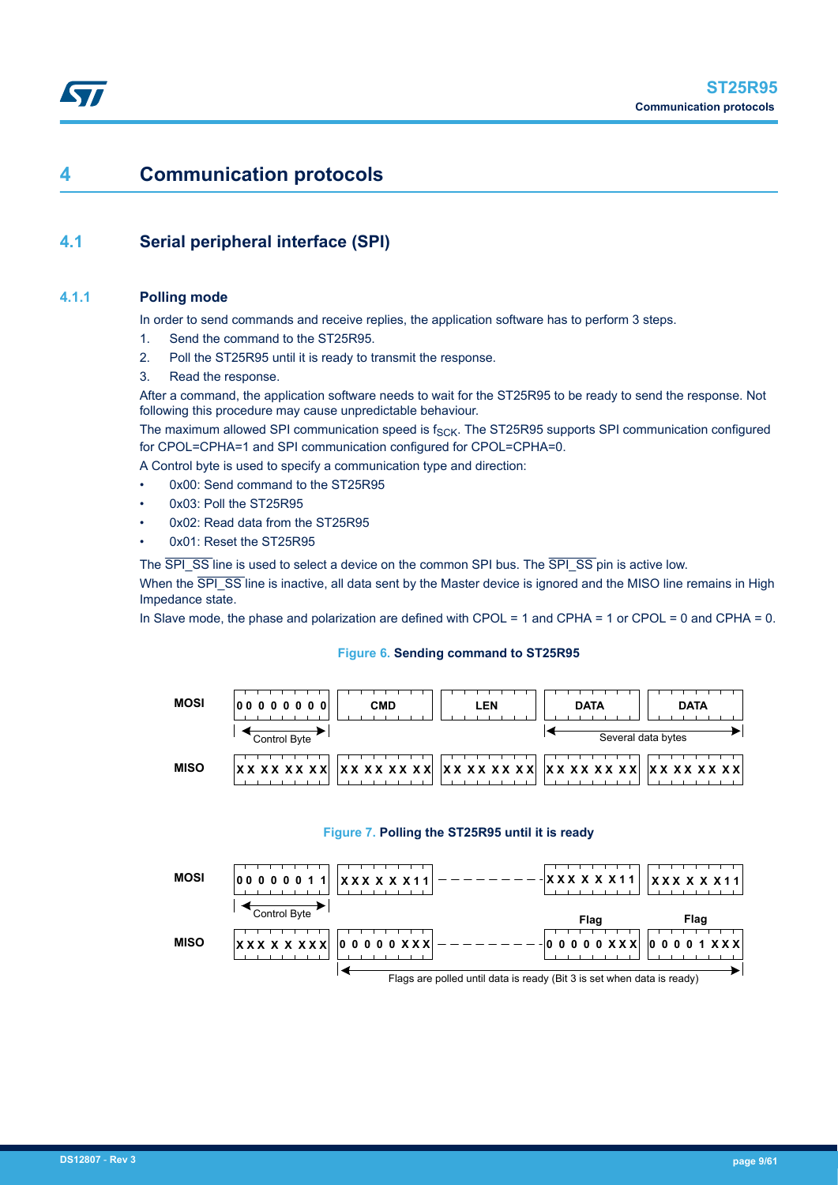# 4 Communication protocols

## 4.1 Serial peripheral interface (SPI)

### 4.1.1 Polling mode

In order to send commands and receive replies, the application software has to perform 3 steps.

1. Send the command to the ST25R95.
2. Poll the ST25R95 until it is ready to transmit the response.
3. Read the response.

After a command, the application software needs to wait for the ST25R95 to be ready to send the response. Not following this procedure may cause unpredictable behaviour.

The maximum allowed SPI communication speed is $f_{SCK}$. The ST25R95 supports SPI communication configured for CPOL=CPHA=1 and SPI communication configured for CPOL=CPHA=0.

A Control byte is used to specify a communication type and direction:

- 0x00: Send command to the ST25R95
- 0x03: Poll the ST25R95
- 0x02: Read data from the ST25R95
- 0x01: Reset the ST25R95

The $\overline{\text{SPI\_SS}}$ line is used to select a device on the common SPI bus. The $\overline{\text{SPI\_SS}}$ pin is active low.

When the $\overline{\text{SPI\_SS}}$ line is inactive, all data sent by the Master device is ignored and the MISO line remains in High Impedance state.

In Slave mode, the phase and polarization are defined with CPOL = 1 and CPHA = 1 or CPOL = 0 and CPHA = 0.

**Figure 6. Sending command to ST25R95**

| | | | | | |
|---|---|---|---|---|---|
| MOSI | 0 0 0 0 0 0 0 0 | CMD | LEN | DATA | DATA |
| | Control Byte | | | Several data bytes | |
| MISO | XX XX XX XX | XX XX XX XX | XX XX XX XX | XX XX XX XX | XX XX XX XX |

**Figure 7. Polling the ST25R95 until it is ready**

| | | | | | |
|---|---|---|---|---|---|
| MOSI | 0 0 0 0 0 0 1 1 | X X X X X X 1 1 | - - - - - - - - | X X X X X X 1 1 | X X X X X X 1 1 |
| | Control Byte | | | Flag | Flag |
| MISO | X X X X X X X X | 0 0 0 0 0 X X X | - - - - - - - - | 0 0 0 0 0 X X X | 0 0 0 0 1 X X X |
| | | Flags are polled until data is ready (Bit 3 is set when data is ready) | | | |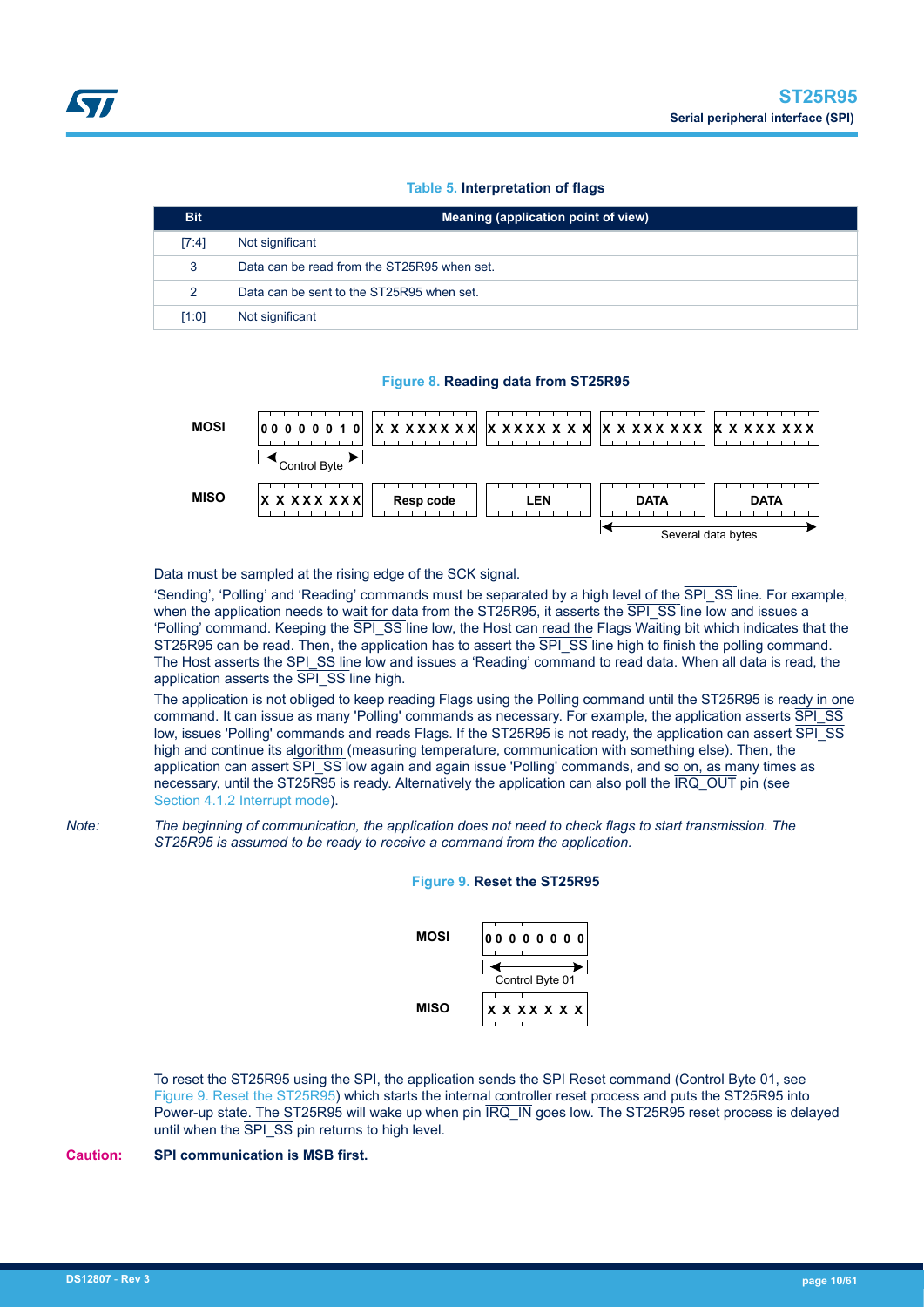**Table 5. Interpretation of flags**

| Bit | Meaning (application point of view) |
| --- | --- |
| [7:4] | Not significant |
| 3 | Data can be read from the ST25R95 when set. |
| 2 | Data can be sent to the ST25R95 when set. |
| [1:0] | Not significant |

**Figure 8. Reading data from ST25R95**

| | | | | | |
| --- | --- | --- | --- | --- | --- |
| MOSI | 0 0 0 0 0 0 1 0 | X X XXXX XX | X XXXX X X X | X X XXX XXX | X X XXX XXX |
| | Control Byte | | | | |
| MISO | X X XXX XXX | Resp code | LEN | DATA | DATA |
| | | | | Several data bytes | |

Data must be sampled at the rising edge of the SCK signal.

'Sending', 'Polling' and 'Reading' commands must be separated by a high level of the SPI_SS line. For example, when the application needs to wait for data from the ST25R95, it asserts the SPI_SS line low and issues a 'Polling' command. Keeping the SPI_SS line low, the Host can read the Flags Waiting bit which indicates that the ST25R95 can be read. Then, the application has to assert the SPI_SS line high to finish the polling command. The Host asserts the SPI_SS line low and issues a 'Reading' command to read data. When all data is read, the application asserts the SPI_SS line high.

The application is not obliged to keep reading Flags using the Polling command until the ST25R95 is ready in one command. It can issue as many 'Polling' commands as necessary. For example, the application asserts SPI_SS low, issues 'Polling' commands and reads Flags. If the ST25R95 is not ready, the application can assert SPI_SS high and continue its algorithm (measuring temperature, communication with something else). Then, the application can assert SPI_SS low again and again issue 'Polling' commands, and so on, as many times as necessary, until the ST25R95 is ready. Alternatively the application can also poll the IRQ_OUT pin (see Section 4.1.2 Interrupt mode).

*Note: The beginning of communication, the application does not need to check flags to start transmission. The ST25R95 is assumed to be ready to receive a command from the application.*

**Figure 9. Reset the ST25R95**

| | |
| --- | --- |
| MOSI | 0 0 0 0 0 0 0 0 |
| | Control Byte 01 |
| MISO | X X XX X X X |

To reset the ST25R95 using the SPI, the application sends the SPI Reset command (Control Byte 01, see Figure 9. Reset the ST25R95) which starts the internal controller reset process and puts the ST25R95 into Power-up state. The ST25R95 will wake up when pin IRQ_IN goes low. The ST25R95 reset process is delayed until when the SPI_SS pin returns to high level.

**Caution: SPI communication is MSB first.**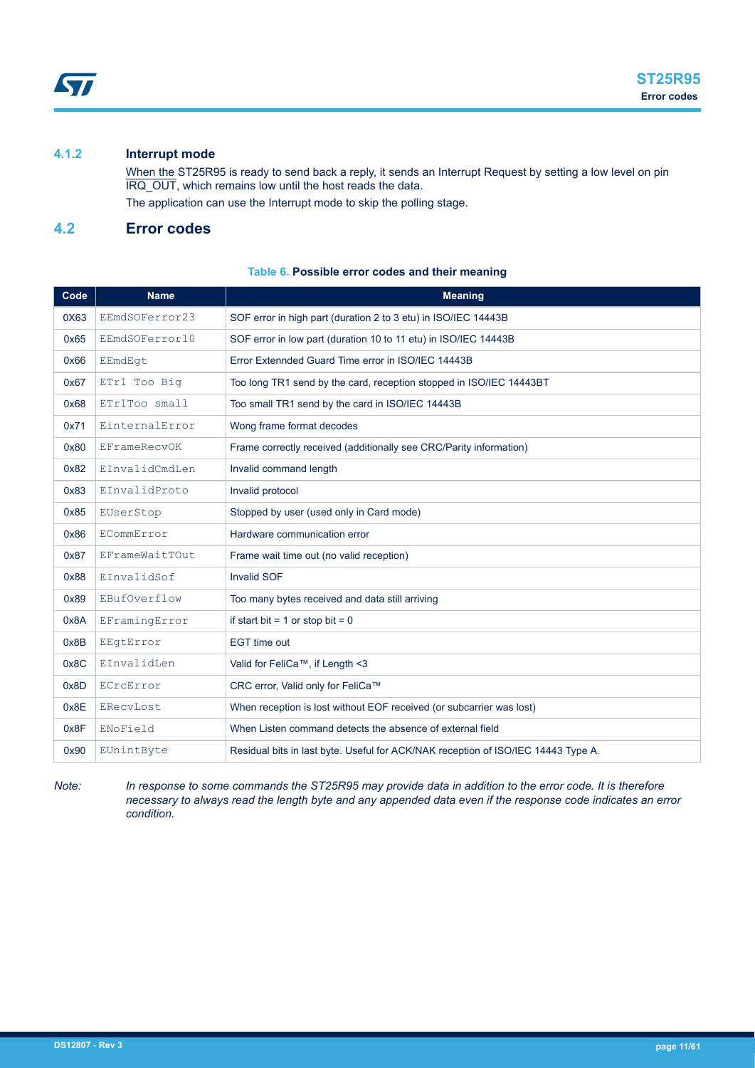### 4.1.2 Interrupt mode

When the ST25R95 is ready to send back a reply, it sends an Interrupt Request by setting a low level on pin IRQ_OUT, which remains low until the host reads the data.

The application can use the Interrupt mode to skip the polling stage.

## 4.2 Error codes

**Table 6. Possible error codes and their meaning**

| Code | Name | Meaning |
|---|---|---|
| 0X63 | EEmdSOFerror23 | SOF error in high part (duration 2 to 3 etu) in ISO/IEC 14443B |
| 0x65 | EEmdSOFerror10 | SOF error in low part (duration 10 to 11 etu) in ISO/IEC 14443B |
| 0x66 | EEmdEgt | Error Extennded Guard Time error in ISO/IEC 14443B |
| 0x67 | ETr1 Too Big | Too long TR1 send by the card, reception stopped in ISO/IEC 14443BT |
| 0x68 | ETr1Too small | Too small TR1 send by the card in ISO/IEC 14443B |
| 0x71 | EinternalError | Wong frame format decodes |
| 0x80 | EFrameRecvOK | Frame correctly received (additionally see CRC/Parity information) |
| 0x82 | EInvalidCmdLen | Invalid command length |
| 0x83 | EInvalidProto | Invalid protocol |
| 0x85 | EUserStop | Stopped by user (used only in Card mode) |
| 0x86 | ECommError | Hardware communication error |
| 0x87 | EFrameWaitTOut | Frame wait time out (no valid reception) |
| 0x88 | EInvalidSof | Invalid SOF |
| 0x89 | EBufOverflow | Too many bytes received and data still arriving |
| 0x8A | EFramingError | if start bit = 1 or stop bit = 0 |
| 0x8B | EEgtError | EGT time out |
| 0x8C | EInvalidLen | Valid for FeliCa™, if Length <3 |
| 0x8D | ECrcError | CRC error, Valid only for FeliCa™ |
| 0x8E | ERecvLost | When reception is lost without EOF received (or subcarrier was lost) |
| 0x8F | ENoField | When Listen command detects the absence of external field |
| 0x90 | EUnintByte | Residual bits in last byte. Useful for ACK/NAK reception of ISO/IEC 14443 Type A. |

*Note: In response to some commands the ST25R95 may provide data in addition to the error code. It is therefore necessary to always read the length byte and any appended data even if the response code indicates an error condition.*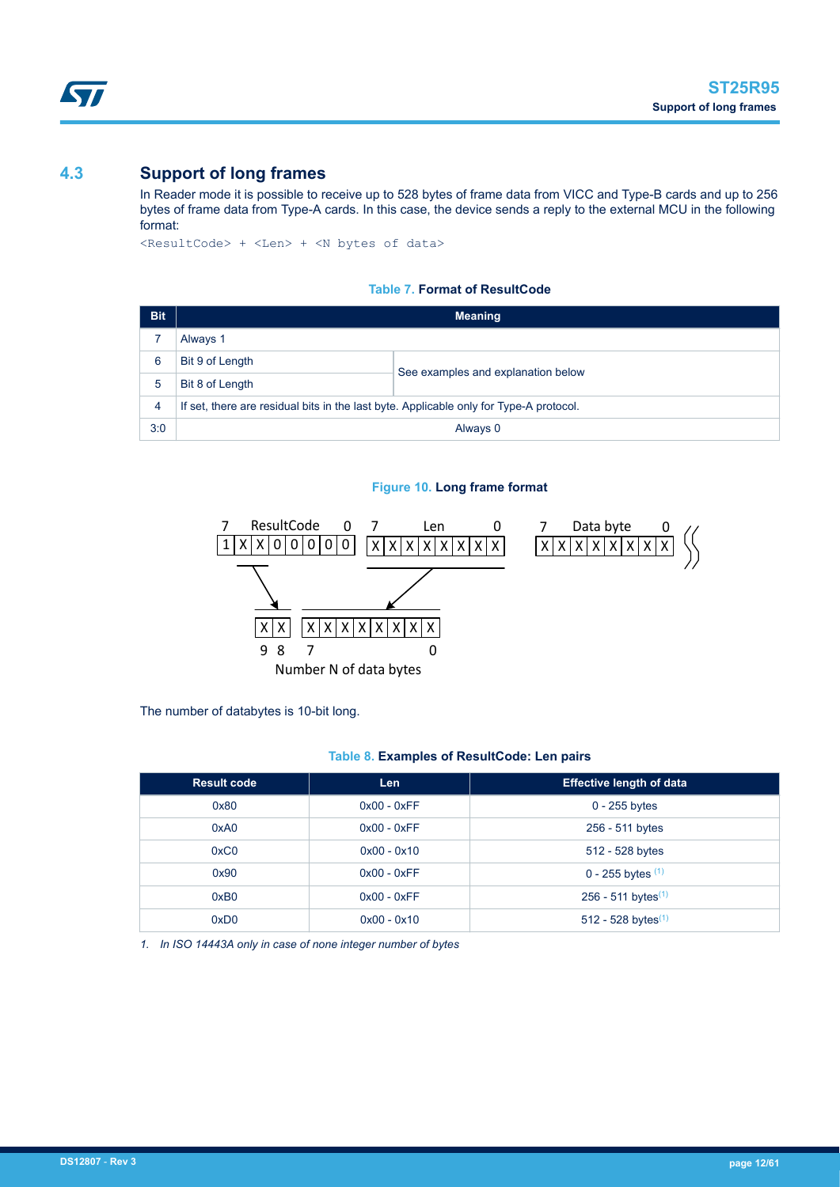## 4.3 Support of long frames

In Reader mode it is possible to receive up to 528 bytes of frame data from VICC and Type-B cards and up to 256 bytes of frame data from Type-A cards. In this case, the device sends a reply to the external MCU in the following format:

```
<ResultCode> + <Len> + <N bytes of data>
```

**Table 7. Format of ResultCode**

| Bit | Meaning | |
|---|---|---|
| 7 | Always 1 | |
| 6 | Bit 9 of Length | See examples and explanation below |
| 5 | Bit 8 of Length | |
| 4 | If set, there are residual bits in the last byte. Applicable only for Type-A protocol. | |
| 3:0 | Always 0 | |

**Figure 10. Long frame format**

The number of databytes is 10-bit long.

**Table 8. Examples of ResultCode: Len pairs**

| Result code | Len | Effective length of data |
|---|---|---|
| 0x80 | 0x00 - 0xFF | 0 - 255 bytes |
| 0xA0 | 0x00 - 0xFF | 256 - 511 bytes |
| 0xC0 | 0x00 - 0x10 | 512 - 528 bytes |
| 0x90 | 0x00 - 0xFF | 0 - 255 bytes (1) |
| 0xB0 | 0x00 - 0xFF | 256 - 511 bytes(1) |
| 0xD0 | 0x00 - 0x10 | 512 - 528 bytes(1) |

1. *In ISO 14443A only in case of none integer number of bytes*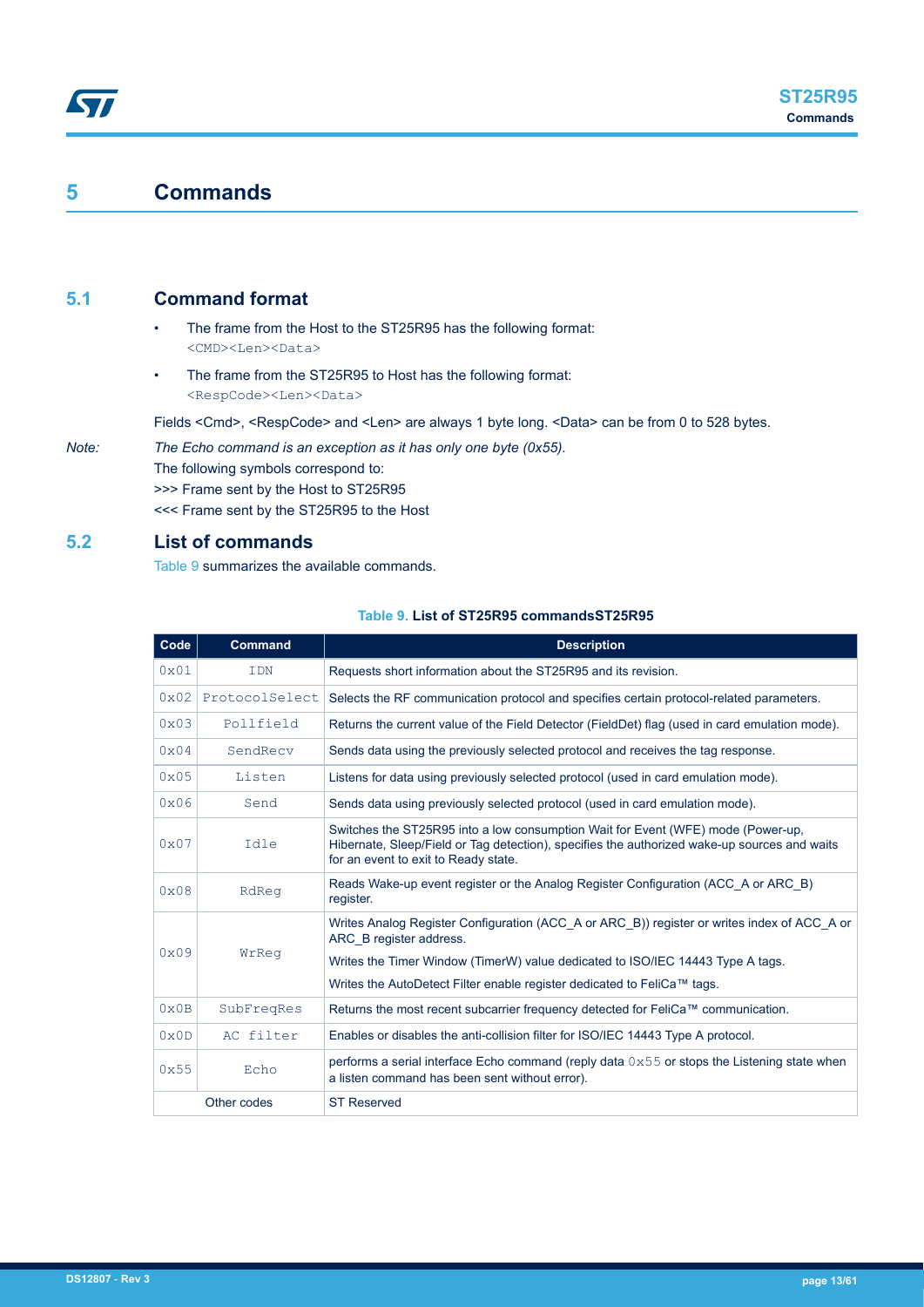# 5 Commands

## 5.1 Command format

- The frame from the Host to the ST25R95 has the following format:
  `<CMD><Len><Data>`
- The frame from the ST25R95 to Host has the following format:
  `<RespCode><Len><Data>`

Fields <Cmd>, <RespCode> and <Len> are always 1 byte long. <Data> can be from 0 to 528 bytes.

*Note: The Echo command is an exception as it has only one byte (0x55).*

The following symbols correspond to:

>>> Frame sent by the Host to ST25R95

<<< Frame sent by the ST25R95 to the Host

## 5.2 List of commands

Table 9 summarizes the available commands.

**Table 9. List of ST25R95 commandsST25R95**

| Code | Command | Description |
|---|---|---|
| 0x01 | IDN | Requests short information about the ST25R95 and its revision. |
| 0x02 | ProtocolSelect | Selects the RF communication protocol and specifies certain protocol-related parameters. |
| 0x03 | Pollfield | Returns the current value of the Field Detector (FieldDet) flag (used in card emulation mode). |
| 0x04 | SendRecv | Sends data using the previously selected protocol and receives the tag response. |
| 0x05 | Listen | Listens for data using previously selected protocol (used in card emulation mode). |
| 0x06 | Send | Sends data using previously selected protocol (used in card emulation mode). |
| 0x07 | Idle | Switches the ST25R95 into a low consumption Wait for Event (WFE) mode (Power-up, Hibernate, Sleep/Field or Tag detection), specifies the authorized wake-up sources and waits for an event to exit to Ready state. |
| 0x08 | RdReg | Reads Wake-up event register or the Analog Register Configuration (ACC_A or ARC_B) register. |
| 0x09 | WrReg | Writes Analog Register Configuration (ACC_A or ARC_B)) register or writes index of ACC_A or ARC_B register address.<br>Writes the Timer Window (TimerW) value dedicated to ISO/IEC 14443 Type A tags.<br>Writes the AutoDetect Filter enable register dedicated to FeliCa™ tags. |
| 0x0B | SubFreqRes | Returns the most recent subcarrier frequency detected for FeliCa™ communication. |
| 0x0D | AC filter | Enables or disables the anti-collision filter for ISO/IEC 14443 Type A protocol. |
| 0x55 | Echo | performs a serial interface Echo command (reply data 0x55 or stops the Listening state when a listen command has been sent without error). |
| Other codes | | ST Reserved |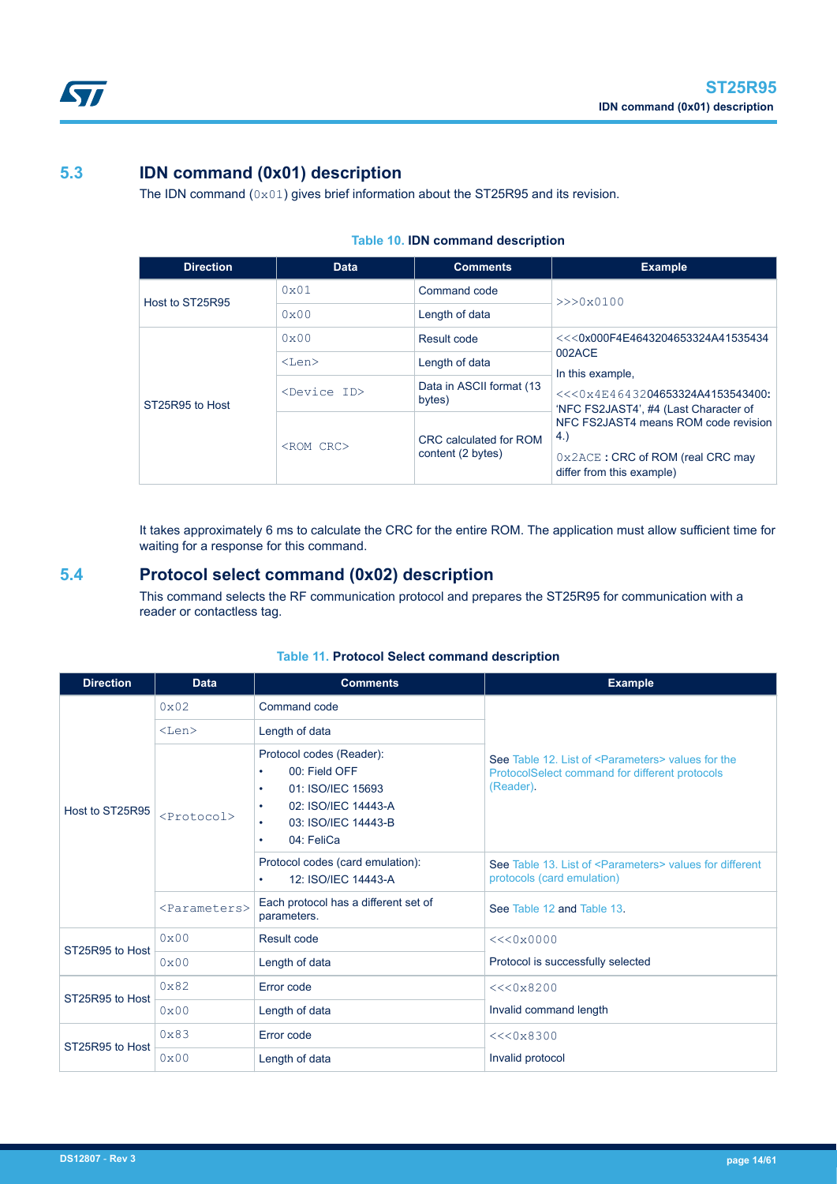## 5.3 IDN command (0x01) description

The IDN command (0x01) gives brief information about the ST25R95 and its revision.

**Table 10. IDN command description**

| Direction | Data | Comments | Example |
|---|---|---|---|
| Host to ST25R95 | 0x01 | Command code | >>>0x0100 |
| | 0x00 | Length of data | |
| ST25R95 to Host | 0x00 | Result code | <<<0x000F4E4643204653324A41535434 002ACE<br>In this example,<br><<<0x4E464320 04653324A4153543400: 'NFC FS2JAST4', #4 (Last Character of NFC FS2JAST4 means ROM code revision 4.)<br>0x2ACE : CRC of ROM (real CRC may differ from this example) |
| | <Len> | Length of data | |
| | <Device ID> | Data in ASCII format (13 bytes) | |
| | <ROM CRC> | CRC calculated for ROM content (2 bytes) | |

It takes approximately 6 ms to calculate the CRC for the entire ROM. The application must allow sufficient time for waiting for a response for this command.

## 5.4 Protocol select command (0x02) description

This command selects the RF communication protocol and prepares the ST25R95 for communication with a reader or contactless tag.

**Table 11. Protocol Select command description**

| Direction | Data | Comments | Example |
|---|---|---|---|
| Host to ST25R95 | 0x02 | Command code | See Table 12. List of <Parameters> values for the ProtocolSelect command for different protocols (Reader). |
| | <Len> | Length of data | |
| | <Protocol> | Protocol codes (Reader):<br>• 00: Field OFF<br>• 01: ISO/IEC 15693<br>• 02: ISO/IEC 14443-A<br>• 03: ISO/IEC 14443-B<br>• 04: FeliCa | |
| | | Protocol codes (card emulation):<br>• 12: ISO/IEC 14443-A | See Table 13. List of <Parameters> values for different protocols (card emulation) |
| | <Parameters> | Each protocol has a different set of parameters. | See Table 12 and Table 13. |
| ST25R95 to Host | 0x00 | Result code | <<<0x0000<br>Protocol is successfully selected |
| | 0x00 | Length of data | |
| ST25R95 to Host | 0x82 | Error code | <<<0x8200<br>Invalid command length |
| | 0x00 | Length of data | |
| ST25R95 to Host | 0x83 | Error code | <<<0x8300<br>Invalid protocol |
| | 0x00 | Length of data | |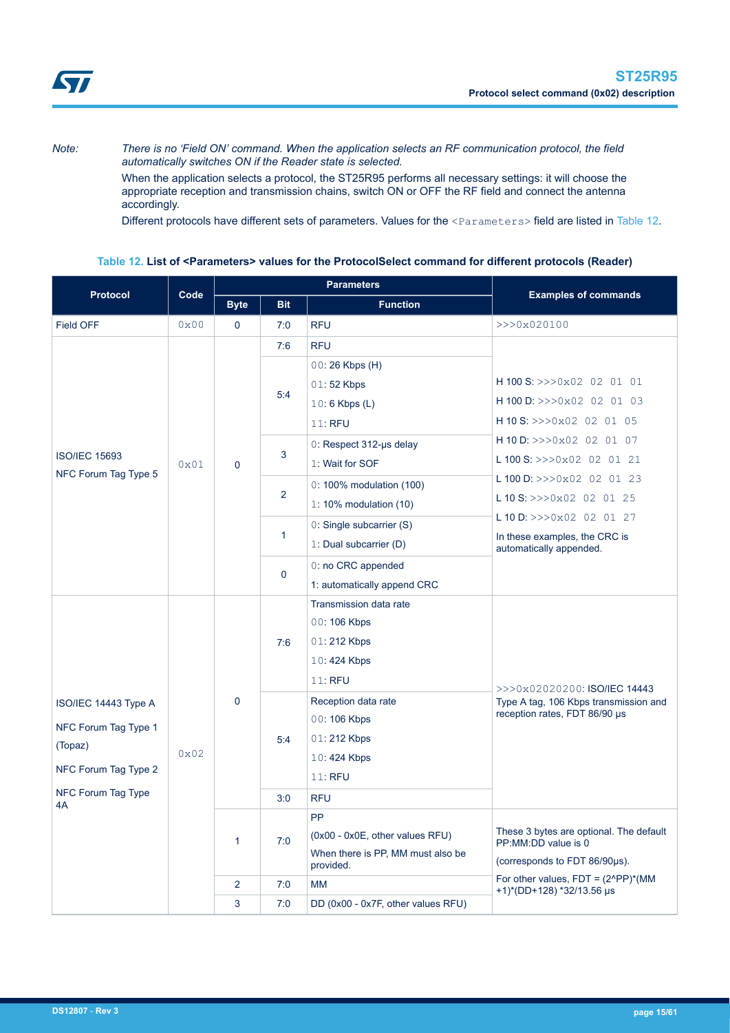*Note: There is no 'Field ON' command. When the application selects an RF communication protocol, the field automatically switches ON if the Reader state is selected.*

When the application selects a protocol, the ST25R95 performs all necessary settings: it will choose the appropriate reception and transmission chains, switch ON or OFF the RF field and connect the antenna accordingly.

Different protocols have different sets of parameters. Values for the `<Parameters>` field are listed in Table 12.

**Table 12. List of <Parameters> values for the ProtocolSelect command for different protocols (Reader)**

| Protocol | Code | Parameters | | | Examples of commands |
|---|---|---|---|---|---|
| | | Byte | Bit | Function | |
| Field OFF | 0x00 | 0 | 7:0 | RFU | >>>0x020100 |
| ISO/IEC 15693<br>NFC Forum Tag Type 5 | 0x01 | 0 | 7:6 | RFU | H 100 S: >>>0x02 02 01 01<br>H 100 D: >>>0x02 02 01 03<br>H 10 S: >>>0x02 02 01 05<br>H 10 D: >>>0x02 02 01 07<br>L 100 S: >>>0x02 02 01 21<br>L 100 D: >>>0x02 02 01 23<br>L 10 S: >>>0x02 02 01 25<br>L 10 D: >>>0x02 02 01 27<br>In these examples, the CRC is automatically appended. |
| | | | 5:4 | 00: 26 Kbps (H)<br>01: 52 Kbps<br>10: 6 Kbps (L)<br>11: RFU | |
| | | | 3 | 0: Respect 312-µs delay<br>1: Wait for SOF | |
| | | | 2 | 0: 100% modulation (100)<br>1: 10% modulation (10) | |
| | | | 1 | 0: Single subcarrier (S)<br>1: Dual subcarrier (D) | |
| | | | 0 | 0: no CRC appended<br>1: automatically append CRC | |
| ISO/IEC 14443 Type A<br>NFC Forum Tag Type 1 (Topaz)<br>NFC Forum Tag Type 2<br>NFC Forum Tag Type 4A | 0x02 | 0 | 7:6 | Transmission data rate<br>00: 106 Kbps<br>01: 212 Kbps<br>10: 424 Kbps<br>11: RFU | >>>0x02020200: ISO/IEC 14443 Type A tag, 106 Kbps transmission and reception rates, FDT 86/90 µs |
| | | | 5:4 | Reception data rate<br>00: 106 Kbps<br>01: 212 Kbps<br>10: 424 Kbps<br>11: RFU | |
| | | | 3:0 | RFU | |
| | | 1 | 7:0 | PP<br>(0x00 - 0x0E, other values RFU)<br>When there is PP, MM must also be provided. | These 3 bytes are optional. The default PP:MM:DD value is 0<br>(corresponds to FDT 86/90µs).<br>For other values, FDT = (2^PP)*(MM +1)*(DD+128) *32/13.56 µs |
| | | 2 | 7:0 | MM | |
| | | 3 | 7:0 | DD (0x00 - 0x7F, other values RFU) | |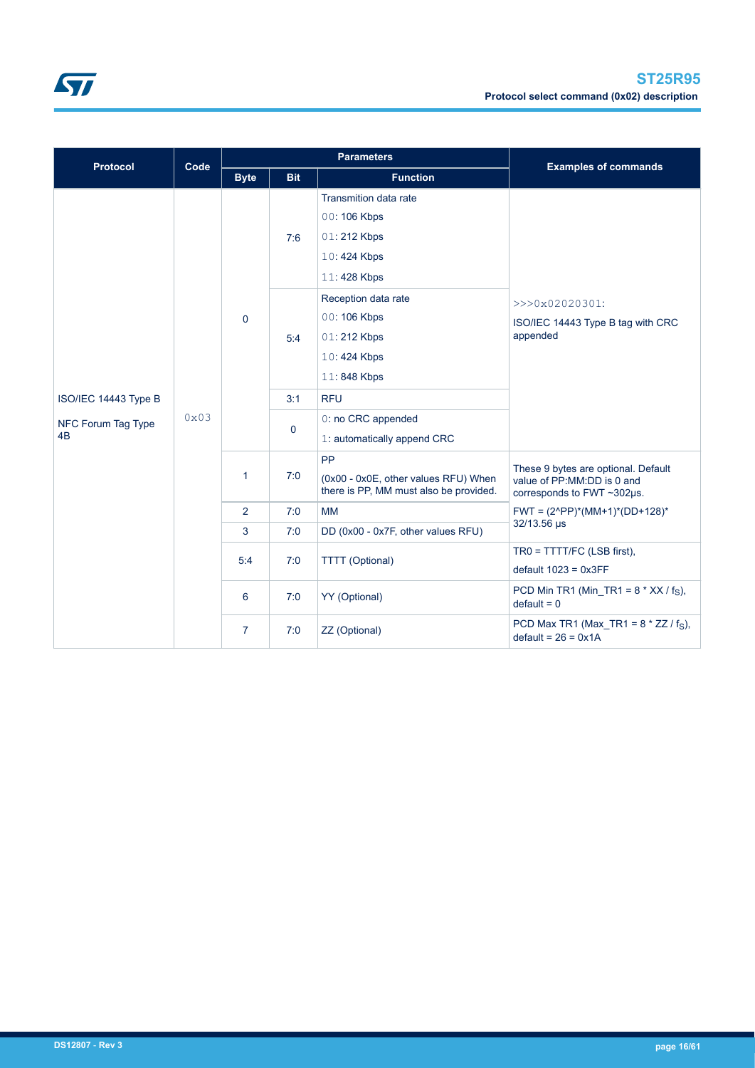| Protocol | Code | Parameters | | | Examples of commands |
|---|---|---|---|---|---|
| | | Byte | Bit | Function | |
| ISO/IEC 14443 Type B<br><br>NFC Forum Tag Type 4B | 0x03 | 0 | 7:6 | Transmition data rate<br>00: 106 Kbps<br>01: 212 Kbps<br>10: 424 Kbps<br>11: 428 Kbps | >>>0x02020301:<br>ISO/IEC 14443 Type B tag with CRC appended |
| | | | 5:4 | Reception data rate<br>00: 106 Kbps<br>01: 212 Kbps<br>10: 424 Kbps<br>11: 848 Kbps | |
| | | | 3:1 | RFU | |
| | | | 0 | 0: no CRC appended<br>1: automatically append CRC | |
| | | 1 | 7:0 | PP<br>(0x00 - 0x0E, other values RFU) When there is PP, MM must also be provided. | These 9 bytes are optional. Default value of PP:MM:DD is 0 and corresponds to FWT ~302µs.<br>FWT = (2^PP)*(MM+1)*(DD+128)* 32/13.56 µs |
| | | 2 | 7:0 | MM | |
| | | 3 | 7:0 | DD (0x00 - 0x7F, other values RFU) | |
| | | 5:4 | 7:0 | TTTT (Optional) | TR0 = TTTT/FC (LSB first),<br>default 1023 = 0x3FF |
| | | 6 | 7:0 | YY (Optional) | PCD Min TR1 (Min_TR1 = 8 * XX / $f_S$), default = 0 |
| | | 7 | 7:0 | ZZ (Optional) | PCD Max TR1 (Max_TR1 = 8 * ZZ / $f_S$), default = 26 = 0x1A |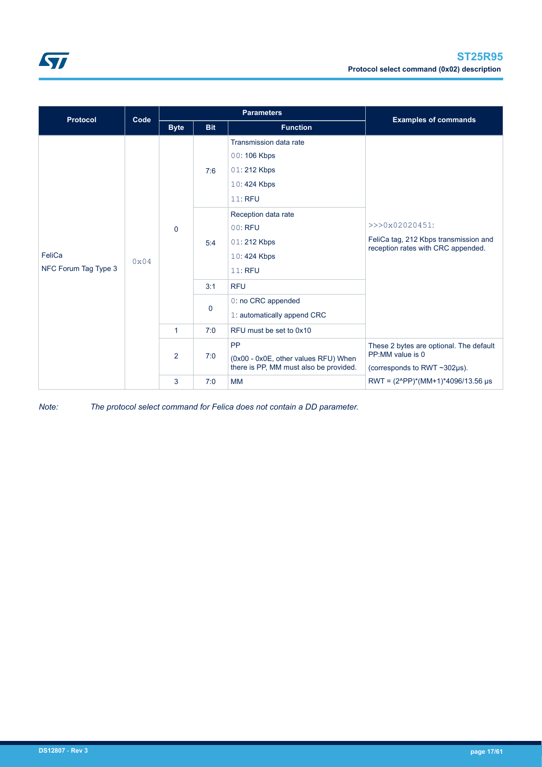| Protocol | Code | Parameters | | | Examples of commands |
|---|---|---|---|---|---|
| | | Byte | Bit | Function | |
| FeliCa<br>NFC Forum Tag Type 3 | 0x04 | 0 | 7:6 | Transmission data rate<br>00: 106 Kbps<br>01: 212 Kbps<br>10: 424 Kbps<br>11: RFU | >>>0x02020451:<br>FeliCa tag, 212 Kbps transmission and reception rates with CRC appended. |
| | | | 5:4 | Reception data rate<br>00: RFU<br>01: 212 Kbps<br>10: 424 Kbps<br>11: RFU | |
| | | | 3:1 | RFU | |
| | | | 0 | 0: no CRC appended<br>1: automatically append CRC | |
| | | 1 | 7:0 | RFU must be set to 0x10 | |
| | | 2 | 7:0 | PP<br>(0x00 - 0x0E, other values RFU) When there is PP, MM must also be provided. | These 2 bytes are optional. The default PP:MM value is 0<br>(corresponds to RWT ~302µs).<br>RWT = (2^PP)*(MM+1)*4096/13.56 µs |
| | | 3 | 7:0 | MM | |

*Note: The protocol select command for Felica does not contain a DD parameter.*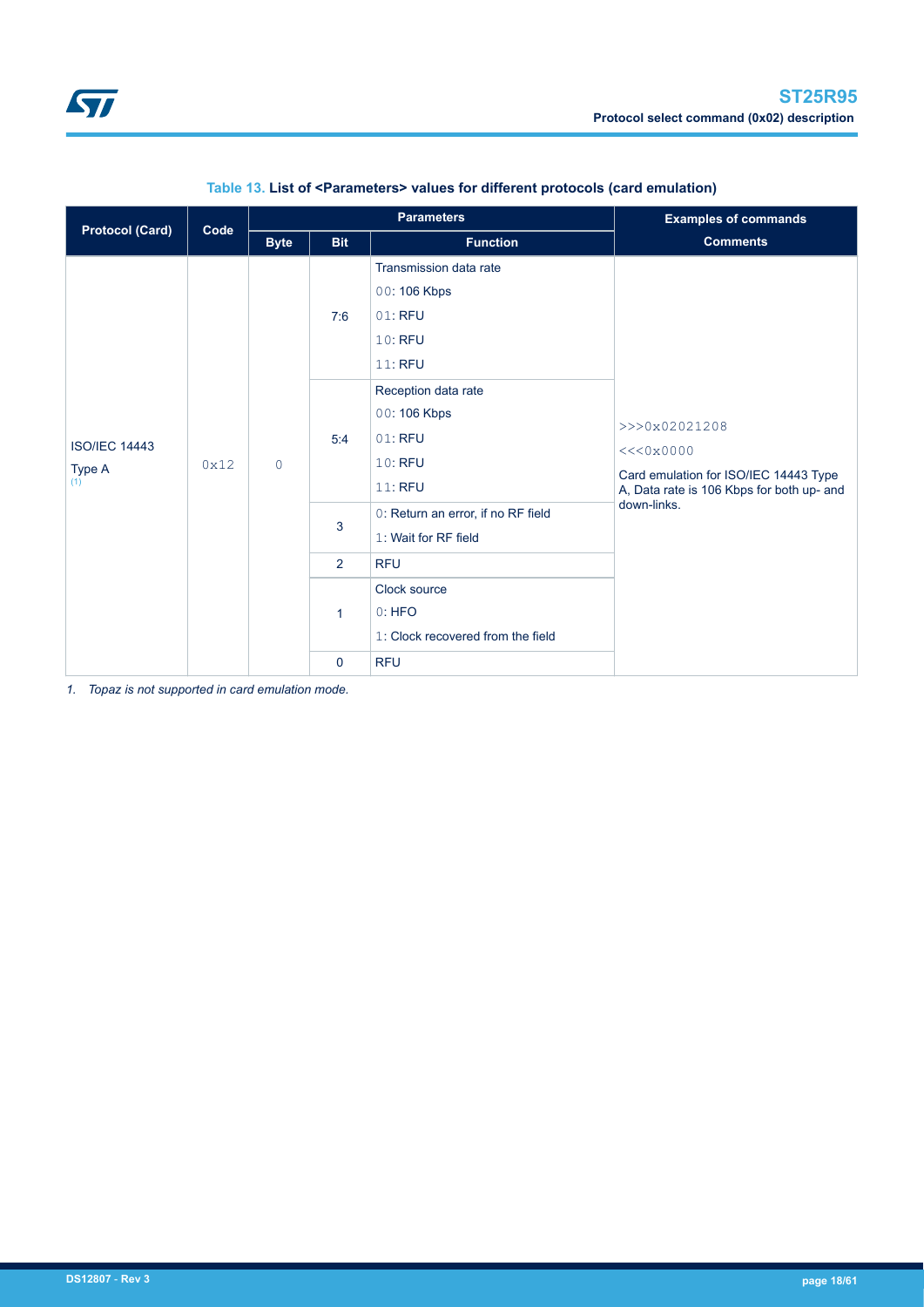Table 13. **List of <Parameters> values for different protocols (card emulation)**

| Protocol (Card) | Code | Parameters | | | Examples of commands |
|---|---|---|---|---|---|
| | | Byte | Bit | Function | Comments |
| ISO/IEC 14443 Type A [(1)] | 0x12 | 0 | 7:6 | Transmission data rate<br>00: 106 Kbps<br>01: RFU<br>10: RFU<br>11: RFU | >>>0x02021208<br><<<0x0000<br>Card emulation for ISO/IEC 14443 Type A, Data rate is 106 Kbps for both up- and down-links. |
| | | | 5:4 | Reception data rate<br>00: 106 Kbps<br>01: RFU<br>10: RFU<br>11: RFU | |
| | | | 3 | 0: Return an error, if no RF field<br>1: Wait for RF field | |
| | | | 2 | RFU | |
| | | | 1 | Clock source<br>0: HFO<br>1: Clock recovered from the field | |
| | | | 0 | RFU | |

*1. Topaz is not supported in card emulation mode.*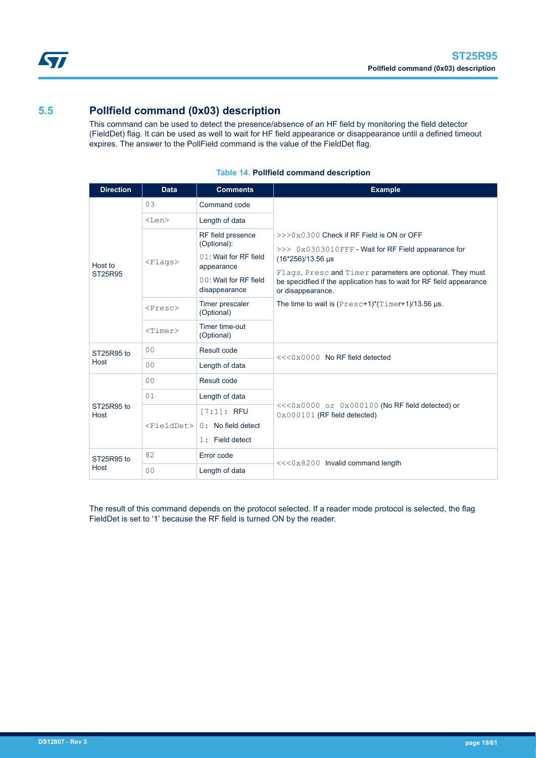## 5.5 Pollfield command (0x03) description

This command can be used to detect the presence/absence of an HF field by monitoring the field detector (FieldDet) flag. It can be used as well to wait for HF field appearance or disappearance until a defined timeout expires. The answer to the PollField command is the value of the FieldDet flag.

**Table 14. Pollfield command description**

| Direction | Data | Comments | Example |
|---|---|---|---|
| Host to ST25R95 | 03 | Command code | >>>0x0300 Check if RF Field is ON or OFF<br>>>> 0x0303010FFF - Wait for RF Field appearance for (16*256)/13.56 µs<br>Flags, Presc and Timer parameters are optional. They must be specidfied if the application has to wait for RF field appearance or disappearance.<br>The time to wait is (Presc+1)*(Timer+1)/13.56 µs. |
| | <Len> | Length of data | |
| | <Flags> | RF field presence (Optional):<br>01: Wait for RF field appearance<br>00: Wait for RF field disappearance | |
| | <Presc> | Timer prescaler (Optional) | |
| | <Timer> | Timer time-out (Optional) | |
| ST25R95 to Host | 00 | Result code | <<<0x0000 No RF field detected |
| | 00 | Length of data | |
| ST25R95 to Host | 00 | Result code | <<<0x0000 or 0x000100 (No RF field detected) or 0x000101 (RF field detected) |
| | 01 | Length of data | |
| | <FieldDet> | [7:1]: RFU<br>0: No field detect<br>1: Field detect | |
| ST25R95 to Host | 82 | Error code | <<<0x8200 Invalid command length |
| | 00 | Length of data | |

The result of this command depends on the protocol selected. If a reader mode protocol is selected, the flag FieldDet is set to '1' because the RF field is turned ON by the reader.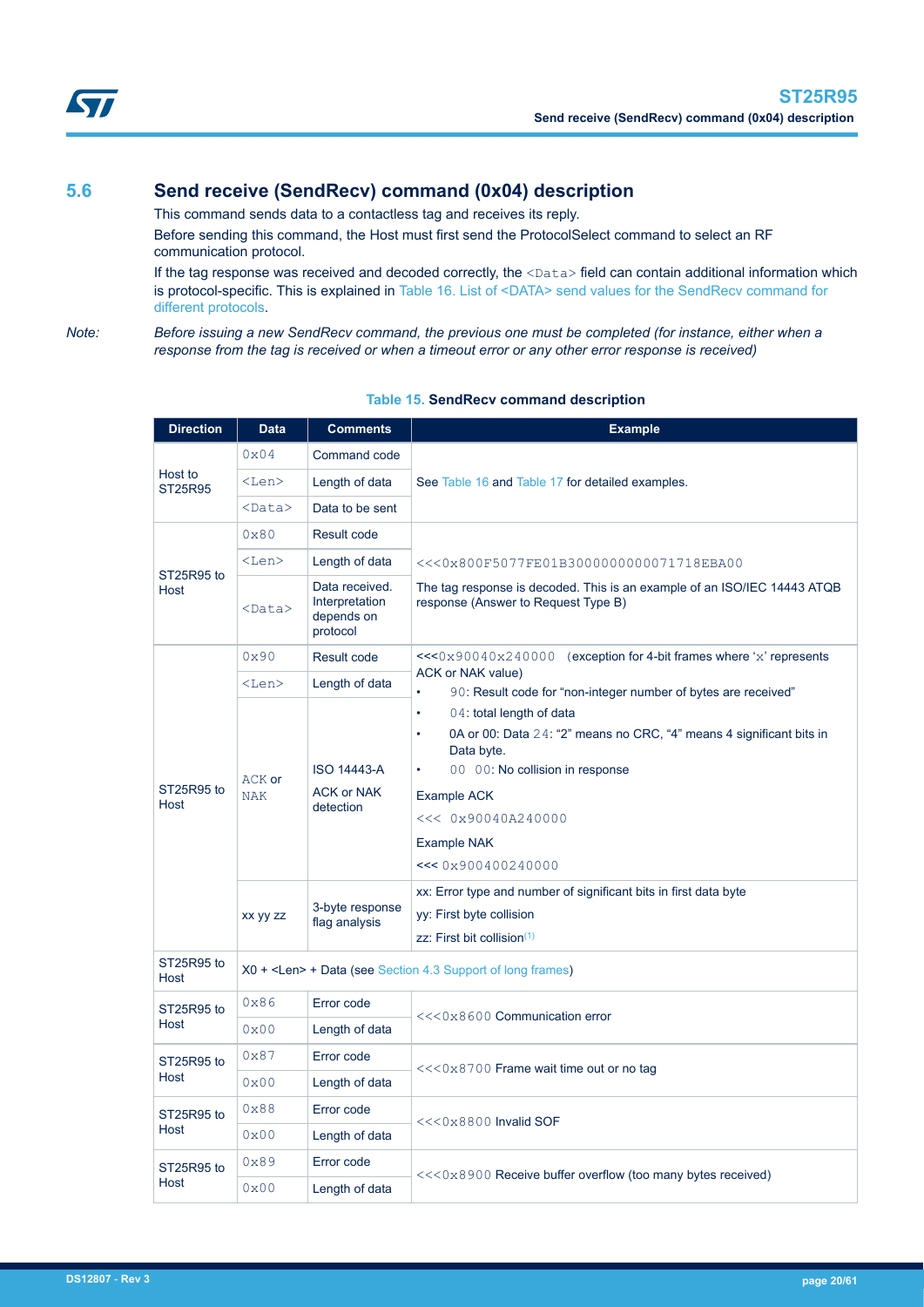## 5.6 Send receive (SendRecv) command (0x04) description

This command sends data to a contactless tag and receives its reply.

Before sending this command, the Host must first send the ProtocolSelect command to select an RF communication protocol.

If the tag response was received and decoded correctly, the `<Data>` field can contain additional information which is protocol-specific. This is explained in Table 16. List of <DATA> send values for the SendRecv command for different protocols.

*Note: Before issuing a new SendRecv command, the previous one must be completed (for instance, either when a response from the tag is received or when a timeout error or any other error response is received)*

**Table 15. SendRecv command description**

| Direction | Data | Comments | Example |
|---|---|---|---|
| Host to ST25R95 | 0x04 | Command code | See Table 16 and Table 17 for detailed examples. |
| | <Len> | Length of data | |
| | <Data> | Data to be sent | |
| ST25R95 to Host | 0x80 | Result code | <<<0x800F5077FE01B3000000000071718EBA00<br>The tag response is decoded. This is an example of an ISO/IEC 14443 ATQB response (Answer to Request Type B) |
| | <Len> | Length of data | |
| | <Data> | Data received. Interpretation depends on protocol | |
| ST25R95 to Host | 0x90 | Result code | <<<0x90040x240000 (exception for 4-bit frames where 'x' represents ACK or NAK value)<br>• 90: Result code for "non-integer number of bytes are received"<br>• 04: total length of data<br>• 0A or 00: Data 24: "2" means no CRC, "4" means 4 significant bits in Data byte.<br>• 00 00: No collision in response<br>Example ACK<br><<< 0x90040A240000<br>Example NAK<br><<< 0x900400240000 |
| | <Len> | Length of data | |
| | ACK or NAK | ISO 14443-A ACK or NAK detection | |
| | xx yy zz | 3-byte response flag analysis | xx: Error type and number of significant bits in first data byte<br>yy: First byte collision<br>zz: First bit collision[1] |
| ST25R95 to Host | X0 + <Len> + Data (see Section 4.3 Support of long frames) | | |
| ST25R95 to Host | 0x86 | Error code | <<<0x8600 Communication error |
| | 0x00 | Length of data | |
| ST25R95 to Host | 0x87 | Error code | <<<0x8700 Frame wait time out or no tag |
| | 0x00 | Length of data | |
| ST25R95 to Host | 0x88 | Error code | <<<0x8800 Invalid SOF |
| | 0x00 | Length of data | |
| ST25R95 to Host | 0x89 | Error code | <<<0x8900 Receive buffer overflow (too many bytes received) |
| | 0x00 | Length of data | |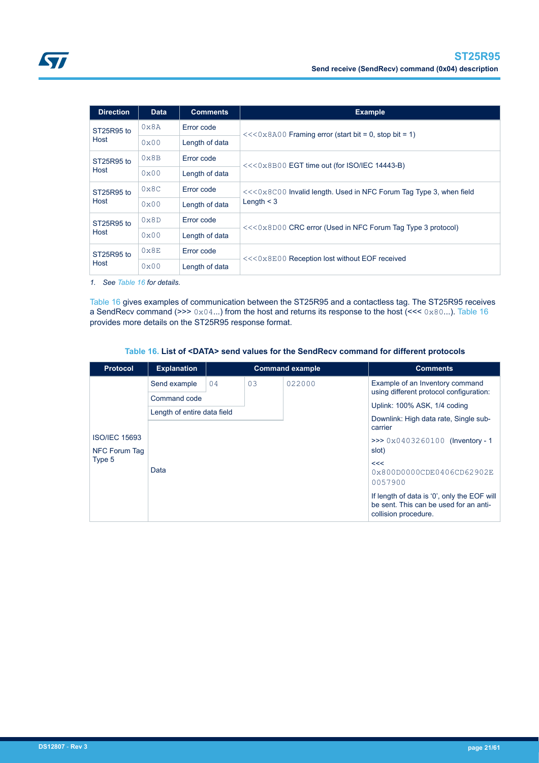| Direction | Data | Comments | Example |
|---|---|---|---|
| ST25R95 to Host | 0x8A | Error code | <<<0x8A00 Framing error (start bit = 0, stop bit = 1) |
| | 0x00 | Length of data | |
| ST25R95 to Host | 0x8B | Error code | <<<0x8B00 EGT time out (for ISO/IEC 14443-B) |
| | 0x00 | Length of data | |
| ST25R95 to Host | 0x8C | Error code | <<<0x8C00 Invalid length. Used in NFC Forum Tag Type 3, when field Length < 3 |
| | 0x00 | Length of data | |
| ST25R95 to Host | 0x8D | Error code | <<<0x8D00 CRC error (Used in NFC Forum Tag Type 3 protocol) |
| | 0x00 | Length of data | |
| ST25R95 to Host | 0x8E | Error code | <<<0x8E00 Reception lost without EOF received |
| | 0x00 | Length of data | |

*1. See Table 16 for details.*

Table 16 gives examples of communication between the ST25R95 and a contactless tag. The ST25R95 receives a SendRecv command (>>> 0x04...) from the host and returns its response to the host (<<< 0x80...). Table 16 provides more details on the ST25R95 response format.

**Table 16. List of <DATA> send values for the SendRecv command for different protocols**

| Protocol | Explanation | Command example | | | Comments |
|---|---|---|---|---|---|
| ISO/IEC 15693<br>NFC Forum Tag Type 5 | Send example | 04 | 03 | 022000 | Example of an Inventory command using different protocol configuration:<br>Uplink: 100% ASK, 1/4 coding<br>Downlink: High data rate, Single sub-carrier<br>>>> 0x0403260100 (Inventory - 1 slot)<br><<< 0x800D0000CDE0406CD62902E0057900<br>If length of data is '0', only the EOF will be sent. This can be used for an anti-collision procedure. |
| | Command code | | | | |
| | Length of entire data field | | | | |
| | Data | | | | |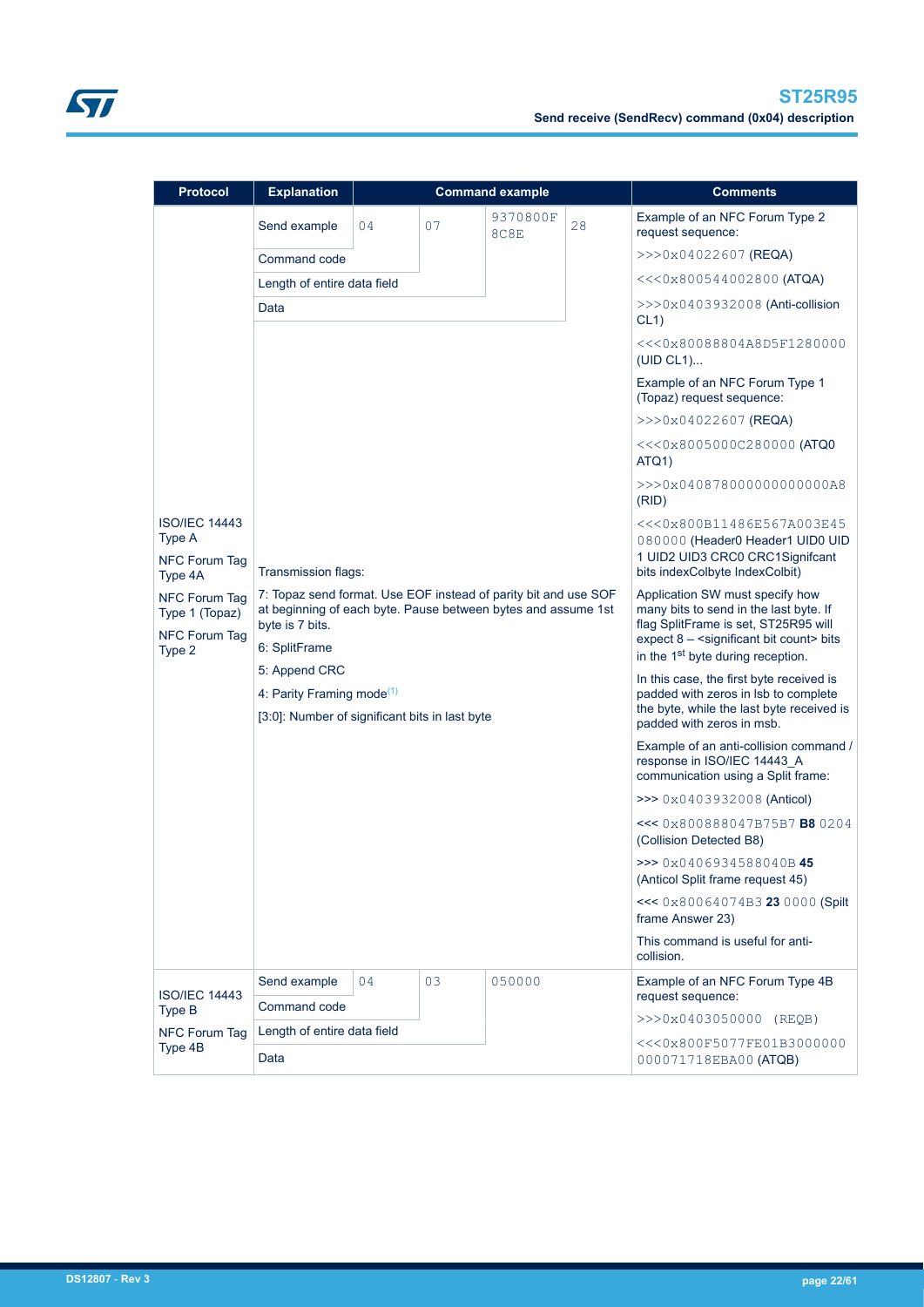| Protocol | Explanation | Command example | | | | Comments |
|---|---|---|---|---|---|---|
| ISO/IEC 14443 Type A<br>NFC Forum Tag Type 4A<br>NFC Forum Tag Type 1 (Topaz)<br>NFC Forum Tag Type 2 | Send example | 04 | 07 | 9370800F 8C8E | 28 | Example of an NFC Forum Type 2 request sequence:<br>>>>0x04022607 (REQA)<br><<<0x800544002800 (ATQA)<br>>>>0x0403932008 (Anti-collision CL1)<br><<<0x80088804A8D5F1280000 (UID CL1)...<br>Example of an NFC Forum Type 1 (Topaz) request sequence:<br>>>>0x04022607 (REQA)<br><<<0x8005000C280000 (ATQ0 ATQ1)<br>>>>0x040878000000000000A8 (RID)<br><<<0x800B11486E567A003E45080000 (Header0 Header1 UID0 UID 1 UID2 UID3 CRC0 CRC1Signifcant bits indexColbyte IndexColbit)<br>Application SW must specify how many bits to send in the last byte. If flag SplitFrame is set, ST25R95 will expect 8 – <significant bit count> bits in the 1st byte during reception.<br>In this case, the first byte received is padded with zeros in lsb to complete the byte, while the last byte received is padded with zeros in msb.<br>Example of an anti-collision command / response in ISO/IEC 14443_A communication using a Split frame:<br>>>> 0x0403932008 (Anticol)<br><<< 0x800888047B75B7 **B8** 0204 (Collision Detected B8)<br>>>> 0x0406934588040B **45** (Anticol Split frame request 45)<br><<< 0x80064074B3 **23** 0000 (Spilt frame Answer 23)<br>This command is useful for anti-collision. |
| | Command code | | | | | |
| | Length of entire data field | | | | | |
| | Data | | | | | |
| | Transmission flags:<br>7: Topaz send format. Use EOF instead of parity bit and use SOF at beginning of each byte. Pause between bytes and assume 1st byte is 7 bits.<br>6: SplitFrame<br>5: Append CRC<br>4: Parity Framing mode(1)<br>[3:0]: Number of significant bits in last byte | | | | | |
| ISO/IEC 14443 Type B<br>NFC Forum Tag Type 4B | Send example | 04 | 03 | 050000 | | Example of an NFC Forum Type 4B request sequence:<br>>>>0x0403050000 (REQB)<br><<<0x800F5077FE01B3000000000071718EBA00 (ATQB) |
| | Command code | | | | | |
| | Length of entire data field | | | | | |
| | Data | | | | | |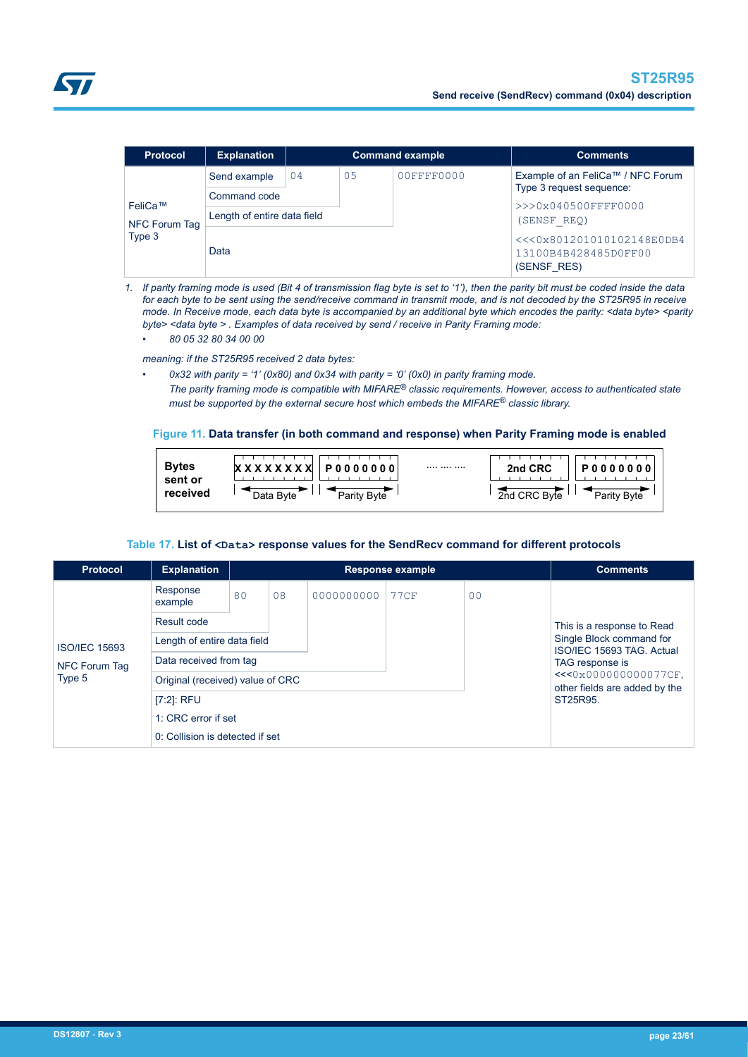| Protocol | Explanation | Command example | | | Comments |
|---|---|---|---|---|---|
| FeliCa™ NFC Forum Tag Type 3 | Send example | 04 | 05 | 00FFFF0000 | Example of an FeliCa™ / NFC Forum Type 3 request sequence: >>>0x040500FFFF0000 (SENSF_REQ) <<<0x80120101010 2148E0DB413100B4B428485D0FF00 (SENSF_RES) |
| | Command code | | | | |
| | Length of entire data field | | | | |
| | Data | | | | |

1. *If parity framing mode is used (Bit 4 of transmission flag byte is set to '1'), then the parity bit must be coded inside the data for each byte to be sent using the send/receive command in transmit mode, and is not decoded by the ST25R95 in receive mode. In Receive mode, each data byte is accompanied by an additional byte which encodes the parity: <data byte> <parity byte> <data byte > . Examples of data received by send / receive in Parity Framing mode:*
   - *80 05 32 80 34 00 00*

   *meaning: if the ST25R95 received 2 data bytes:*
   - *0x32 with parity = '1' (0x80) and 0x34 with parity = '0' (0x0) in parity framing mode.*
     *The parity framing mode is compatible with MIFARE® classic requirements. However, access to authenticated state must be supported by the external secure host which embeds the MIFARE® classic library.*

**Figure 11. Data transfer (in both command and response) when Parity Framing mode is enabled**

| Bytes sent or received | XXXXXXXX | P0000000 | .... .... .... | 2nd CRC | P0000000 |
|---|---|---|---|---|---|
| | Data Byte | Parity Byte | | 2nd CRC Byte | Parity Byte |

**Table 17. List of `<Data>` response values for the SendRecv command for different protocols**

| Protocol | Explanation | Response example | | | | | Comments |
|---|---|---|---|---|---|---|---|
| ISO/IEC 15693 NFC Forum Tag Type 5 | Response example | 80 | 08 | 0000000000 | 77CF | 00 | This is a response to Read Single Block command for ISO/IEC 15693 TAG. Actual TAG response is <<<0x000000000077CF, other fields are added by the ST25R95. |
| | Result code | | | | | | |
| | Length of entire data field | | | | | | |
| | Data received from tag | | | | | | |
| | Original (received) value of CRC | | | | | | |
| | [7:2]: RFU | | | | | | |
| | 1: CRC error if set | | | | | | |
| | 0: Collision is detected if set | | | | | | |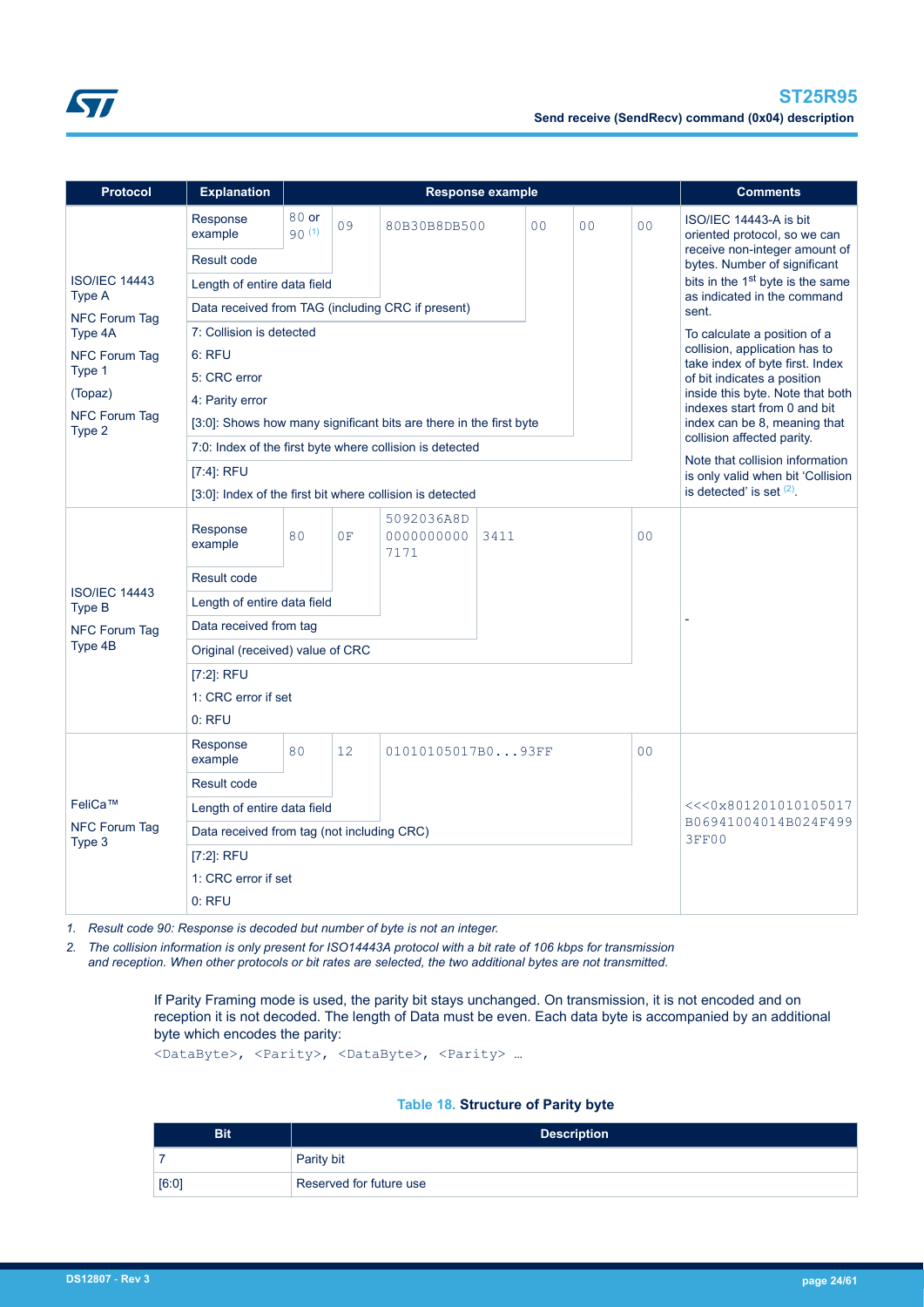| Protocol | Explanation | Response example | | | | | | Comments |
|---|---|---|---|---|---|---|---|---|
| ISO/IEC 14443 Type A<br>NFC Forum Tag Type 4A<br>NFC Forum Tag Type 1<br>(Topaz)<br>NFC Forum Tag Type 2 | Response example | 80 or 90 (1) | 09 | 80B30B8DB500 | 00 | 00 | 00 | ISO/IEC 14443-A is bit oriented protocol, so we can receive non-integer amount of bytes. Number of significant bits in the 1st byte is the same as indicated in the command sent.<br>To calculate a position of a collision, application has to take index of byte first. Index of bit indicates a position inside this byte. Note that both indexes start from 0 and bit index can be 8, meaning that collision affected parity.<br>Note that collision information is only valid when bit 'Collision is detected' is set (2). |
| | Result code | | | | | | | |
| | Length of entire data field | | | | | | | |
| | Data received from TAG (including CRC if present) | | | | | | | |
| | 7: Collision is detected<br>6: RFU<br>5: CRC error<br>4: Parity error<br>[3:0]: Shows how many significant bits are there in the first byte | | | | | | | |
| | 7:0: Index of the first byte where collision is detected | | | | | | | |
| | [7:4]: RFU<br>[3:0]: Index of the first bit where collision is detected | | | | | | | |
| ISO/IEC 14443 Type B<br>NFC Forum Tag Type 4B | Response example | 80 | 0F | 5092036A8D 0000000000 7171 | 3411 | | 00 | - |
| | Result code | | | | | | | |
| | Length of entire data field | | | | | | | |
| | Data received from tag | | | | | | | |
| | Original (received) value of CRC | | | | | | | |
| | [7:2]: RFU<br>1: CRC error if set<br>0: RFU | | | | | | | |
| FeliCa™<br>NFC Forum Tag Type 3 | Response example | 80 | 12 | 01010105017B0...93FF | | | 00 | <<<0x801201010105017B06941004014B024F4993FF00 |
| | Result code | | | | | | | |
| | Length of entire data field | | | | | | | |
| | Data received from tag (not including CRC) | | | | | | | |
| | [7:2]: RFU<br>1: CRC error if set<br>0: RFU | | | | | | | |

1. *Result code 90: Response is decoded but number of byte is not an integer.*
2. *The collision information is only present for ISO14443A protocol with a bit rate of 106 kbps for transmission and reception. When other protocols or bit rates are selected, the two additional bytes are not transmitted.*

If Parity Framing mode is used, the parity bit stays unchanged. On transmission, it is not encoded and on reception it is not decoded. The length of Data must be even. Each data byte is accompanied by an additional byte which encodes the parity:

`<DataByte>, <Parity>, <DataByte>, <Parity> …`

**Table 18. Structure of Parity byte**

| Bit | Description |
|---|---|
| 7 | Parity bit |
| [6:0] | Reserved for future use |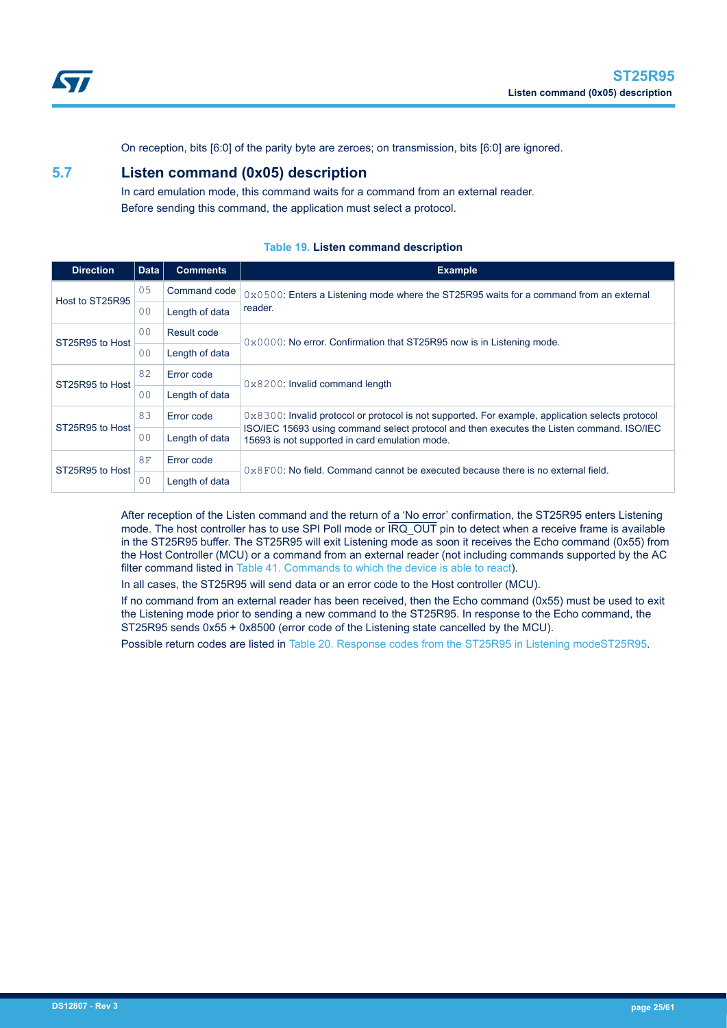On reception, bits [6:0] of the parity byte are zeroes; on transmission, bits [6:0] are ignored.

## 5.7 Listen command (0x05) description

In card emulation mode, this command waits for a command from an external reader.

Before sending this command, the application must select a protocol.

**Table 19. Listen command description**

| Direction | Data | Comments | Example |
|---|---|---|---|
| Host to ST25R95 | 05 | Command code | 0x0500: Enters a Listening mode where the ST25R95 waits for a command from an external reader. |
| | 00 | Length of data | |
| ST25R95 to Host | 00 | Result code | 0x0000: No error. Confirmation that ST25R95 now is in Listening mode. |
| | 00 | Length of data | |
| ST25R95 to Host | 82 | Error code | 0x8200: Invalid command length |
| | 00 | Length of data | |
| ST25R95 to Host | 83 | Error code | 0x8300: Invalid protocol or protocol is not supported. For example, application selects protocol ISO/IEC 15693 using command select protocol and then executes the Listen command. ISO/IEC 15693 is not supported in card emulation mode. |
| | 00 | Length of data | |
| ST25R95 to Host | 8F | Error code | 0x8F00: No field. Command cannot be executed because there is no external field. |
| | 00 | Length of data | |

After reception of the Listen command and the return of a 'No error' confirmation, the ST25R95 enters Listening mode. The host controller has to use SPI Poll mode or $\overline{\text{IRQ\_OUT}}$ pin to detect when a receive frame is available in the ST25R95 buffer. The ST25R95 will exit Listening mode as soon it receives the Echo command (0x55) from the Host Controller (MCU) or a command from an external reader (not including commands supported by the AC filter command listed in Table 41. Commands to which the device is able to react).

In all cases, the ST25R95 will send data or an error code to the Host controller (MCU).

If no command from an external reader has been received, then the Echo command (0x55) must be used to exit the Listening mode prior to sending a new command to the ST25R95. In response to the Echo command, the ST25R95 sends 0x55 + 0x8500 (error code of the Listening state cancelled by the MCU).

Possible return codes are listed in Table 20. Response codes from the ST25R95 in Listening modeST25R95.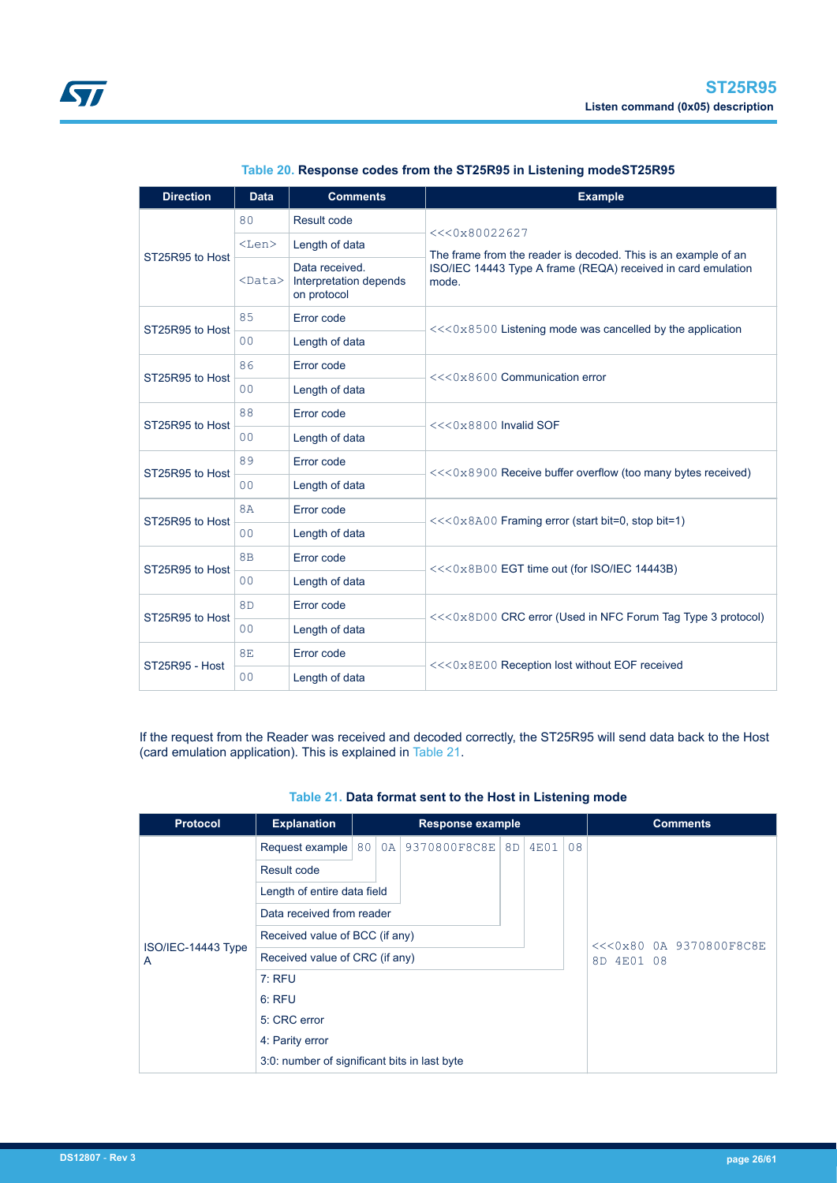Table 20. Response codes from the ST25R95 in Listening modeST25R95

| Direction | Data | Comments | Example |
| --- | --- | --- | --- |
| ST25R95 to Host | 80 | Result code | <<<0x80022627<br>The frame from the reader is decoded. This is an example of an ISO/IEC 14443 Type A frame (REQA) received in card emulation mode. |
| | <Len> | Length of data | |
| | <Data> | Data received. Interpretation depends on protocol | |
| ST25R95 to Host | 85 | Error code | <<<0x8500 Listening mode was cancelled by the application |
| | 00 | Length of data | |
| ST25R95 to Host | 86 | Error code | <<<0x8600 Communication error |
| | 00 | Length of data | |
| ST25R95 to Host | 88 | Error code | <<<0x8800 Invalid SOF |
| | 00 | Length of data | |
| ST25R95 to Host | 89 | Error code | <<<0x8900 Receive buffer overflow (too many bytes received) |
| | 00 | Length of data | |
| ST25R95 to Host | 8A | Error code | <<<0x8A00 Framing error (start bit=0, stop bit=1) |
| | 00 | Length of data | |
| ST25R95 to Host | 8B | Error code | <<<0x8B00 EGT time out (for ISO/IEC 14443B) |
| | 00 | Length of data | |
| ST25R95 to Host | 8D | Error code | <<<0x8D00 CRC error (Used in NFC Forum Tag Type 3 protocol) |
| | 00 | Length of data | |
| ST25R95 - Host | 8E | Error code | <<<0x8E00 Reception lost without EOF received |
| | 00 | Length of data | |

If the request from the Reader was received and decoded correctly, the ST25R95 will send data back to the Host (card emulation application). This is explained in Table 21.

Table 21. Data format sent to the Host in Listening mode

| Protocol | Explanation | Response example | | | | | | Comments |
| --- | --- | --- | --- | --- | --- | --- | --- | --- |
| ISO/IEC-14443 Type A | Request example | 80 | 0A | 9370800F8C8E | 8D | 4E01 | 08 | <<<0x80 0A 9370800F8C8E 8D 4E01 08 |
| | Result code | | | | | | | |
| | Length of entire data field | | | | | | | |
| | Data received from reader | | | | | | | |
| | Received value of BCC (if any) | | | | | | | |
| | Received value of CRC (if any) | | | | | | | |
| | 7: RFU | | | | | | | |
| | 6: RFU | | | | | | | |
| | 5: CRC error | | | | | | | |
| | 4: Parity error | | | | | | | |
| | 3:0: number of significant bits in last byte | | | | | | | |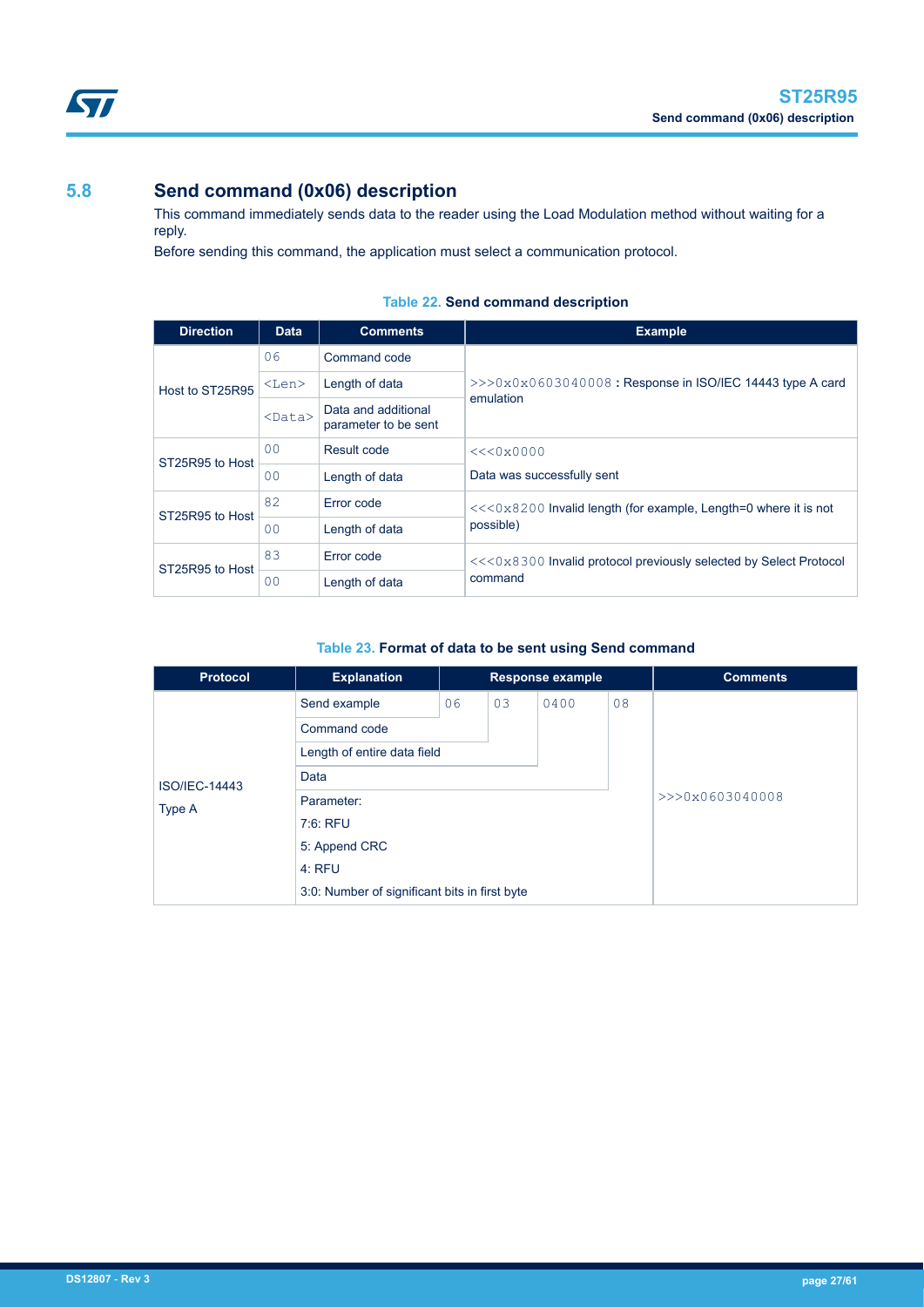## 5.8 Send command (0x06) description

This command immediately sends data to the reader using the Load Modulation method without waiting for a reply.

Before sending this command, the application must select a communication protocol.

**Table 22. Send command description**

| Direction | Data | Comments | Example |
|---|---|---|---|
| Host to ST25R95 | 06 | Command code | >>>0x0x0603040008 **:** Response in ISO/IEC 14443 type A card emulation |
| | <Len> | Length of data | |
| | <Data> | Data and additional parameter to be sent | |
| ST25R95 to Host | 00 | Result code | <<<0x0000<br>Data was successfully sent |
| | 00 | Length of data | |
| ST25R95 to Host | 82 | Error code | <<<0x8200 Invalid length (for example, Length=0 where it is not possible) |
| | 00 | Length of data | |
| ST25R95 to Host | 83 | Error code | <<<0x8300 Invalid protocol previously selected by Select Protocol command |
| | 00 | Length of data | |

**Table 23. Format of data to be sent using Send command**

| Protocol | Explanation | Response example | | | | Comments |
|---|---|---|---|---|---|---|
| ISO/IEC-14443 Type A | Send example | 06 | 03 | 0400 | 08 | >>>0x0603040008 |
| | Command code | | | | | |
| | Length of entire data field | | | | | |
| | Data | | | | | |
| | Parameter:<br>7:6: RFU<br>5: Append CRC<br>4: RFU<br>3:0: Number of significant bits in first byte | | | | | |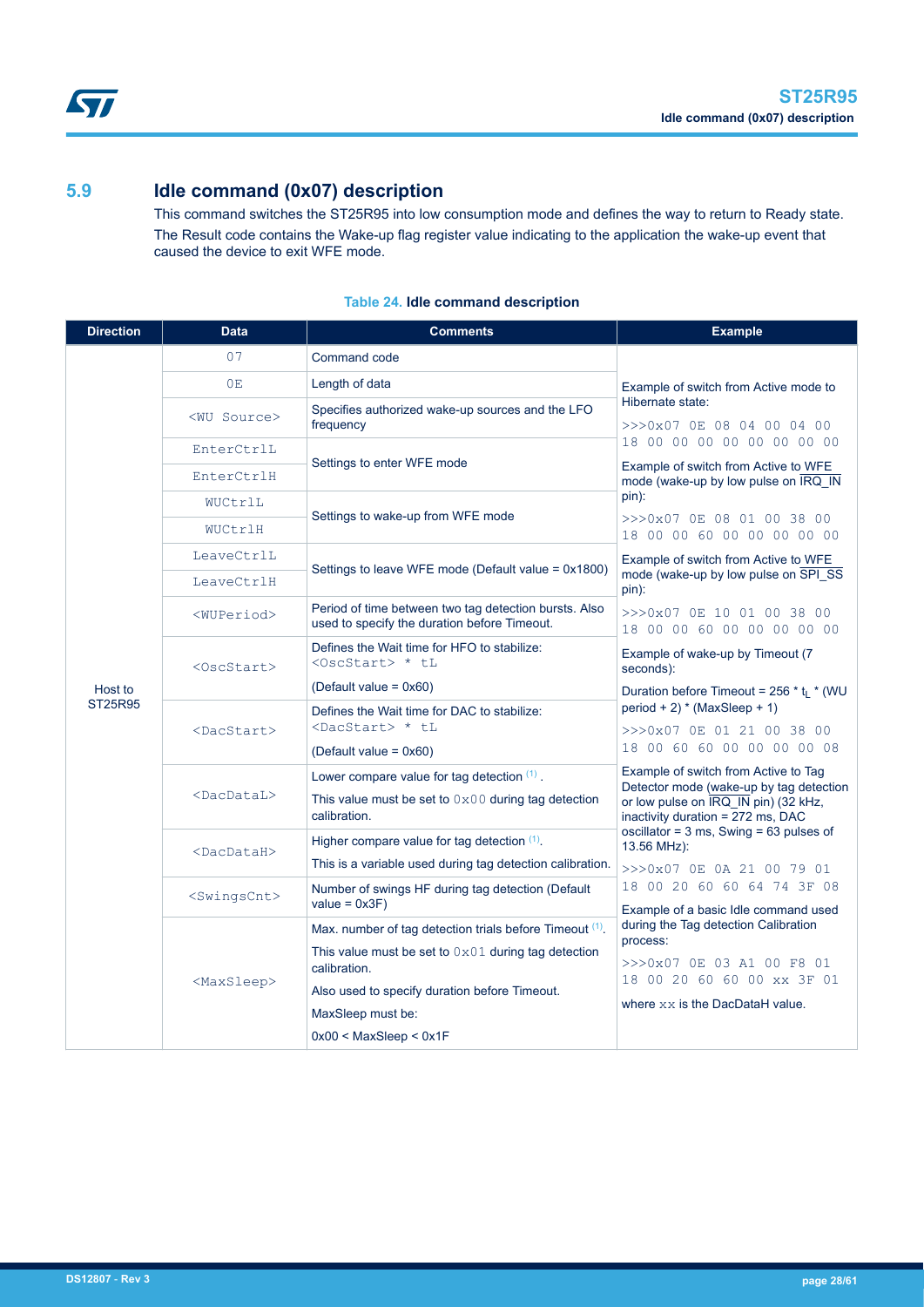## 5.9 Idle command (0x07) description

This command switches the ST25R95 into low consumption mode and defines the way to return to Ready state.

The Result code contains the Wake-up flag register value indicating to the application the wake-up event that caused the device to exit WFE mode.

**Table 24. Idle command description**

| Direction | Data | Comments | Example |
|---|---|---|---|
| Host to ST25R95 | 07 | Command code | Example of switch from Active mode to Hibernate state:<br>`>>>0x07 0E 08 04 00 04 00 18 00 00 00 00 00 00 00`<br><br>Example of switch from Active to WFE mode (wake-up by low pulse on IRQ_IN pin):<br>`>>>0x07 0E 08 01 00 38 00 18 00 00 60 00 00 00 00 00`<br><br>Example of switch from Active to WFE mode (wake-up by low pulse on SPI_SS pin):<br>`>>>0x07 0E 10 01 00 38 00 18 00 00 60 00 00 00 00 00`<br><br>Example of wake-up by Timeout (7 seconds):<br>Duration before Timeout = 256 * $t_L$ * (WU period + 2) * (MaxSleep + 1)<br>`>>>0x07 0E 01 21 00 38 00 18 00 60 60 00 00 00 00 08`<br><br>Example of switch from Active to Tag Detector mode (wake-up by tag detection or low pulse on IRQ_IN pin) (32 kHz, inactivity duration = 272 ms, DAC oscillator = 3 ms, Swing = 63 pulses of 13.56 MHz):<br>`>>>0x07 0E 0A 21 00 79 01 18 00 20 60 60 64 74 3F 08`<br><br>Example of a basic Idle command used during the Tag detection Calibration process:<br>`>>>0x07 0E 03 A1 00 F8 01 18 00 20 60 60 00 xx 3F 01`<br>where `xx` is the DacDataH value. |
| | 0E | Length of data | |
| | <WU Source> | Specifies authorized wake-up sources and the LFO frequency | |
| | EnterCtrlL | Settings to enter WFE mode | |
| | EnterCtrlH | | |
| | WUCtrlL | Settings to wake-up from WFE mode | |
| | WUCtrlH | | |
| | LeaveCtrlL | Settings to leave WFE mode (Default value = 0x1800) | |
| | LeaveCtrlH | | |
| | <WUPeriod> | Period of time between two tag detection bursts. Also used to specify the duration before Timeout. | |
| | <OscStart> | Defines the Wait time for HFO to stabilize: `<OscStart> * tL`<br>(Default value = 0x60) | |
| | <DacStart> | Defines the Wait time for DAC to stabilize: `<DacStart> * tL`<br>(Default value = 0x60) | |
| | <DacDataL> | Lower compare value for tag detection (1).<br>This value must be set to `0x00` during tag detection calibration. | |
| | <DacDataH> | Higher compare value for tag detection (1).<br>This is a variable used during tag detection calibration. | |
| | <SwingsCnt> | Number of swings HF during tag detection (Default value = 0x3F) | |
| | <MaxSleep> | Max. number of tag detection trials before Timeout (1).<br>This value must be set to `0x01` during tag detection calibration.<br>Also used to specify duration before Timeout.<br>MaxSleep must be:<br>0x00 < MaxSleep < 0x1F | |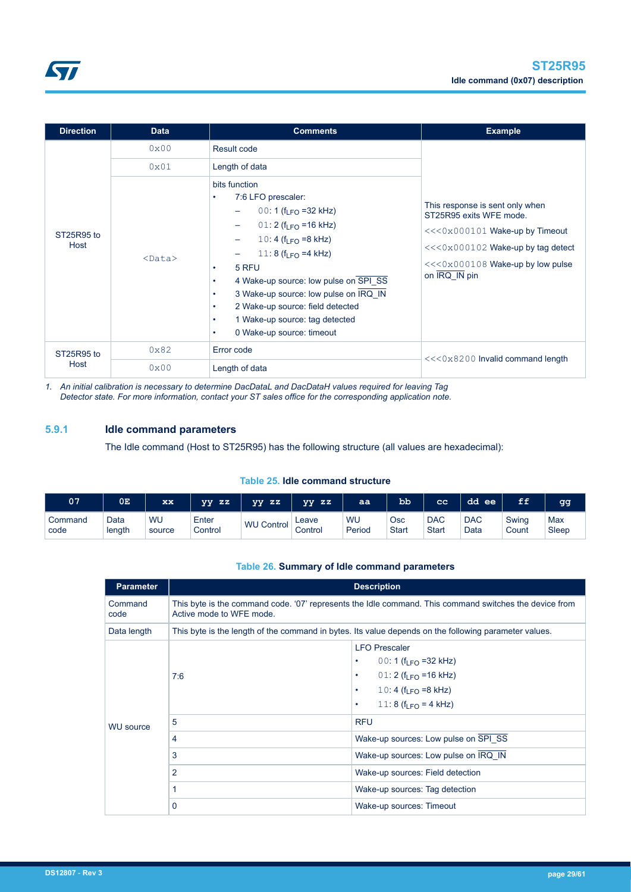| Direction | Data | Comments | Example |
|---|---|---|---|
| ST25R95 to Host | 0x00 | Result code | This response is sent only when ST25R95 exits WFE mode.<br><<<0x000101 Wake-up by Timeout<br><<<0x000102 Wake-up by tag detect<br><<<0x000108 Wake-up by low pulse on IRQ_IN pin |
| | 0x01 | Length of data | |
| | <Data> | bits function<br>• 7:6 LFO prescaler:<br>– 00: 1 ($f_{LFO}$ =32 kHz)<br>– 01: 2 ($f_{LFO}$ =16 kHz)<br>– 10: 4 ($f_{LFO}$ =8 kHz)<br>– 11: 8 ($f_{LFO}$ =4 kHz)<br>• 5 RFU<br>• 4 Wake-up source: low pulse on SPI_SS<br>• 3 Wake-up source: low pulse on IRQ_IN<br>• 2 Wake-up source: field detected<br>• 1 Wake-up source: tag detected<br>• 0 Wake-up source: timeout | |
| ST25R95 to Host | 0x82 | Error code | <<<0x8200 Invalid command length |
| | 0x00 | Length of data | |

1. *An initial calibration is necessary to determine DacDataL and DacDataH values required for leaving Tag Detector state. For more information, contact your ST sales office for the corresponding application note.*

### 5.9.1 Idle command parameters

The Idle command (Host to ST25R95) has the following structure (all values are hexadecimal):

**Table 25. Idle command structure**

| 07 | 0E | xx | yy zz | yy zz | yy zz | aa | bb | cc | dd ee | ff | gg |
|---|---|---|---|---|---|---|---|---|---|---|---|
| Command code | Data length | WU source | Enter Control | WU Control | Leave Control | WU Period | Osc Start | DAC Start | DAC Data | Swing Count | Max Sleep |

**Table 26. Summary of Idle command parameters**

| Parameter | Description | |
|---|---|---|
| Command code | This byte is the command code. '07' represents the Idle command. This command switches the device from Active mode to WFE mode. | |
| Data length | This byte is the length of the command in bytes. Its value depends on the following parameter values. | |
| WU source | 7:6 | LFO Prescaler<br>• 00: 1 ($f_{LFO}$ =32 kHz)<br>• 01: 2 ($f_{LFO}$ =16 kHz)<br>• 10: 4 ($f_{LFO}$ =8 kHz)<br>• 11: 8 ($f_{LFO}$ = 4 kHz) |
| | 5 | RFU |
| | 4 | Wake-up sources: Low pulse on SPI_SS |
| | 3 | Wake-up sources: Low pulse on IRQ_IN |
| | 2 | Wake-up sources: Field detection |
| | 1 | Wake-up sources: Tag detection |
| | 0 | Wake-up sources: Timeout |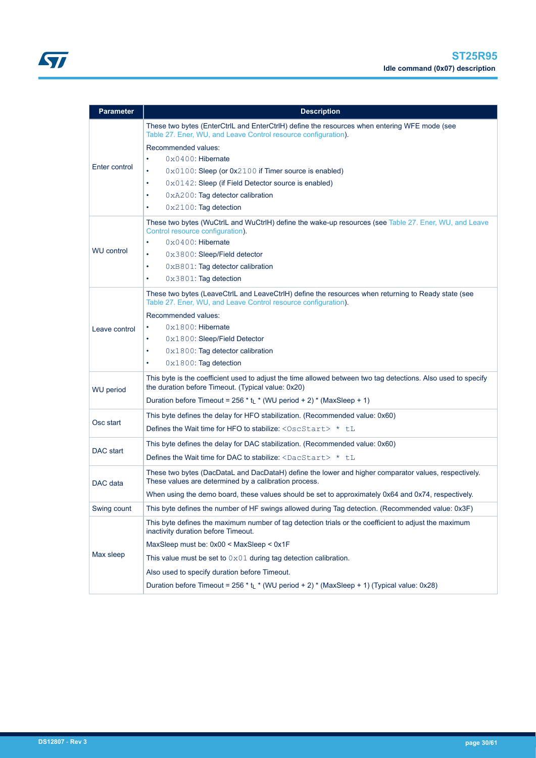| Parameter | Description |
|---|---|
| Enter control | These two bytes (EnterCtrlL and EnterCtrlH) define the resources when entering WFE mode (see Table 27. Ener, WU, and Leave Control resource configuration).<br><br>Recommended values:<br>• 0x0400: Hibernate<br>• 0x0100: Sleep (or 0x2100 if Timer source is enabled)<br>• 0x0142: Sleep (if Field Detector source is enabled)<br>• 0xA200: Tag detector calibration<br>• 0x2100: Tag detection |
| WU control | These two bytes (WuCtrlL and WuCtrlH) define the wake-up resources (see Table 27. Ener, WU, and Leave Control resource configuration).<br>• 0x0400: Hibernate<br>• 0x3800: Sleep/Field detector<br>• 0xB801: Tag detector calibration<br>• 0x3801: Tag detection |
| Leave control | These two bytes (LeaveCtrlL and LeaveCtrlH) define the resources when returning to Ready state (see Table 27. Ener, WU, and Leave Control resource configuration).<br><br>Recommended values:<br>• 0x1800: Hibernate<br>• 0x1800: Sleep/Field Detector<br>• 0x1800: Tag detector calibration<br>• 0x1800: Tag detection |
| WU period | This byte is the coefficient used to adjust the time allowed between two tag detections. Also used to specify the duration before Timeout. (Typical value: 0x20)<br><br>Duration before Timeout = 256 * $t_L$ * (WU period + 2) * (MaxSleep + 1) |
| Osc start | This byte defines the delay for HFO stabilization. (Recommended value: 0x60)<br><br>Defines the Wait time for HFO to stabilize: <OscStart> * tL |
| DAC start | This byte defines the delay for DAC stabilization. (Recommended value: 0x60)<br><br>Defines the Wait time for DAC to stabilize: <DacStart> * tL |
| DAC data | These two bytes (DacDataL and DacDataH) define the lower and higher comparator values, respectively. These values are determined by a calibration process.<br><br>When using the demo board, these values should be set to approximately 0x64 and 0x74, respectively. |
| Swing count | This byte defines the number of HF swings allowed during Tag detection. (Recommended value: 0x3F) |
| Max sleep | This byte defines the maximum number of tag detection trials or the coefficient to adjust the maximum inactivity duration before Timeout.<br><br>MaxSleep must be: 0x00 < MaxSleep < 0x1F<br><br>This value must be set to 0x01 during tag detection calibration.<br><br>Also used to specify duration before Timeout.<br><br>Duration before Timeout = 256 * $t_L$ * (WU period + 2) * (MaxSleep + 1) (Typical value: 0x28) |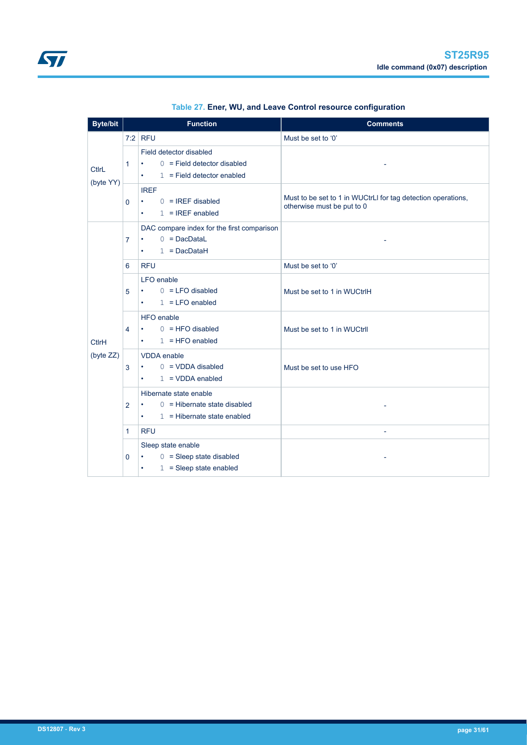**Table 27. Ener, WU, and Leave Control resource configuration**

| Byte/bit | | Function | Comments |
|---|---|---|---|
| CtlrL (byte YY) | 7:2 | RFU | Must be set to ‘0’ |
| | 1 | Field detector disabled<br>• 0 = Field detector disabled<br>• 1 = Field detector enabled | - |
| | 0 | IREF<br>• 0 = IREF disabled<br>• 1 = IREF enabled | Must to be set to 1 in WUCtrLl for tag detection operations, otherwise must be put to 0 |
| CtlrH (byte ZZ) | 7 | DAC compare index for the first comparison<br>• 0 = DacDataL<br>• 1 = DacDataH | - |
| | 6 | RFU | Must be set to ‘0’ |
| | 5 | LFO enable<br>• 0 = LFO disabled<br>• 1 = LFO enabled | Must be set to 1 in WUCtrlH |
| | 4 | HFO enable<br>• 0 = HFO disabled<br>• 1 = HFO enabled | Must be set to 1 in WUCtrll |
| | 3 | VDDA enable<br>• 0 = VDDA disabled<br>• 1 = VDDA enabled | Must be set to use HFO |
| | 2 | Hibernate state enable<br>• 0 = Hibernate state disabled<br>• 1 = Hibernate state enabled | - |
| | 1 | RFU | - |
| | 0 | Sleep state enable<br>• 0 = Sleep state disabled<br>• 1 = Sleep state enabled | - |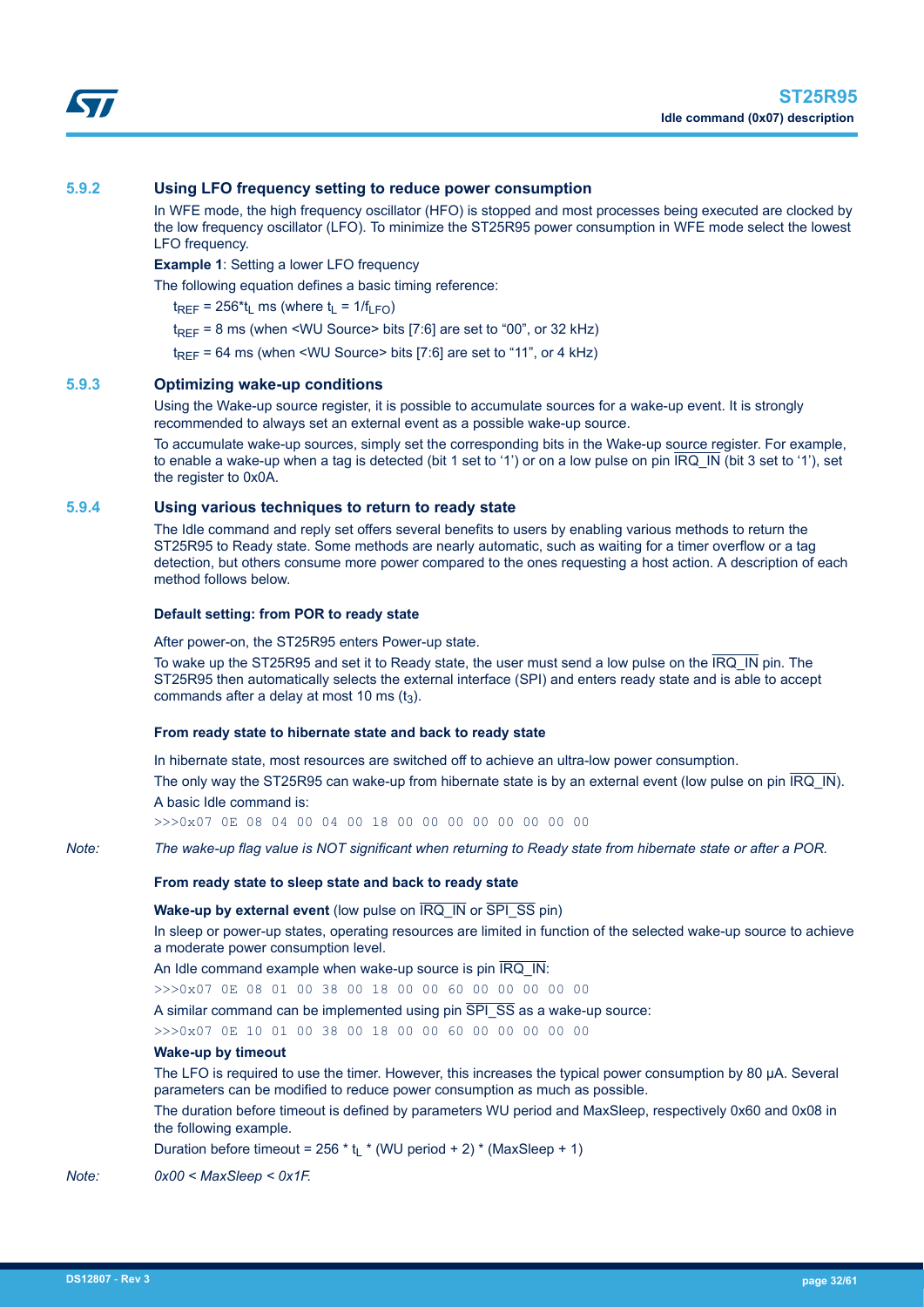### 5.9.2 Using LFO frequency setting to reduce power consumption

In WFE mode, the high frequency oscillator (HFO) is stopped and most processes being executed are clocked by the low frequency oscillator (LFO). To minimize the ST25R95 power consumption in WFE mode select the lowest LFO frequency.

**Example 1**: Setting a lower LFO frequency

The following equation defines a basic timing reference:

$t_{REF}$ = 256*$t_L$ ms (where $t_L = 1/f_{LFO}$)

$t_{REF}$ = 8 ms (when <WU Source> bits [7:6] are set to “00”, or 32 kHz)

$t_{REF}$ = 64 ms (when <WU Source> bits [7:6] are set to “11”, or 4 kHz)

### 5.9.3 Optimizing wake-up conditions

Using the Wake-up source register, it is possible to accumulate sources for a wake-up event. It is strongly recommended to always set an external event as a possible wake-up source.

To accumulate wake-up sources, simply set the corresponding bits in the Wake-up source register. For example, to enable a wake-up when a tag is detected (bit 1 set to ‘1’) or on a low pulse on pin $\overline{\text{IRQ\_IN}}$ (bit 3 set to ‘1’), set the register to 0x0A.

### 5.9.4 Using various techniques to return to ready state

The Idle command and reply set offers several benefits to users by enabling various methods to return the ST25R95 to Ready state. Some methods are nearly automatic, such as waiting for a timer overflow or a tag detection, but others consume more power compared to the ones requesting a host action. A description of each method follows below.

**Default setting: from POR to ready state**

After power-on, the ST25R95 enters Power-up state.

To wake up the ST25R95 and set it to Ready state, the user must send a low pulse on the $\overline{\text{IRQ\_IN}}$ pin. The ST25R95 then automatically selects the external interface (SPI) and enters ready state and is able to accept commands after a delay at most 10 ms ($t_3$).

**From ready state to hibernate state and back to ready state**

In hibernate state, most resources are switched off to achieve an ultra-low power consumption.

The only way the ST25R95 can wake-up from hibernate state is by an external event (low pulse on pin $\overline{\text{IRQ\_IN}}$).

A basic Idle command is:

```
>>>0x07 0E 08 04 00 04 00 18 00 00 00 00 00 00 00 00
```

*Note: The wake-up flag value is NOT significant when returning to Ready state from hibernate state or after a POR.*

**From ready state to sleep state and back to ready state**

**Wake-up by external event** (low pulse on $\overline{\text{IRQ\_IN}}$ or $\overline{\text{SPI\_SS}}$ pin)

In sleep or power-up states, operating resources are limited in function of the selected wake-up source to achieve a moderate power consumption level.

An Idle command example when wake-up source is pin $\overline{\text{IRQ\_IN}}$:

```
>>>0x07 0E 08 01 00 38 00 18 00 00 60 00 00 00 00 00
```

A similar command can be implemented using pin $\overline{\text{SPI\_SS}}$ as a wake-up source:

```
>>>0x07 0E 10 01 00 38 00 18 00 00 60 00 00 00 00 00
```

**Wake-up by timeout**

The LFO is required to use the timer. However, this increases the typical power consumption by 80 µA. Several parameters can be modified to reduce power consumption as much as possible.

The duration before timeout is defined by parameters WU period and MaxSleep, respectively 0x60 and 0x08 in the following example.

Duration before timeout = 256 * $t_L$ * (WU period + 2) * (MaxSleep + 1)

*Note: 0x00 < MaxSleep < 0x1F.*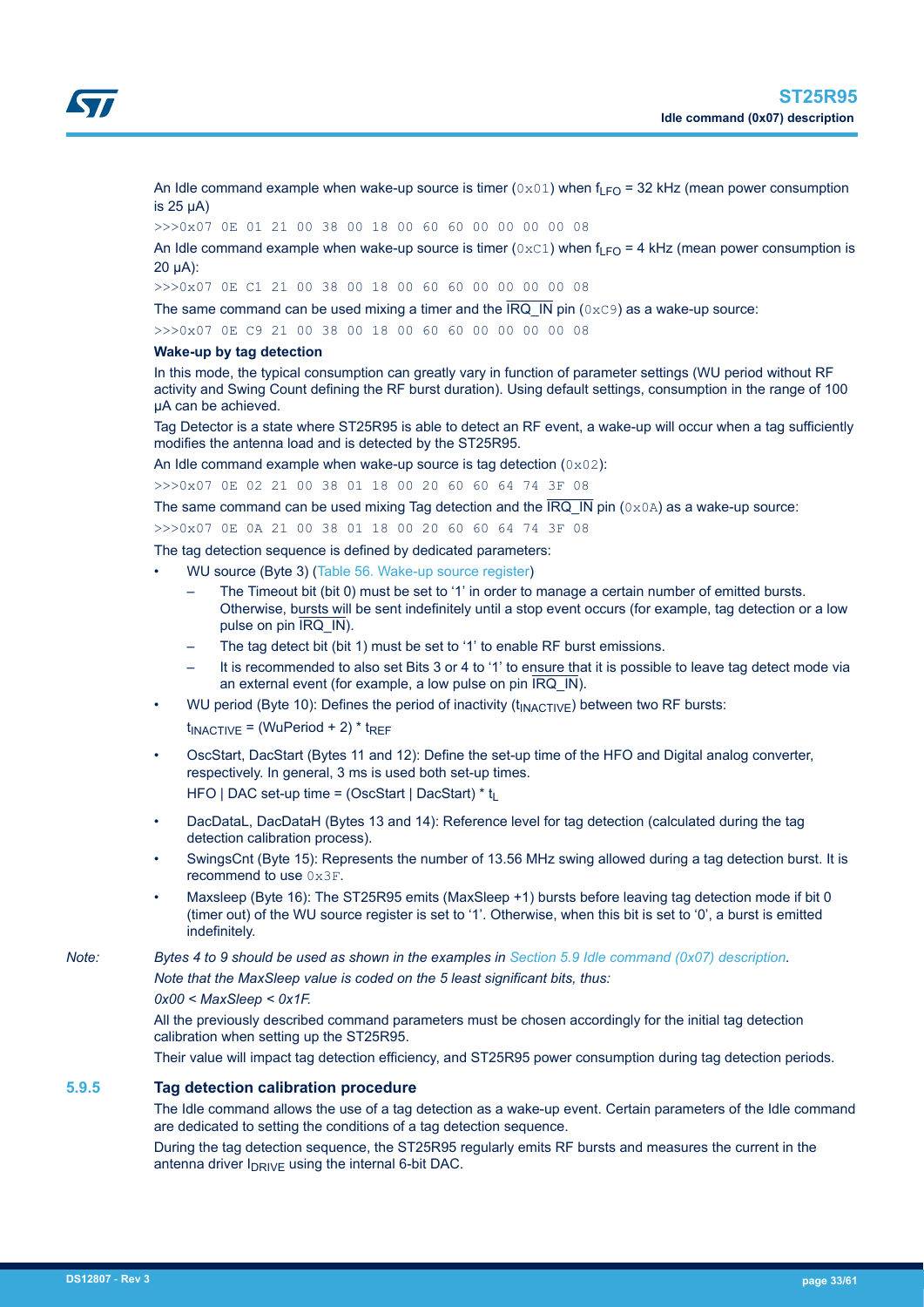An Idle command example when wake-up source is timer (0x01) when $f_{LFO}$ = 32 kHz (mean power consumption is 25 µA)

```
>>>0x07 0E 01 21 00 38 00 18 00 60 60 00 00 00 00 08
```

An Idle command example when wake-up source is timer (0xC1) when $f_{LFO}$ = 4 kHz (mean power consumption is 20 µA):

```
>>>0x07 0E C1 21 00 38 00 18 00 60 60 00 00 00 00 08
```

The same command can be used mixing a timer and the $\overline{\text{IRQ\_IN}}$ pin (0xC9) as a wake-up source:

```
>>>0x07 0E C9 21 00 38 00 18 00 60 60 00 00 00 00 08
```

**Wake-up by tag detection**

In this mode, the typical consumption can greatly vary in function of parameter settings (WU period without RF activity and Swing Count defining the RF burst duration). Using default settings, consumption in the range of 100 µA can be achieved.

Tag Detector is a state where ST25R95 is able to detect an RF event, a wake-up will occur when a tag sufficiently modifies the antenna load and is detected by the ST25R95.

An Idle command example when wake-up source is tag detection (0x02):

```
>>>0x07 0E 02 21 00 38 01 18 00 20 60 60 64 74 3F 08
```

The same command can be used mixing Tag detection and the $\overline{\text{IRQ\_IN}}$ pin (0x0A) as a wake-up source:

```
>>>0x07 0E 0A 21 00 38 01 18 00 20 60 60 64 74 3F 08
```

The tag detection sequence is defined by dedicated parameters:

- WU source (Byte 3) (Table 56. Wake-up source register)
  - The Timeout bit (bit 0) must be set to '1' in order to manage a certain number of emitted bursts. Otherwise, bursts will be sent indefinitely until a stop event occurs (for example, tag detection or a low pulse on pin $\overline{\text{IRQ\_IN}}$).
  - The tag detect bit (bit 1) must be set to '1' to enable RF burst emissions.
  - It is recommended to also set Bits 3 or 4 to '1' to ensure that it is possible to leave tag detect mode via an external event (for example, a low pulse on pin $\overline{\text{IRQ\_IN}}$).
- WU period (Byte 10): Defines the period of inactivity ($t_{INACTIVE}$) between two RF bursts:

  $t_{INACTIVE}$ = (WuPeriod + 2) * $t_{REF}$
- OscStart, DacStart (Bytes 11 and 12): Define the set-up time of the HFO and Digital analog converter, respectively. In general, 3 ms is used both set-up times.

  HFO | DAC set-up time = (OscStart | DacStart) * $t_L$
- DacDataL, DacDataH (Bytes 13 and 14): Reference level for tag detection (calculated during the tag detection calibration process).
- SwingsCnt (Byte 15): Represents the number of 13.56 MHz swing allowed during a tag detection burst. It is recommend to use 0x3F.
- Maxsleep (Byte 16): The ST25R95 emits (MaxSleep +1) bursts before leaving tag detection mode if bit 0 (timer out) of the WU source register is set to '1'. Otherwise, when this bit is set to '0', a burst is emitted indefinitely.

*Note: Bytes 4 to 9 should be used as shown in the examples in Section 5.9 Idle command (0x07) description.*

*Note that the MaxSleep value is coded on the 5 least significant bits, thus:*

*0x00 < MaxSleep < 0x1F.*

All the previously described command parameters must be chosen accordingly for the initial tag detection calibration when setting up the ST25R95.

Their value will impact tag detection efficiency, and ST25R95 power consumption during tag detection periods.

### 5.9.5 Tag detection calibration procedure

The Idle command allows the use of a tag detection as a wake-up event. Certain parameters of the Idle command are dedicated to setting the conditions of a tag detection sequence.

During the tag detection sequence, the ST25R95 regularly emits RF bursts and measures the current in the antenna driver $I_{DRIVE}$ using the internal 6-bit DAC.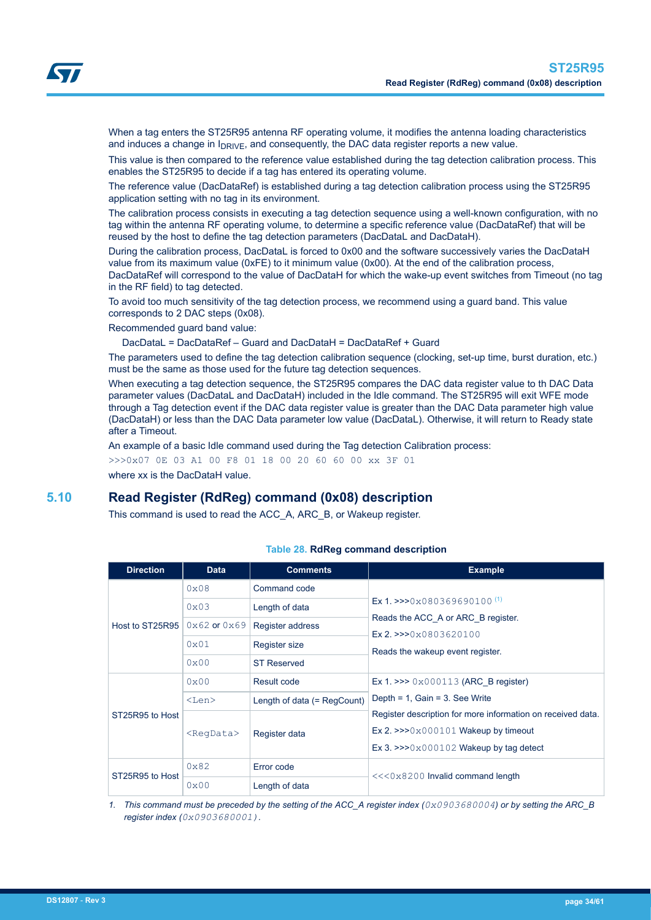When a tag enters the ST25R95 antenna RF operating volume, it modifies the antenna loading characteristics and induces a change in $I_{DRIVE}$, and consequently, the DAC data register reports a new value.

This value is then compared to the reference value established during the tag detection calibration process. This enables the ST25R95 to decide if a tag has entered its operating volume.

The reference value (DacDataRef) is established during a tag detection calibration process using the ST25R95 application setting with no tag in its environment.

The calibration process consists in executing a tag detection sequence using a well-known configuration, with no tag within the antenna RF operating volume, to determine a specific reference value (DacDataRef) that will be reused by the host to define the tag detection parameters (DacDataL and DacDataH).

During the calibration process, DacDataL is forced to 0x00 and the software successively varies the DacDataH value from its maximum value (0xFE) to it minimum value (0x00). At the end of the calibration process, DacDataRef will correspond to the value of DacDataH for which the wake-up event switches from Timeout (no tag in the RF field) to tag detected.

To avoid too much sensitivity of the tag detection process, we recommend using a guard band. This value corresponds to 2 DAC steps (0x08).

Recommended guard band value:

DacDataL = DacDataRef – Guard and DacDataH = DacDataRef + Guard

The parameters used to define the tag detection calibration sequence (clocking, set-up time, burst duration, etc.) must be the same as those used for the future tag detection sequences.

When executing a tag detection sequence, the ST25R95 compares the DAC data register value to th DAC Data parameter values (DacDataL and DacDataH) included in the Idle command. The ST25R95 will exit WFE mode through a Tag detection event if the DAC data register value is greater than the DAC Data parameter high value (DacDataH) or less than the DAC Data parameter low value (DacDataL). Otherwise, it will return to Ready state after a Timeout.

An example of a basic Idle command used during the Tag detection Calibration process:

```
>>>0x07 0E 03 A1 00 F8 01 18 00 20 60 60 00 xx 3F 01
```

where xx is the DacDataH value.

## 5.10 Read Register (RdReg) command (0x08) description

This command is used to read the ACC_A, ARC_B, or Wakeup register.

**Table 28. RdReg command description**

| Direction | Data | Comments | Example |
|---|---|---|---|
| Host to ST25R95 | 0x08 | Command code | Ex 1. >>>0x080369690100 (1) Reads the ACC_A or ARC_B register. Ex 2. >>>0x0803620100 Reads the wakeup event register. |
| | 0x03 | Length of data | |
| | 0x62 or 0x69 | Register address | |
| | 0x01 | Register size | |
| | 0x00 | ST Reserved | |
| ST25R95 to Host | 0x00 | Result code | Ex 1. >>> 0x000113 (ARC_B register) Depth = 1, Gain = 3. See Write Register description for more information on received data. Ex 2. >>>0x000101 Wakeup by timeout Ex 3. >>>0x000102 Wakeup by tag detect |
| | <Len> | Length of data (= RegCount) | |
| | <RegData> | Register data | |
| ST25R95 to Host | 0x82 | Error code | <<<0x8200 Invalid command length |
| | 0x00 | Length of data | |

1. *This command must be preceded by the setting of the ACC_A register index (0x0903680004) or by setting the ARC_B register index (0x0903680001).*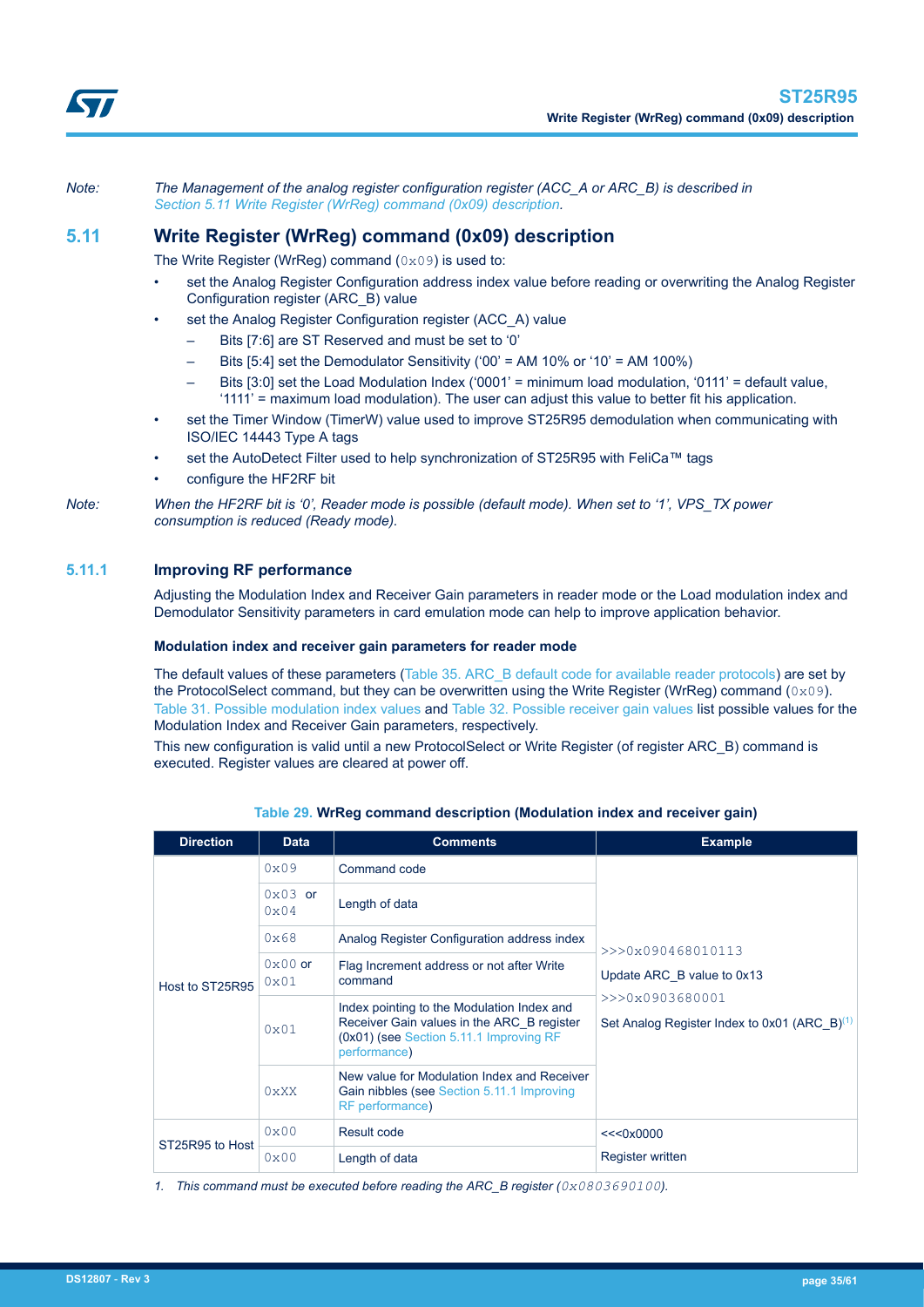*Note: The Management of the analog register configuration register (ACC_A or ARC_B) is described in Section 5.11 Write Register (WrReg) command (0x09) description.*

## 5.11 Write Register (WrReg) command (0x09) description

The Write Register (WrReg) command (`0x09`) is used to:

- set the Analog Register Configuration address index value before reading or overwriting the Analog Register Configuration register (ARC_B) value
- set the Analog Register Configuration register (ACC_A) value
  - Bits [7:6] are ST Reserved and must be set to '0'
  - Bits [5:4] set the Demodulator Sensitivity ('00' = AM 10% or '10' = AM 100%)
  - Bits [3:0] set the Load Modulation Index ('0001' = minimum load modulation, '0111' = default value, '1111' = maximum load modulation). The user can adjust this value to better fit his application.
- set the Timer Window (TimerW) value used to improve ST25R95 demodulation when communicating with ISO/IEC 14443 Type A tags
- set the AutoDetect Filter used to help synchronization of ST25R95 with FeliCa™ tags
- configure the HF2RF bit

*Note: When the HF2RF bit is '0', Reader mode is possible (default mode). When set to '1', VPS_TX power consumption is reduced (Ready mode).*

### 5.11.1 Improving RF performance

Adjusting the Modulation Index and Receiver Gain parameters in reader mode or the Load modulation index and Demodulator Sensitivity parameters in card emulation mode can help to improve application behavior.

**Modulation index and receiver gain parameters for reader mode**

The default values of these parameters (Table 35. ARC_B default code for available reader protocols) are set by the ProtocolSelect command, but they can be overwritten using the Write Register (WrReg) command (`0x09`). Table 31. Possible modulation index values and Table 32. Possible receiver gain values list possible values for the Modulation Index and Receiver Gain parameters, respectively.

This new configuration is valid until a new ProtocolSelect or Write Register (of register ARC_B) command is executed. Register values are cleared at power off.

**Table 29. WrReg command description (Modulation index and receiver gain)**

| Direction | Data | Comments | Example |
|---|---|---|---|
| Host to ST25R95 | `0x09` | Command code | `>>>0x090468010113`<br>Update ARC_B value to 0x13<br>`>>>0x0903680001`<br>Set Analog Register Index to 0x01 (ARC_B)(1) |
| | `0x03` or `0x04` | Length of data | |
| | `0x68` | Analog Register Configuration address index | |
| | `0x00` or `0x01` | Flag Increment address or not after Write command | |
| | `0x01` | Index pointing to the Modulation Index and Receiver Gain values in the ARC_B register (0x01) (see Section 5.11.1 Improving RF performance) | |
| | `0xXX` | New value for Modulation Index and Receiver Gain nibbles (see Section 5.11.1 Improving RF performance) | |
| ST25R95 to Host | `0x00` | Result code | <<<0x0000<br>Register written |
| | `0x00` | Length of data | |

1. *This command must be executed before reading the ARC_B register (`0x0803690100`).*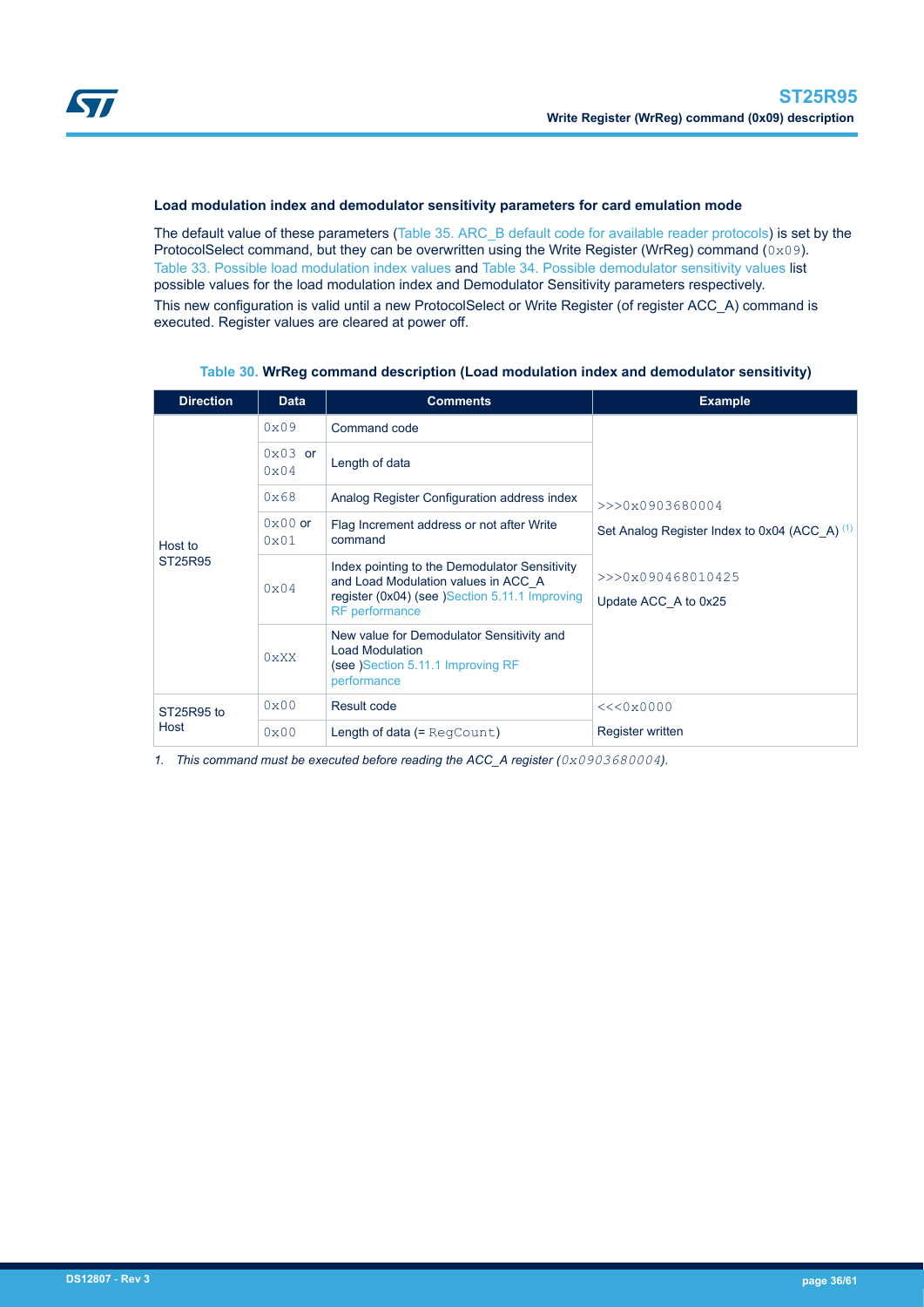### Load modulation index and demodulator sensitivity parameters for card emulation mode

The default value of these parameters (Table 35. ARC_B default code for available reader protocols) is set by the ProtocolSelect command, but they can be overwritten using the Write Register (WrReg) command (`0x09`). Table 33. Possible load modulation index values and Table 34. Possible demodulator sensitivity values list possible values for the load modulation index and Demodulator Sensitivity parameters respectively.

This new configuration is valid until a new ProtocolSelect or Write Register (of register ACC_A) command is executed. Register values are cleared at power off.

**Table 30. WrReg command description (Load modulation index and demodulator sensitivity)**

| Direction | Data | Comments | Example |
|---|---|---|---|
| Host to ST25R95 | `0x09` | Command code | >>>0x0903680004<br>Set Analog Register Index to 0x04 (ACC_A) [(1)]<br><br>>>>0x090468010425<br>Update ACC_A to 0x25 |
| | `0x03` or `0x04` | Length of data | |
| | `0x68` | Analog Register Configuration address index | |
| | `0x00` or `0x01` | Flag Increment address or not after Write command | |
| | `0x04` | Index pointing to the Demodulator Sensitivity and Load Modulation values in ACC_A register (0x04) (see )Section 5.11.1 Improving RF performance | |
| | `0xXX` | New value for Demodulator Sensitivity and Load Modulation (see )Section 5.11.1 Improving RF performance | |
| ST25R95 to Host | `0x00` | Result code | <<<0x0000<br>Register written |
| | `0x00` | Length of data (= `RegCount`) | |

1. *This command must be executed before reading the ACC_A register (`0x0903680004`).*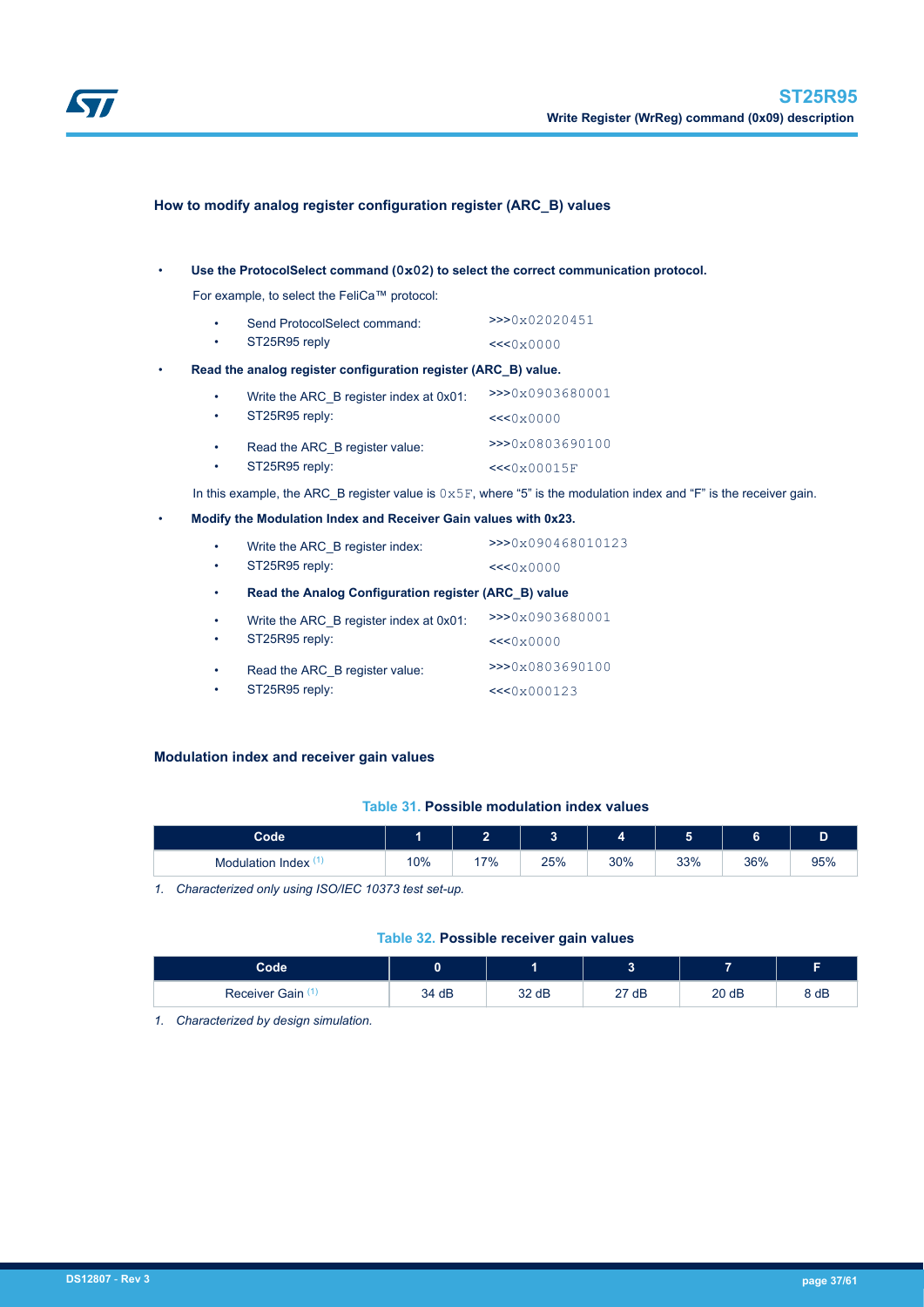### How to modify analog register configuration register (ARC_B) values

- **Use the ProtocolSelect command (0x02) to select the correct communication protocol.**

  For example, to select the FeliCa™ protocol:

  - Send ProtocolSelect command: >>>0x02020451
  - ST25R95 reply <<<0x0000

- **Read the analog register configuration register (ARC_B) value.**

  - Write the ARC_B register index at 0x01: >>>0x0903680001
  - ST25R95 reply: <<<0x0000
  - Read the ARC_B register value: >>>0x0803690100
  - ST25R95 reply: <<<0x00015F

  In this example, the ARC_B register value is 0x5F, where "5" is the modulation index and "F" is the receiver gain.

- **Modify the Modulation Index and Receiver Gain values with 0x23.**

  - Write the ARC_B register index: >>>0x090468010123
  - ST25R95 reply: <<<0x0000
  - **Read the Analog Configuration register (ARC_B) value**
  - Write the ARC_B register index at 0x01: >>>0x0903680001
  - ST25R95 reply: <<<0x0000
  - Read the ARC_B register value: >>>0x0803690100
  - ST25R95 reply: <<<0x000123

### Modulation index and receiver gain values

**Table 31. Possible modulation index values**

| Code | 1 | 2 | 3 | 4 | 5 | 6 | D |
|---|---|---|---|---|---|---|---|
| Modulation Index [(1)] | 10% | 17% | 25% | 30% | 33% | 36% | 95% |

*1. Characterized only using ISO/IEC 10373 test set-up.*

**Table 32. Possible receiver gain values**

| Code | 0 | 1 | 3 | 7 | F |
|---|---|---|---|---|---|
| Receiver Gain [(1)] | 34 dB | 32 dB | 27 dB | 20 dB | 8 dB |

*1. Characterized by design simulation.*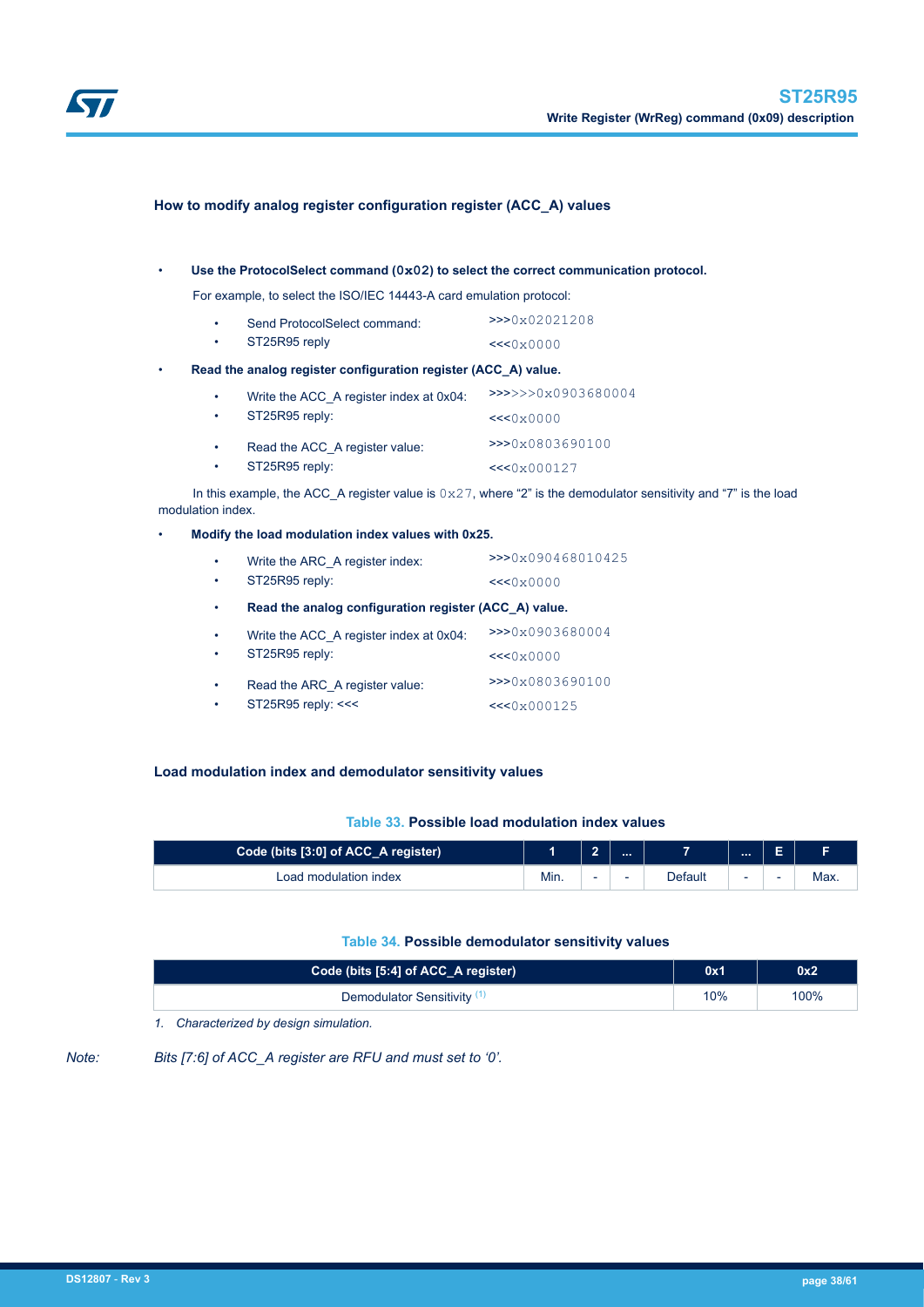### How to modify analog register configuration register (ACC_A) values

- **Use the ProtocolSelect command (0x02) to select the correct communication protocol.**

  For example, to select the ISO/IEC 14443-A card emulation protocol:

  - Send ProtocolSelect command: >>>0x02021208
  - ST25R95 reply <<<0x0000

- **Read the analog register configuration register (ACC_A) value.**

  - Write the ACC_A register index at 0x04: >>>>>>0x0903680004
  - ST25R95 reply: <<<0x0000
  - Read the ACC_A register value: >>>0x0803690100
  - ST25R95 reply: <<<0x000127

  In this example, the ACC_A register value is 0x27, where “2” is the demodulator sensitivity and “7” is the load modulation index.

- **Modify the load modulation index values with 0x25.**

  - Write the ARC_A register index: >>>0x090468010425
  - ST25R95 reply: <<<0x0000
  - **Read the analog configuration register (ACC_A) value.**
  - Write the ACC_A register index at 0x04: >>>0x0903680004
  - ST25R95 reply: <<<0x0000
  - Read the ARC_A register value: >>>0x0803690100
  - ST25R95 reply: <<< <<<0x000125

### Load modulation index and demodulator sensitivity values

**Table 33. Possible load modulation index values**

| Code (bits [3:0] of ACC_A register) | 1 | 2 | ... | 7 | ... | E | F |
|---|---|---|---|---|---|---|---|
| Load modulation index | Min. | - | - | Default | - | - | Max. |

**Table 34. Possible demodulator sensitivity values**

| Code (bits [5:4] of ACC_A register) | 0x1 | 0x2 |
|---|---|---|
| Demodulator Sensitivity (1) | 10% | 100% |

1. *Characterized by design simulation.*

*Note: Bits [7:6] of ACC_A register are RFU and must set to ‘0’.*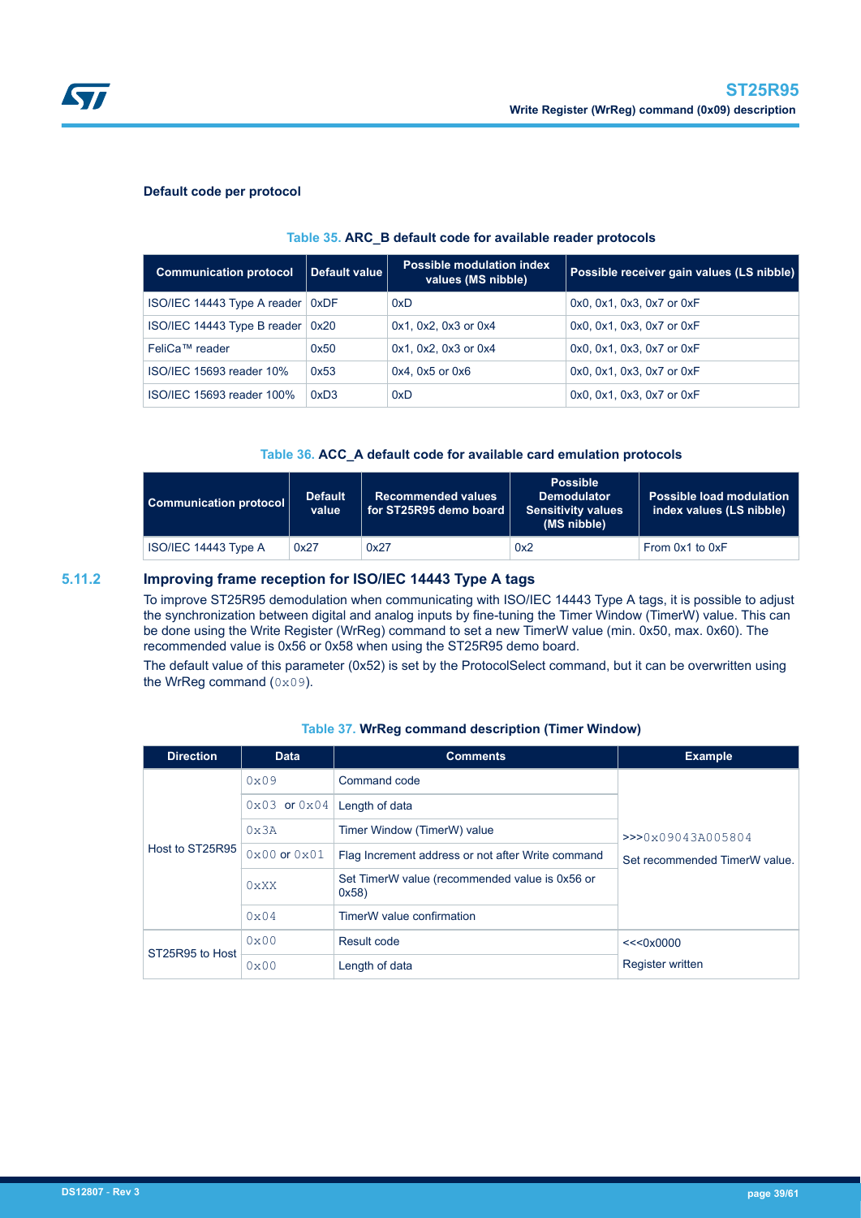**Default code per protocol**

Table 35. ARC_B default code for available reader protocols

| Communication protocol | Default value | Possible modulation index values (MS nibble) | Possible receiver gain values (LS nibble) |
|---|---|---|---|
| ISO/IEC 14443 Type A reader | 0xDF | 0xD | 0x0, 0x1, 0x3, 0x7 or 0xF |
| ISO/IEC 14443 Type B reader | 0x20 | 0x1, 0x2, 0x3 or 0x4 | 0x0, 0x1, 0x3, 0x7 or 0xF |
| FeliCa™ reader | 0x50 | 0x1, 0x2, 0x3 or 0x4 | 0x0, 0x1, 0x3, 0x7 or 0xF |
| ISO/IEC 15693 reader 10% | 0x53 | 0x4, 0x5 or 0x6 | 0x0, 0x1, 0x3, 0x7 or 0xF |
| ISO/IEC 15693 reader 100% | 0xD3 | 0xD | 0x0, 0x1, 0x3, 0x7 or 0xF |

Table 36. ACC_A default code for available card emulation protocols

| Communication protocol | Default value | Recommended values for ST25R95 demo board | Possible Demodulator Sensitivity values (MS nibble) | Possible load modulation index values (LS nibble) |
|---|---|---|---|---|
| ISO/IEC 14443 Type A | 0x27 | 0x27 | 0x2 | From 0x1 to 0xF |

## 5.11.2 Improving frame reception for ISO/IEC 14443 Type A tags

To improve ST25R95 demodulation when communicating with ISO/IEC 14443 Type A tags, it is possible to adjust the synchronization between digital and analog inputs by fine-tuning the Timer Window (TimerW) value. This can be done using the Write Register (WrReg) command to set a new TimerW value (min. 0x50, max. 0x60). The recommended value is 0x56 or 0x58 when using the ST25R95 demo board.

The default value of this parameter (0x52) is set by the ProtocolSelect command, but it can be overwritten using the WrReg command (0x09).

Table 37. WrReg command description (Timer Window)

| Direction | Data | Comments | Example |
|---|---|---|---|
| Host to ST25R95 | 0x09 | Command code | >>>0x09043A005804<br>Set recommended TimerW value. |
| | 0x03 or 0x04 | Length of data | |
| | 0x3A | Timer Window (TimerW) value | |
| | 0x00 or 0x01 | Flag Increment address or not after Write command | |
| | 0xXX | Set TimerW value (recommended value is 0x56 or 0x58) | |
| | 0x04 | TimerW value confirmation | |
| ST25R95 to Host | 0x00 | Result code | <<<0x0000<br>Register written |
| | 0x00 | Length of data | |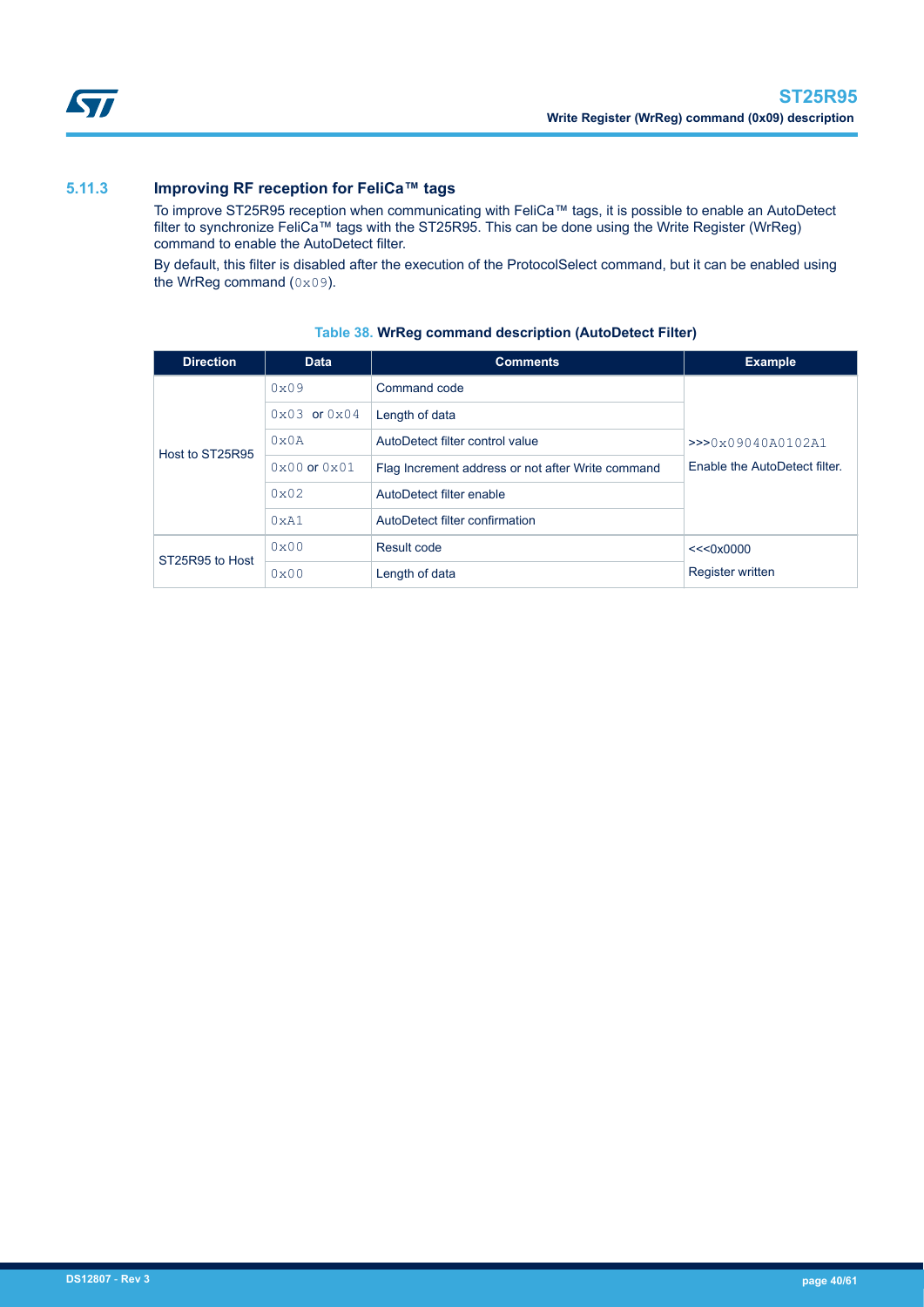### 5.11.3 Improving RF reception for FeliCa™ tags

To improve ST25R95 reception when communicating with FeliCa™ tags, it is possible to enable an AutoDetect filter to synchronize FeliCa™ tags with the ST25R95. This can be done using the Write Register (WrReg) command to enable the AutoDetect filter.

By default, this filter is disabled after the execution of the ProtocolSelect command, but it can be enabled using the WrReg command (0x09).

**Table 38. WrReg command description (AutoDetect Filter)**

| Direction | Data | Comments | Example |
|---|---|---|---|
| Host to ST25R95 | 0x09 | Command code | >>>0x09040A0102A1<br>Enable the AutoDetect filter. |
| | 0x03 or 0x04 | Length of data | |
| | 0x0A | AutoDetect filter control value | |
| | 0x00 or 0x01 | Flag Increment address or not after Write command | |
| | 0x02 | AutoDetect filter enable | |
| | 0xA1 | AutoDetect filter confirmation | |
| ST25R95 to Host | 0x00 | Result code | <<<0x0000<br>Register written |
| | 0x00 | Length of data | |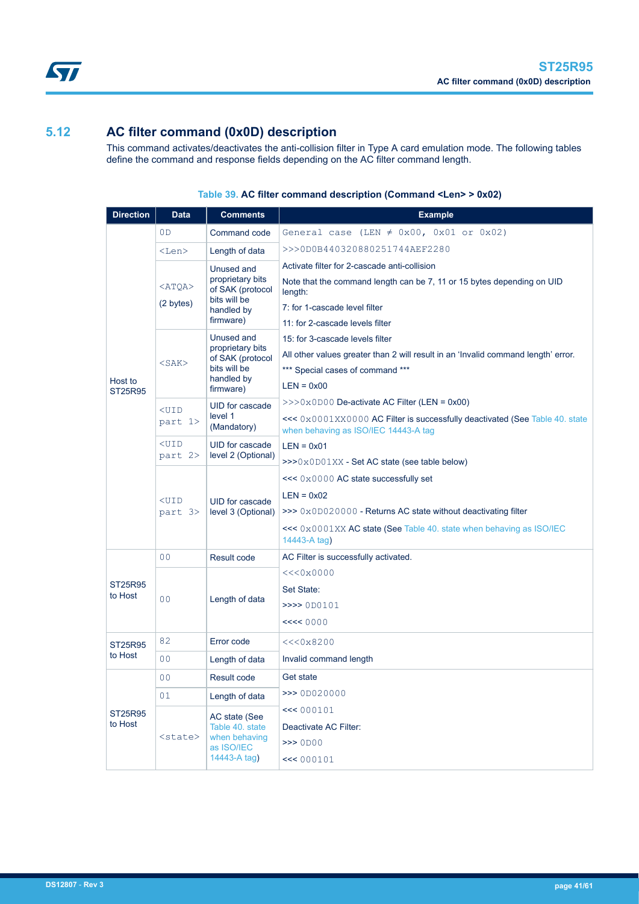## 5.12 AC filter command (0x0D) description

This command activates/deactivates the anti-collision filter in Type A card emulation mode. The following tables define the command and response fields depending on the AC filter command length.

**Table 39. AC filter command description (Command <Len> > 0x02)**

| Direction | Data | Comments | Example |
|---|---|---|---|
| Host to ST25R95 | 0D | Command code | General case (LEN ≠ 0x00, 0x01 or 0x02) |
| | <Len> | Length of data | >>>0D0B440320880251744AEF2280 |
| | <ATQA> (2 bytes) | Unused and proprietary bits of SAK (protocol bits will be handled by firmware) | Activate filter for 2-cascade anti-collision<br>Note that the command length can be 7, 11 or 15 bytes depending on UID length:<br>7: for 1-cascade level filter<br>11: for 2-cascade levels filter |
| | <SAK> | Unused and proprietary bits of SAK (protocol bits will be handled by firmware) | 15: for 3-cascade levels filter<br>All other values greater than 2 will result in an 'Invalid command length' error.<br>*** Special cases of command ***<br>LEN = 0x00 |
| | <UID part 1> | UID for cascade level 1 (Mandatory) | >>>0x0D00 De-activate AC Filter (LEN = 0x00)<br><<< 0x0001XX0000 AC Filter is successfully deactivated (See Table 40. state when behaving as ISO/IEC 14443-A tag |
| | <UID part 2> | UID for cascade level 2 (Optional) | LEN = 0x01<br>>>>0x0D01XX - Set AC state (see table below) |
| | <UID part 3> | UID for cascade level 3 (Optional) | <<< 0x0000 AC state successfully set<br>LEN = 0x02<br>>>> 0x0D020000 - Returns AC state without deactivating filter<br><<< 0x0001XX AC state (See Table 40. state when behaving as ISO/IEC 14443-A tag) |
| ST25R95 to Host | 00 | Result code | AC Filter is successfully activated. |
| | 00 | Length of data | <<<0x0000<br>Set State:<br>>>>> 0D0101<br><<<< 0000 |
| ST25R95 to Host | 82 | Error code | <<<0x8200 |
| | 00 | Length of data | Invalid command length |
| ST25R95 to Host | 00 | Result code | Get state |
| | 01 | Length of data | >>> 0D020000 |
| | <state> | AC state (See Table 40. state when behaving as ISO/IEC 14443-A tag) | <<< 000101<br>Deactivate AC Filter:<br>>>> 0D00<br><<< 000101 |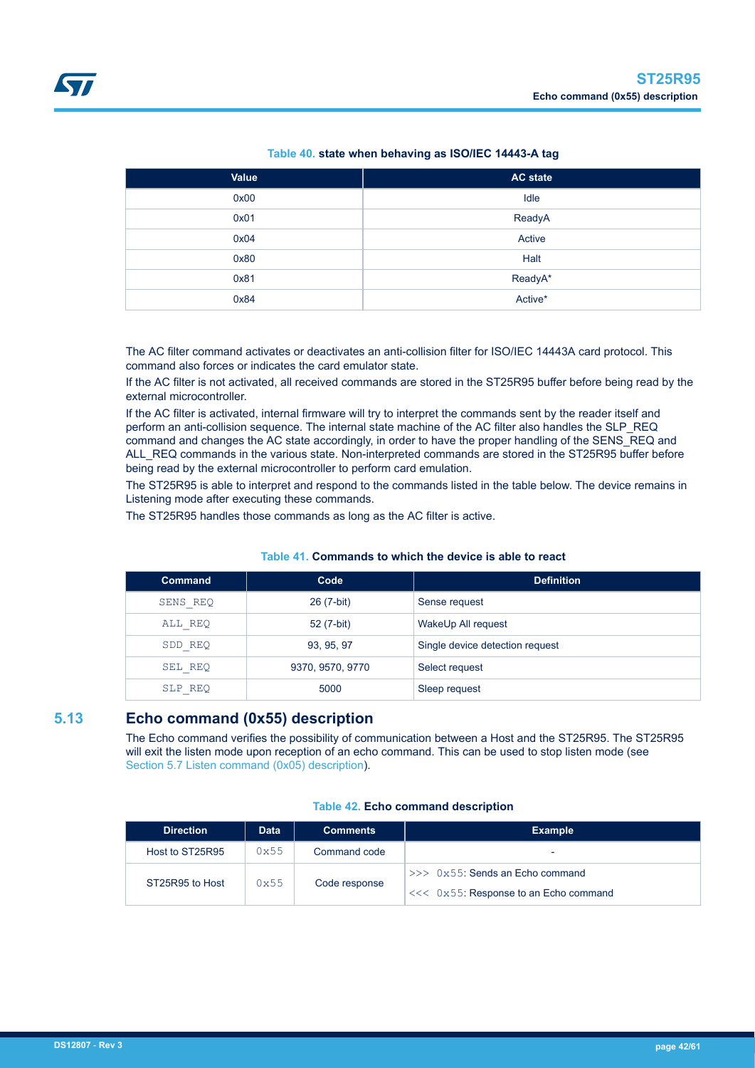**Table 40. state when behaving as ISO/IEC 14443-A tag**

| Value | AC state |
|---|---|
| 0x00 | Idle |
| 0x01 | ReadyA |
| 0x04 | Active |
| 0x80 | Halt |
| 0x81 | ReadyA* |
| 0x84 | Active* |

The AC filter command activates or deactivates an anti-collision filter for ISO/IEC 14443A card protocol. This command also forces or indicates the card emulator state.

If the AC filter is not activated, all received commands are stored in the ST25R95 buffer before being read by the external microcontroller.

If the AC filter is activated, internal firmware will try to interpret the commands sent by the reader itself and perform an anti-collision sequence. The internal state machine of the AC filter also handles the SLP_REQ command and changes the AC state accordingly, in order to have the proper handling of the SENS_REQ and ALL_REQ commands in the various state. Non-interpreted commands are stored in the ST25R95 buffer before being read by the external microcontroller to perform card emulation.

The ST25R95 is able to interpret and respond to the commands listed in the table below. The device remains in Listening mode after executing these commands.

The ST25R95 handles those commands as long as the AC filter is active.

**Table 41. Commands to which the device is able to react**

| Command | Code | Definition |
|---|---|---|
| SENS_REQ | 26 (7-bit) | Sense request |
| ALL_REQ | 52 (7-bit) | WakeUp All request |
| SDD_REQ | 93, 95, 97 | Single device detection request |
| SEL_REQ | 9370, 9570, 9770 | Select request |
| SLP_REQ | 5000 | Sleep request |

## 5.13 Echo command (0x55) description

The Echo command verifies the possibility of communication between a Host and the ST25R95. The ST25R95 will exit the listen mode upon reception of an echo command. This can be used to stop listen mode (see Section 5.7 Listen command (0x05) description).

**Table 42. Echo command description**

| Direction | Data | Comments | Example |
|---|---|---|---|
| Host to ST25R95 | 0x55 | Command code | - |
| ST25R95 to Host | 0x55 | Code response | >>> 0x55: Sends an Echo command<br><<< 0x55: Response to an Echo command |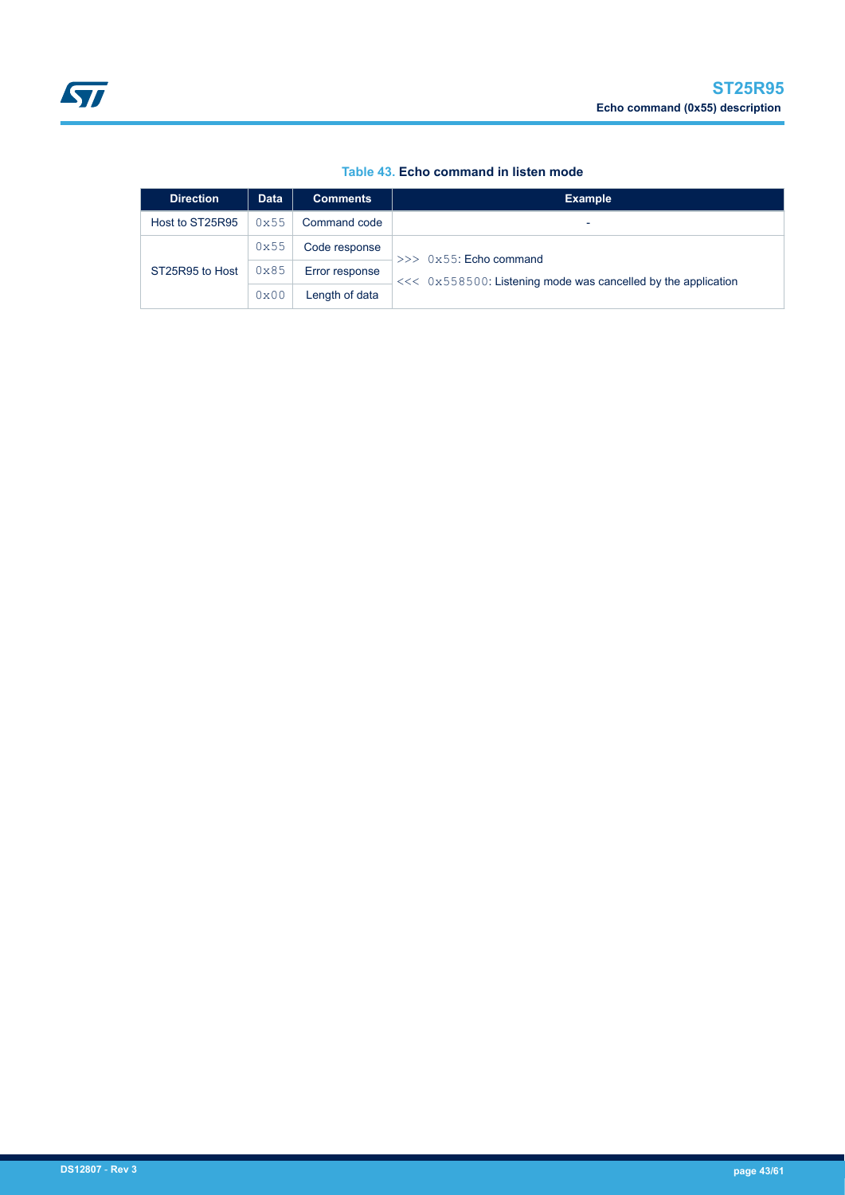**Table 43. Echo command in listen mode**

| Direction | Data | Comments | Example |
|---|---|---|---|
| Host to ST25R95 | 0x55 | Command code | - |
| ST25R95 to Host | 0x55 | Code response | >>> 0x55: Echo command<br><<< 0x558500: Listening mode was cancelled by the application |
| | 0x85 | Error response | |
| | 0x00 | Length of data | |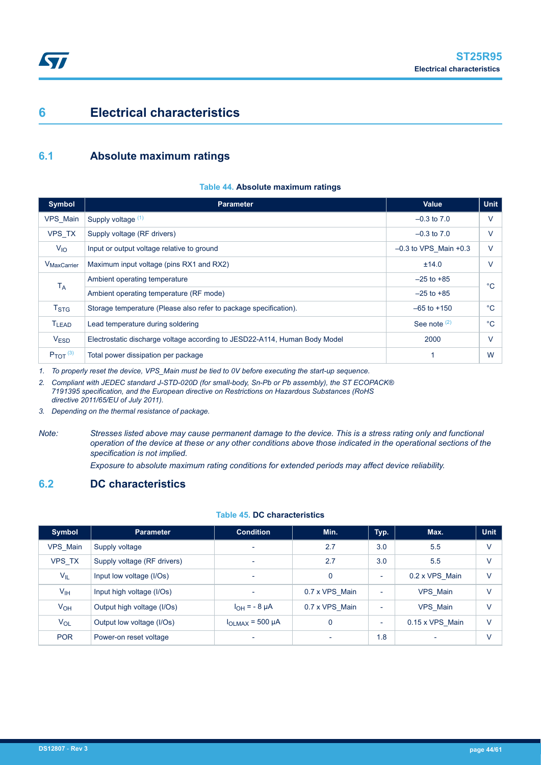# 6 Electrical characteristics

## 6.1 Absolute maximum ratings

**Table 44. Absolute maximum ratings**

| Symbol | Parameter | Value | Unit |
|---|---|---|---|
| VPS_Main | Supply voltage [1] | –0.3 to 7.0 | V |
| VPS_TX | Supply voltage (RF drivers) | –0.3 to 7.0 | V |
| $V_{IO}$ | Input or output voltage relative to ground | –0.3 to VPS_Main +0.3 | V |
| $V_{MaxCarrier}$ | Maximum input voltage (pins RX1 and RX2) | ±14.0 | V |
| $T_A$ | Ambient operating temperature | –25 to +85 | °C |
| | Ambient operating temperature (RF mode) | –25 to +85 | |
| $T_{STG}$ | Storage temperature (Please also refer to package specification). | –65 to +150 | °C |
| $T_{LEAD}$ | Lead temperature during soldering | See note [2] | °C |
| $V_{ESD}$ | Electrostatic discharge voltage according to JESD22-A114, Human Body Model | 2000 | V |
| $P_{TOT}$ [3] | Total power dissipation per package | 1 | W |

1. *To properly reset the device, VPS_Main must be tied to 0V before executing the start-up sequence.*
2. *Compliant with JEDEC standard J-STD-020D (for small-body, Sn-Pb or Pb assembly), the ST ECOPACK® 7191395 specification, and the European directive on Restrictions on Hazardous Substances (RoHS directive 2011/65/EU of July 2011).*
3. *Depending on the thermal resistance of package.*

*Note: Stresses listed above may cause permanent damage to the device. This is a stress rating only and functional operation of the device at these or any other conditions above those indicated in the operational sections of the specification is not implied.*

*Exposure to absolute maximum rating conditions for extended periods may affect device reliability.*

## 6.2 DC characteristics

**Table 45. DC characteristics**

| Symbol | Parameter | Condition | Min. | Typ. | Max. | Unit |
|---|---|---|---|---|---|---|
| VPS_Main | Supply voltage | - | 2.7 | 3.0 | 5.5 | V |
| VPS_TX | Supply voltage (RF drivers) | - | 2.7 | 3.0 | 5.5 | V |
| $V_{IL}$ | Input low voltage (I/Os) | - | 0 | - | 0.2 x VPS_Main | V |
| $V_{IH}$ | Input high voltage (I/Os) | - | 0.7 x VPS_Main | - | VPS_Main | V |
| $V_{OH}$ | Output high voltage (I/Os) | $I_{OH}$ = - 8 µA | 0.7 x VPS_Main | - | VPS_Main | V |
| $V_{OL}$ | Output low voltage (I/Os) | $I_{OLMAX}$ = 500 µA | 0 | - | 0.15 x VPS_Main | V |
| POR | Power-on reset voltage | - | - | 1.8 | - | V |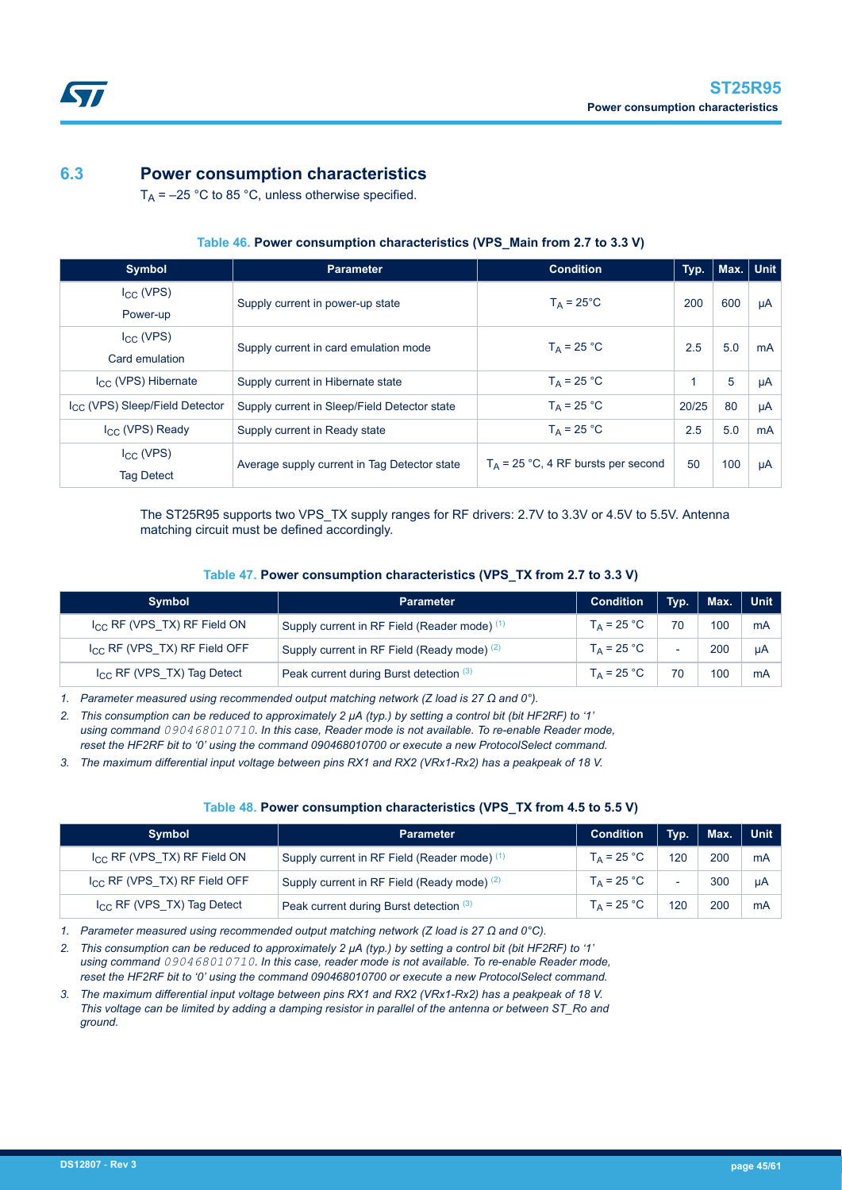## 6.3 Power consumption characteristics

$T_A$ = –25 °C to 85 °C, unless otherwise specified.

**Table 46. Power consumption characteristics (VPS_Main from 2.7 to 3.3 V)**

| Symbol | Parameter | Condition | Typ. | Max. | Unit |
|---|---|---|---|---|---|
| $I_{CC}$ (VPS) Power-up | Supply current in power-up state | $T_A$ = 25°C | 200 | 600 | µA |
| $I_{CC}$ (VPS) Card emulation | Supply current in card emulation mode | $T_A$ = 25 °C | 2.5 | 5.0 | mA |
| $I_{CC}$ (VPS) Hibernate | Supply current in Hibernate state | $T_A$ = 25 °C | 1 | 5 | µA |
| $I_{CC}$ (VPS) Sleep/Field Detector | Supply current in Sleep/Field Detector state | $T_A$ = 25 °C | 20/25 | 80 | µA |
| $I_{CC}$ (VPS) Ready | Supply current in Ready state | $T_A$ = 25 °C | 2.5 | 5.0 | mA |
| $I_{CC}$ (VPS) Tag Detect | Average supply current in Tag Detector state | $T_A$ = 25 °C, 4 RF bursts per second | 50 | 100 | µA |

The ST25R95 supports two VPS_TX supply ranges for RF drivers: 2.7V to 3.3V or 4.5V to 5.5V. Antenna matching circuit must be defined accordingly.

**Table 47. Power consumption characteristics (VPS_TX from 2.7 to 3.3 V)**

| Symbol | Parameter | Condition | Typ. | Max. | Unit |
|---|---|---|---|---|---|
| $I_{CC}$ RF (VPS_TX) RF Field ON | Supply current in RF Field (Reader mode) (1) | $T_A$ = 25 °C | 70 | 100 | mA |
| $I_{CC}$ RF (VPS_TX) RF Field OFF | Supply current in RF Field (Ready mode) (2) | $T_A$ = 25 °C | - | 200 | µA |
| $I_{CC}$ RF (VPS_TX) Tag Detect | Peak current during Burst detection (3) | $T_A$ = 25 °C | 70 | 100 | mA |

1. *Parameter measured using recommended output matching network (Z load is 27 Ω and 0°).*
2. *This consumption can be reduced to approximately 2 µA (typ.) by setting a control bit (bit HF2RF) to '1' using command `090468010710`. In this case, Reader mode is not available. To re-enable Reader mode, reset the HF2RF bit to '0' using the command 090468010700 or execute a new ProtocolSelect command.*
3. *The maximum differential input voltage between pins RX1 and RX2 (VRx1-Rx2) has a peakpeak of 18 V.*

**Table 48. Power consumption characteristics (VPS_TX from 4.5 to 5.5 V)**

| Symbol | Parameter | Condition | Typ. | Max. | Unit |
|---|---|---|---|---|---|
| $I_{CC}$ RF (VPS_TX) RF Field ON | Supply current in RF Field (Reader mode) (1) | $T_A$ = 25 °C | 120 | 200 | mA |
| $I_{CC}$ RF (VPS_TX) RF Field OFF | Supply current in RF Field (Ready mode) (2) | $T_A$ = 25 °C | - | 300 | µA |
| $I_{CC}$ RF (VPS_TX) Tag Detect | Peak current during Burst detection (3) | $T_A$ = 25 °C | 120 | 200 | mA |

1. *Parameter measured using recommended output matching network (Z load is 27 Ω and 0°C).*
2. *This consumption can be reduced to approximately 2 µA (typ.) by setting a control bit (bit HF2RF) to '1' using command `090468010710`. In this case, reader mode is not available. To re-enable Reader mode, reset the HF2RF bit to '0' using the command 090468010700 or execute a new ProtocolSelect command.*
3. *The maximum differential input voltage between pins RX1 and RX2 (VRx1-Rx2) has a peakpeak of 18 V. This voltage can be limited by adding a damping resistor in parallel of the antenna or between ST_Ro and ground.*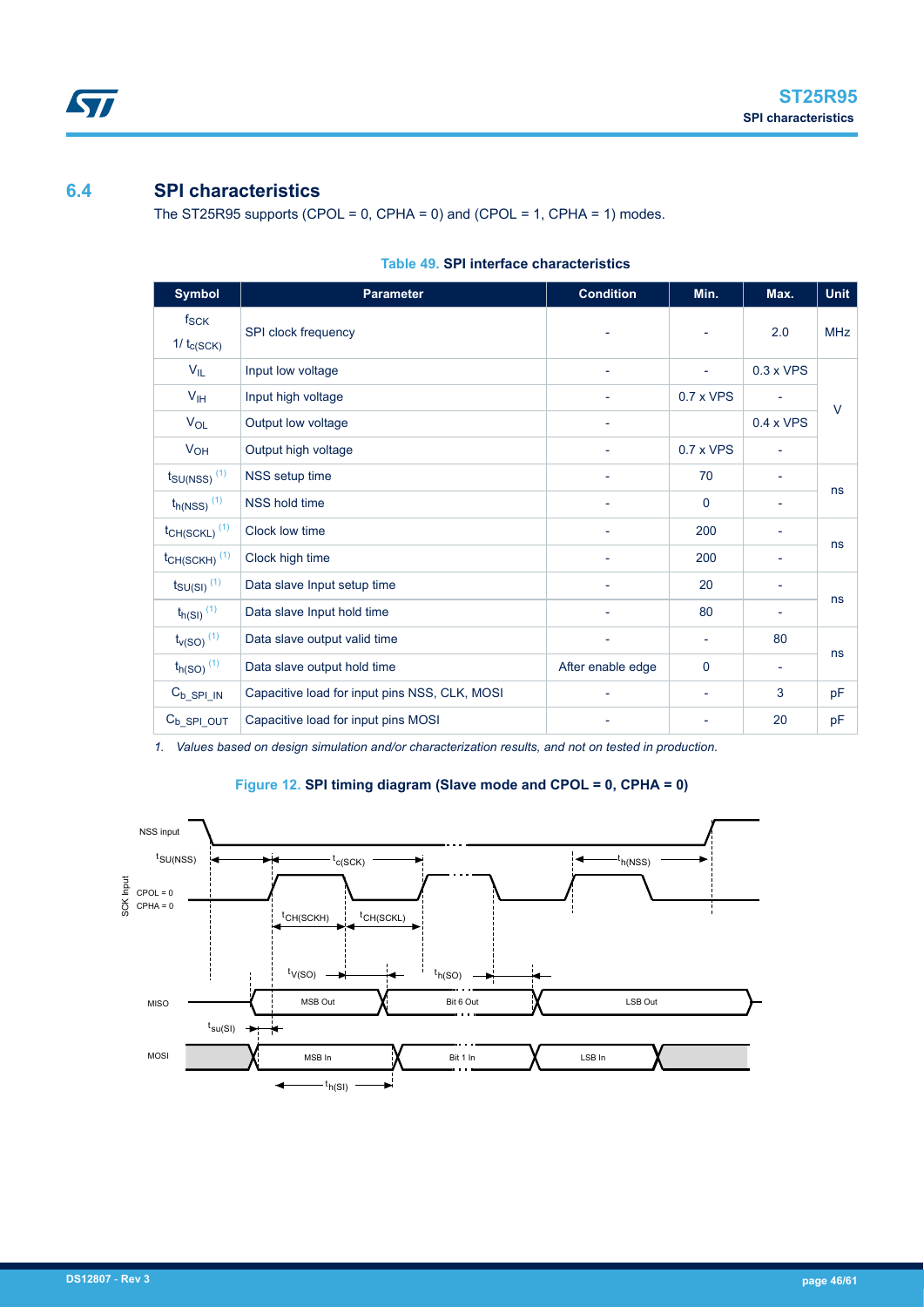## 6.4 SPI characteristics

The ST25R95 supports (CPOL = 0, CPHA = 0) and (CPOL = 1, CPHA = 1) modes.

**Table 49. SPI interface characteristics**

| Symbol | Parameter | Condition | Min. | Max. | Unit |
|---|---|---|---|---|---|
| $f_{SCK}$ $1/t_{c(SCK)}$ | SPI clock frequency | - | - | 2.0 | MHz |
| $V_{IL}$ | Input low voltage | - | - | 0.3 x VPS | V |
| $V_{IH}$ | Input high voltage | - | 0.7 x VPS | - | |
| $V_{OL}$ | Output low voltage | - | | 0.4 x VPS | |
| $V_{OH}$ | Output high voltage | - | 0.7 x VPS | - | |
| $t_{SU(NSS)}$ (1) | NSS setup time | - | 70 | - | ns |
| $t_{h(NSS)}$ (1) | NSS hold time | - | 0 | - | |
| $t_{CH(SCKL)}$ (1) | Clock low time | - | 200 | - | ns |
| $t_{CH(SCKH)}$ (1) | Clock high time | - | 200 | - | |
| $t_{SU(SI)}$ (1) | Data slave Input setup time | - | 20 | - | ns |
| $t_{h(SI)}$ (1) | Data slave Input hold time | - | 80 | - | |
| $t_{v(SO)}$ (1) | Data slave output valid time | - | - | 80 | ns |
| $t_{h(SO)}$ (1) | Data slave output hold time | After enable edge | 0 | - | |
| $C_{b\_SPI\_IN}$ | Capacitive load for input pins NSS, CLK, MOSI | - | - | 3 | pF |
| $C_{b\_SPI\_OUT}$ | Capacitive load for input pins MOSI | - | - | 20 | pF |

*1. Values based on design simulation and/or characterization results, and not on tested in production.*

**Figure 12. SPI timing diagram (Slave mode and CPOL = 0, CPHA = 0)**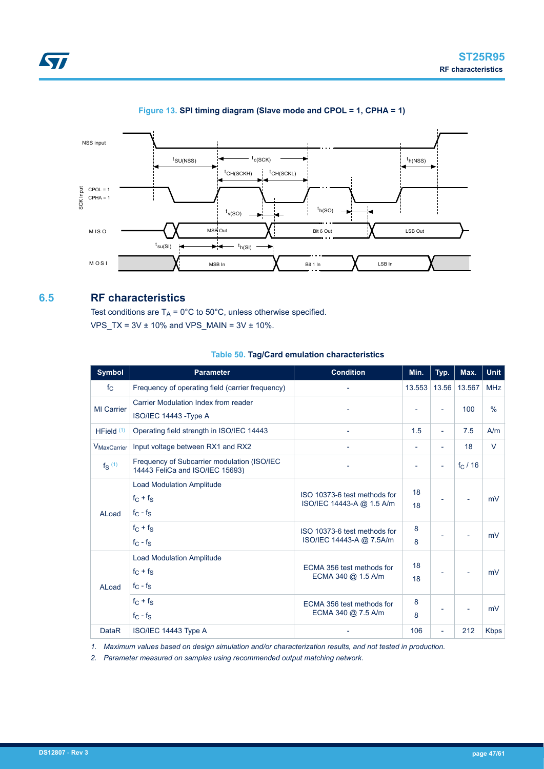**Figure 13. SPI timing diagram (Slave mode and CPOL = 1, CPHA = 1)**

## 6.5 RF characteristics

Test conditions are $T_A$ = 0°C to 50°C, unless otherwise specified.

VPS_TX = 3V ± 10% and VPS_MAIN = 3V ± 10%.

**Table 50. Tag/Card emulation characteristics**

| Symbol | Parameter | Condition | Min. | Typ. | Max. | Unit |
|---|---|---|---|---|---|---|
| $f_C$ | Frequency of operating field (carrier frequency) | - | 13.553 | 13.56 | 13.567 | MHz |
| MI Carrier | Carrier Modulation Index from reader ISO/IEC 14443 -Type A | - | - | - | 100 | % |
| HField (1) | Operating field strength in ISO/IEC 14443 | - | 1.5 | - | 7.5 | A/m |
| $V_{MaxCarrier}$ | Input voltage between RX1 and RX2 | - | - | - | 18 | V |
| $f_S$ (1) | Frequency of Subcarrier modulation (ISO/IEC 14443 FeliCa and ISO/IEC 15693) | - | - | - | $f_C$ / 16 | |
| ALoad | Load Modulation Amplitude<br>$f_C + f_S$<br>$f_C - f_S$ | ISO 10373-6 test methods for ISO/IEC 14443-A @ 1.5 A/m | 18<br>18 | - | - | mV |
| | $f_C + f_S$<br>$f_C - f_S$ | ISO 10373-6 test methods for ISO/IEC 14443-A @ 7.5A/m | 8<br>8 | - | - | mV |
| ALoad | Load Modulation Amplitude<br>$f_C + f_S$<br>$f_C - f_S$ | ECMA 356 test methods for ECMA 340 @ 1.5 A/m | 18<br>18 | - | - | mV |
| | $f_C + f_S$<br>$f_C - f_S$ | ECMA 356 test methods for ECMA 340 @ 7.5 A/m | 8<br>8 | - | - | mV |
| DataR | ISO/IEC 14443 Type A | - | 106 | - | 212 | Kbps |

1. *Maximum values based on design simulation and/or characterization results, and not tested in production.*
2. *Parameter measured on samples using recommended output matching network.*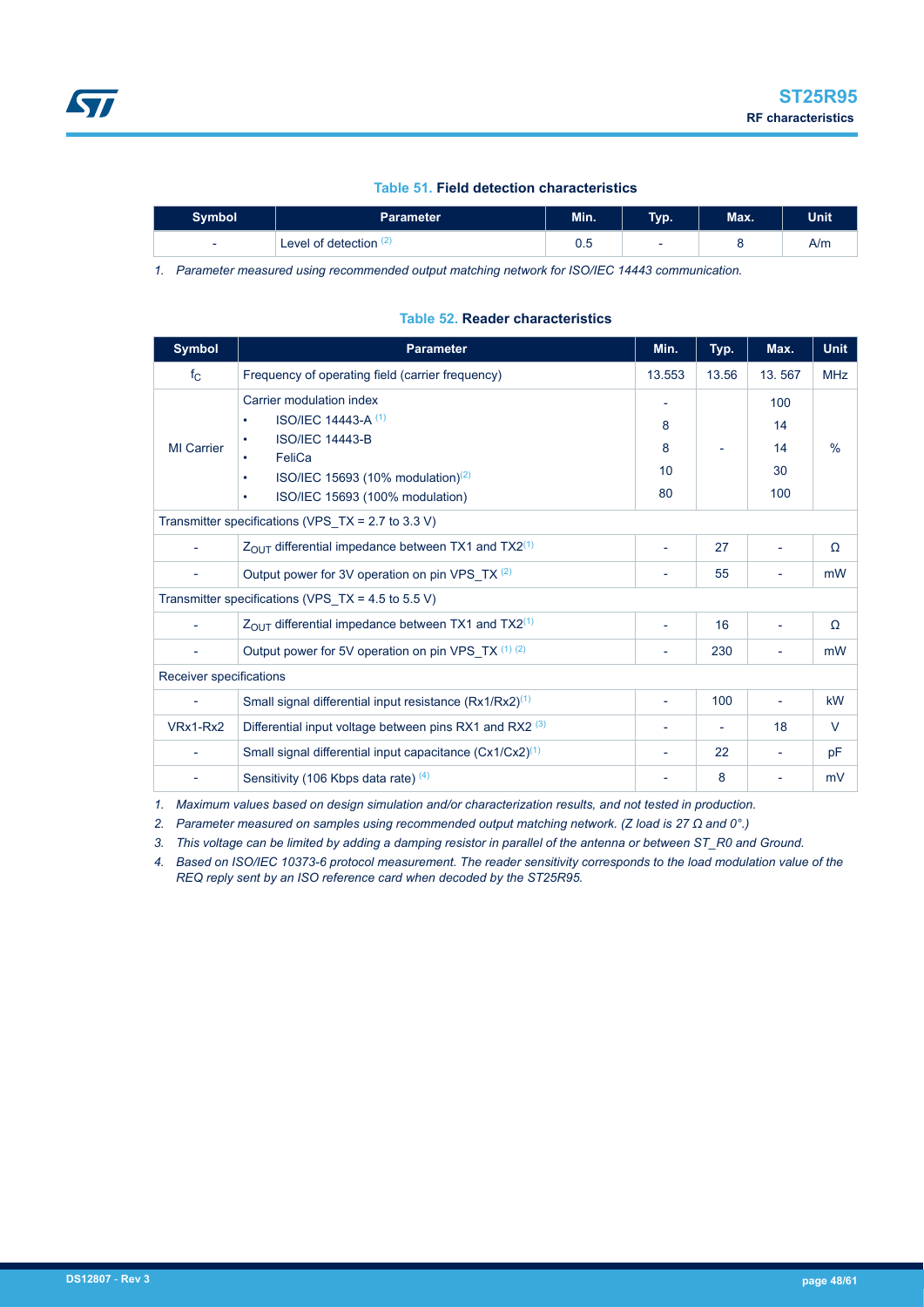**Table 51. Field detection characteristics**

| Symbol | Parameter | Min. | Typ. | Max. | Unit |
|---|---|---|---|---|---|
| - | Level of detection [2] | 0.5 | - | 8 | A/m |

*1. Parameter measured using recommended output matching network for ISO/IEC 14443 communication.*

**Table 52. Reader characteristics**

| Symbol | Parameter | Min. | Typ. | Max. | Unit |
|---|---|---|---|---|---|
| $f_C$ | Frequency of operating field (carrier frequency) | 13.553 | 13.56 | 13. 567 | MHz |
| MI Carrier | Carrier modulation index<br>• ISO/IEC 14443-A [1]<br>• ISO/IEC 14443-B<br>• FeliCa<br>• ISO/IEC 15693 (10% modulation)[2]<br>• ISO/IEC 15693 (100% modulation) | -<br>8<br>8<br>10<br>80 | - | 100<br>14<br>14<br>30<br>100 | % |
| Transmitter specifications (VPS_TX = 2.7 to 3.3 V) | | | | | |
| - | $Z_{OUT}$ differential impedance between TX1 and TX2[1] | - | 27 | - | Ω |
| - | Output power for 3V operation on pin VPS_TX [2] | - | 55 | - | mW |
| Transmitter specifications (VPS_TX = 4.5 to 5.5 V) | | | | | |
| - | $Z_{OUT}$ differential impedance between TX1 and TX2[1] | - | 16 | - | Ω |
| - | Output power for 5V operation on pin VPS_TX [1] [2] | - | 230 | - | mW |
| Receiver specifications | | | | | |
| - | Small signal differential input resistance (Rx1/Rx2)[1] | - | 100 | - | kW |
| VRx1-Rx2 | Differential input voltage between pins RX1 and RX2 [3] | - | - | 18 | V |
| - | Small signal differential input capacitance (Cx1/Cx2)[1] | - | 22 | - | pF |
| - | Sensitivity (106 Kbps data rate) [4] | - | 8 | - | mV |

*1. Maximum values based on design simulation and/or characterization results, and not tested in production.*

*2. Parameter measured on samples using recommended output matching network. (Z load is 27 Ω and 0°.)*

*3. This voltage can be limited by adding a damping resistor in parallel of the antenna or between ST_R0 and Ground.*

*4. Based on ISO/IEC 10373-6 protocol measurement. The reader sensitivity corresponds to the load modulation value of the REQ reply sent by an ISO reference card when decoded by the ST25R95.*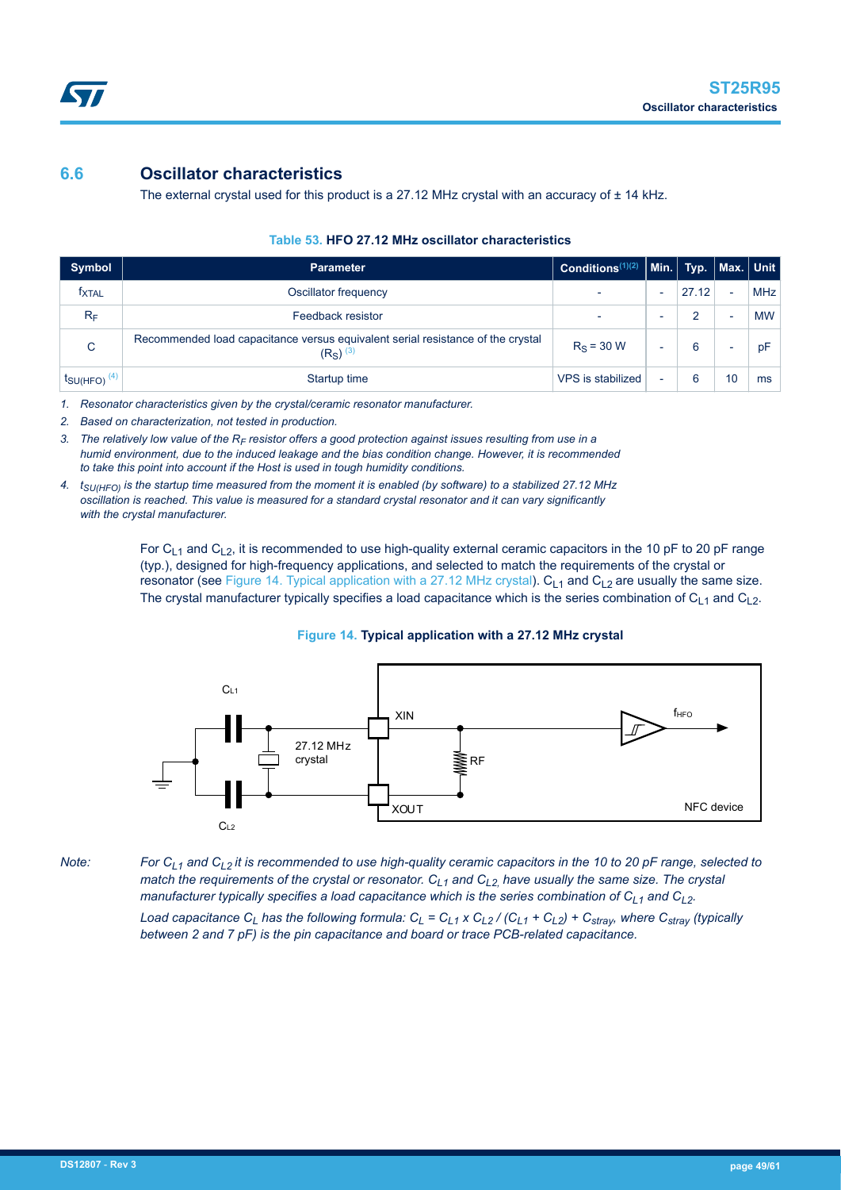## 6.6 Oscillator characteristics

The external crystal used for this product is a 27.12 MHz crystal with an accuracy of ± 14 kHz.

**Table 53. HFO 27.12 MHz oscillator characteristics**

| Symbol | Parameter | Conditions[(1)(2)] | Min. | Typ. | Max. | Unit |
|---|---|---|---|---|---|---|
| $f_{XTAL}$ | Oscillator frequency | - | - | 27.12 | - | MHz |
| $R_F$ | Feedback resistor | - | - | 2 | - | MW |
| C | Recommended load capacitance versus equivalent serial resistance of the crystal ($R_S$) [(3)] | $R_S$ = 30 W | - | 6 | - | pF |
| $t_{SU(HFO)}$ [(4)] | Startup time | VPS is stabilized | - | 6 | 10 | ms |

1. *Resonator characteristics given by the crystal/ceramic resonator manufacturer.*
2. *Based on characterization, not tested in production.*
3. *The relatively low value of the $R_F$ resistor offers a good protection against issues resulting from use in a humid environment, due to the induced leakage and the bias condition change. However, it is recommended to take this point into account if the Host is used in tough humidity conditions.*
4. *$t_{SU(HFO)}$ is the startup time measured from the moment it is enabled (by software) to a stabilized 27.12 MHz oscillation is reached. This value is measured for a standard crystal resonator and it can vary significantly with the crystal manufacturer.*

For $C_{L1}$ and $C_{L2}$, it is recommended to use high-quality external ceramic capacitors in the 10 pF to 20 pF range (typ.), designed for high-frequency applications, and selected to match the requirements of the crystal or resonator (see Figure 14. Typical application with a 27.12 MHz crystal). $C_{L1}$ and $C_{L2}$ are usually the same size. The crystal manufacturer typically specifies a load capacitance which is the series combination of $C_{L1}$ and $C_{L2}$.

**Figure 14. Typical application with a 27.12 MHz crystal**

*Note: For $C_{L1}$ and $C_{L2}$ it is recommended to use high-quality ceramic capacitors in the 10 to 20 pF range, selected to match the requirements of the crystal or resonator. $C_{L1}$ and $C_{L2}$ have usually the same size. The crystal manufacturer typically specifies a load capacitance which is the series combination of $C_{L1}$ and $C_{L2}$.*

*Load capacitance $C_L$ has the following formula: $C_L = C_{L1} \times C_{L2} / (C_{L1} + C_{L2}) + C_{stray}$, where $C_{stray}$ (typically between 2 and 7 pF) is the pin capacitance and board or trace PCB-related capacitance.*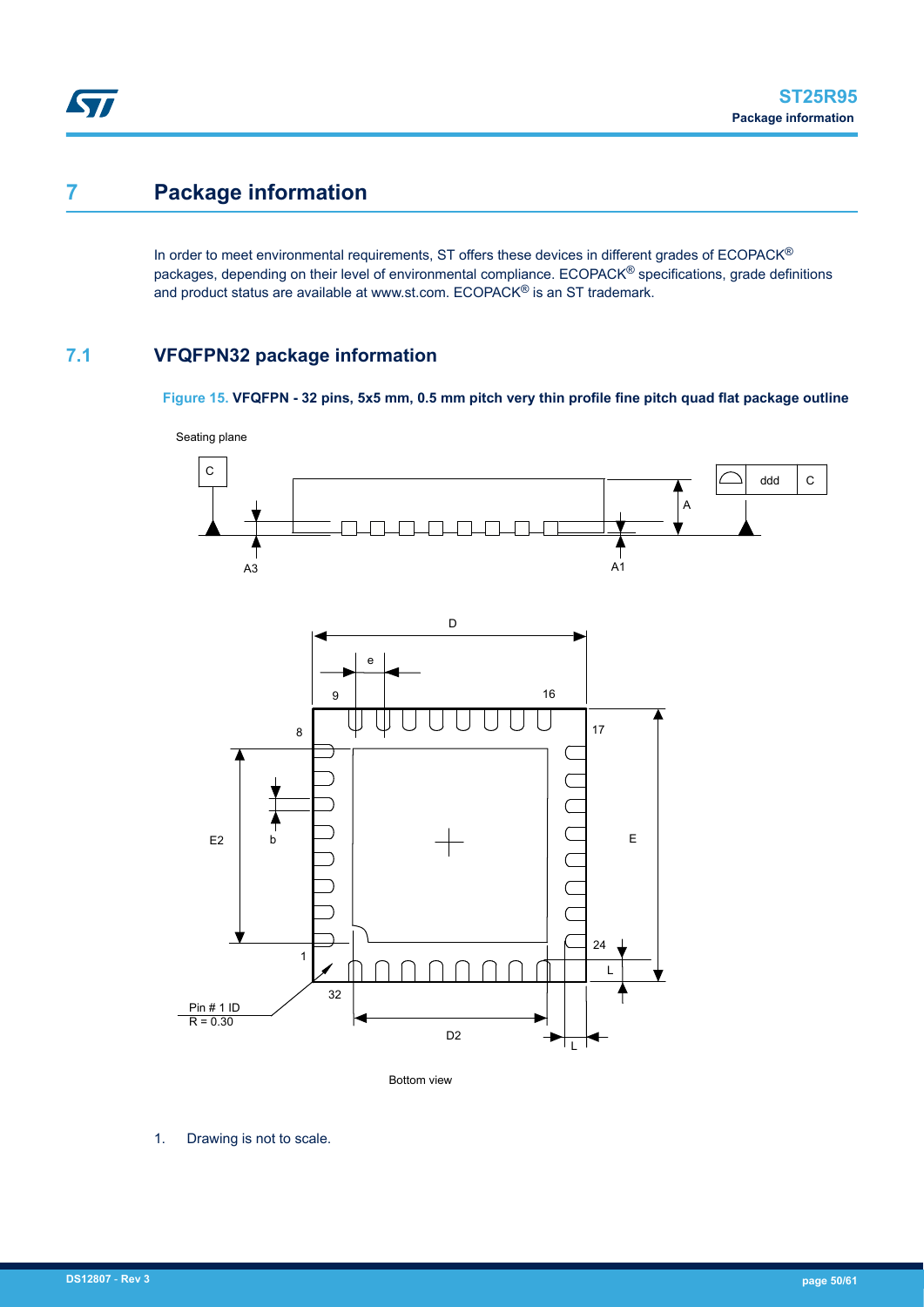# 7 Package information

In order to meet environmental requirements, ST offers these devices in different grades of ECOPACK® packages, depending on their level of environmental compliance. ECOPACK® specifications, grade definitions and product status are available at www.st.com. ECOPACK® is an ST trademark.

## 7.1 VFQFPN32 package information

**Figure 15.** **VFQFPN - 32 pins, 5x5 mm, 0.5 mm pitch very thin profile fine pitch quad flat package outline**

1. Drawing is not to scale.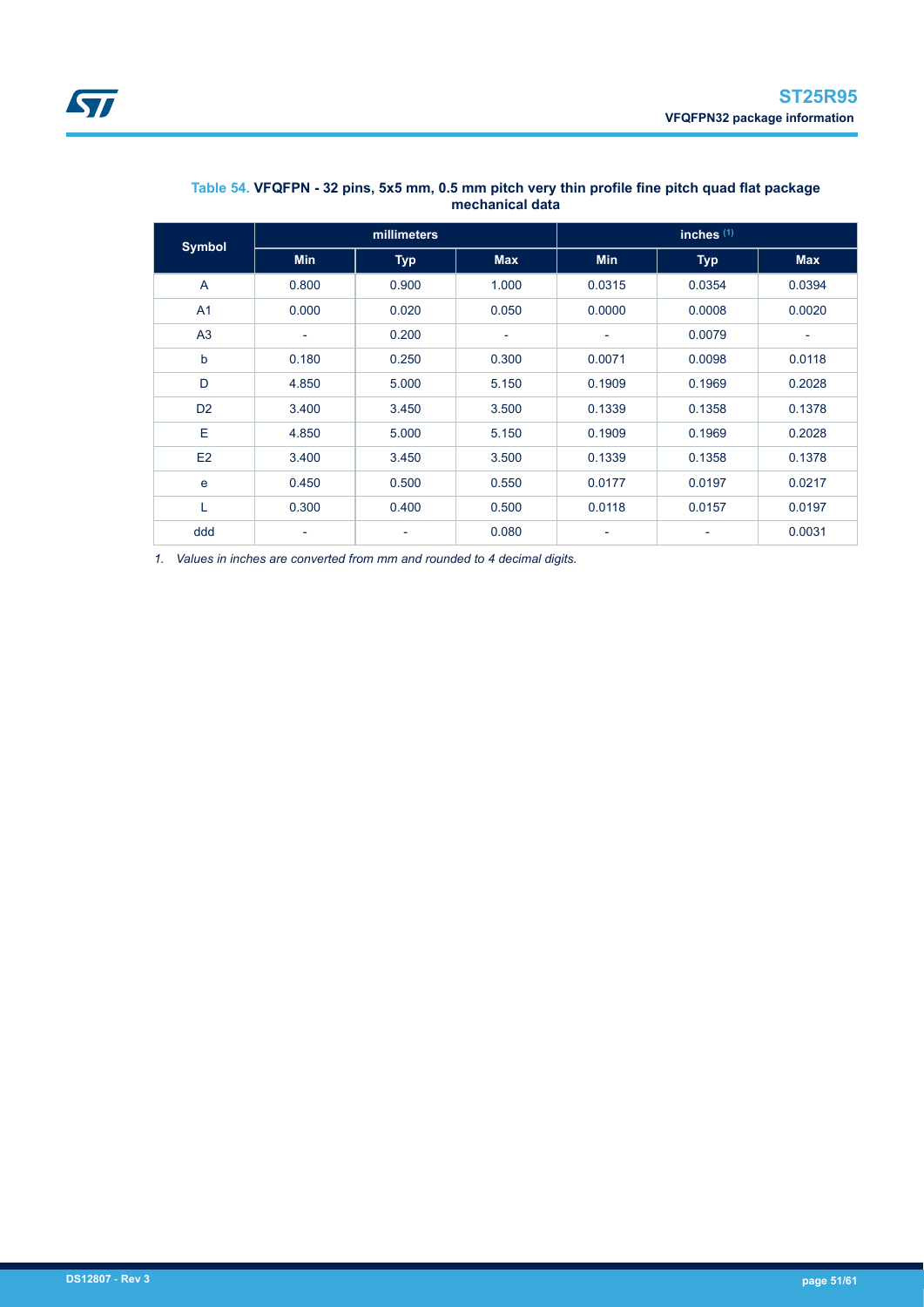**Table 54. VFQFPN - 32 pins, 5x5 mm, 0.5 mm pitch very thin profile fine pitch quad flat package mechanical data**

| Symbol | millimeters | | | inches [(1)] | | |
|---|---|---|---|---|---|---|
| | Min | Typ | Max | Min | Typ | Max |
| A | 0.800 | 0.900 | 1.000 | 0.0315 | 0.0354 | 0.0394 |
| A1 | 0.000 | 0.020 | 0.050 | 0.0000 | 0.0008 | 0.0020 |
| A3 | - | 0.200 | - | - | 0.0079 | - |
| b | 0.180 | 0.250 | 0.300 | 0.0071 | 0.0098 | 0.0118 |
| D | 4.850 | 5.000 | 5.150 | 0.1909 | 0.1969 | 0.2028 |
| D2 | 3.400 | 3.450 | 3.500 | 0.1339 | 0.1358 | 0.1378 |
| E | 4.850 | 5.000 | 5.150 | 0.1909 | 0.1969 | 0.2028 |
| E2 | 3.400 | 3.450 | 3.500 | 0.1339 | 0.1358 | 0.1378 |
| e | 0.450 | 0.500 | 0.550 | 0.0177 | 0.0197 | 0.0217 |
| L | 0.300 | 0.400 | 0.500 | 0.0118 | 0.0157 | 0.0197 |
| ddd | - | - | 0.080 | - | - | 0.0031 |

*1. Values in inches are converted from mm and rounded to 4 decimal digits.*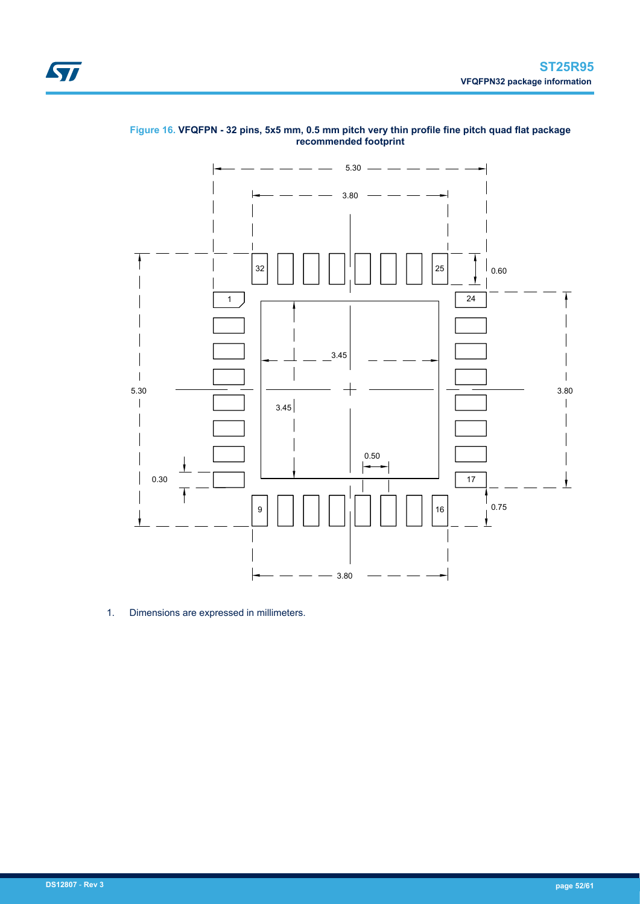**Figure 16. VFQFPN - 32 pins, 5x5 mm, 0.5 mm pitch very thin profile fine pitch quad flat package recommended footprint**

1. Dimensions are expressed in millimeters.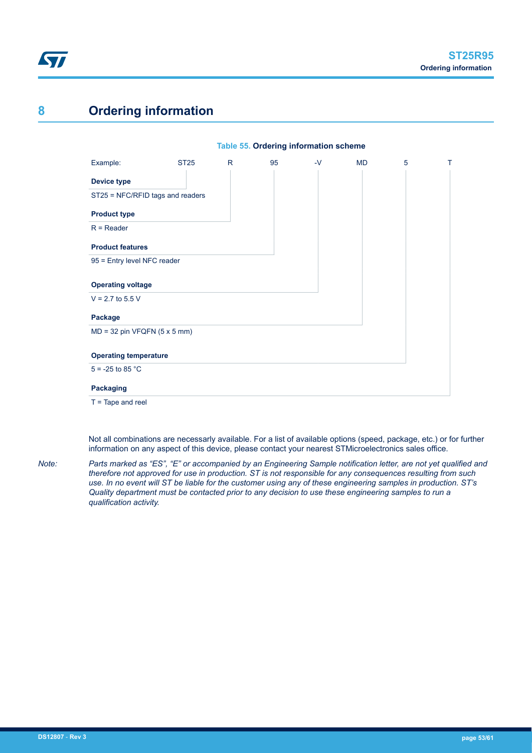# 8 Ordering information

**Table 55. Ordering information scheme**

| Example: | ST25 | R | 95 | -V | MD | 5 | T |
|---|---|---|---|---|---|---|---|

**Device type**

ST25 = NFC/RFID tags and readers

**Product type**

R = Reader

**Product features**

95 = Entry level NFC reader

**Operating voltage**

V = 2.7 to 5.5 V

**Package**

MD = 32 pin VFQFN (5 x 5 mm)

**Operating temperature**

5 = -25 to 85 °C

**Packaging**

T = Tape and reel

Not all combinations are necessarily available. For a list of available options (speed, package, etc.) or for further information on any aspect of this device, please contact your nearest STMicroelectronics sales office.

*Note: Parts marked as “ES”, “E” or accompanied by an Engineering Sample notification letter, are not yet qualified and therefore not approved for use in production. ST is not responsible for any consequences resulting from such use. In no event will ST be liable for the customer using any of these engineering samples in production. ST’s Quality department must be contacted prior to any decision to use these engineering samples to run a qualification activity.*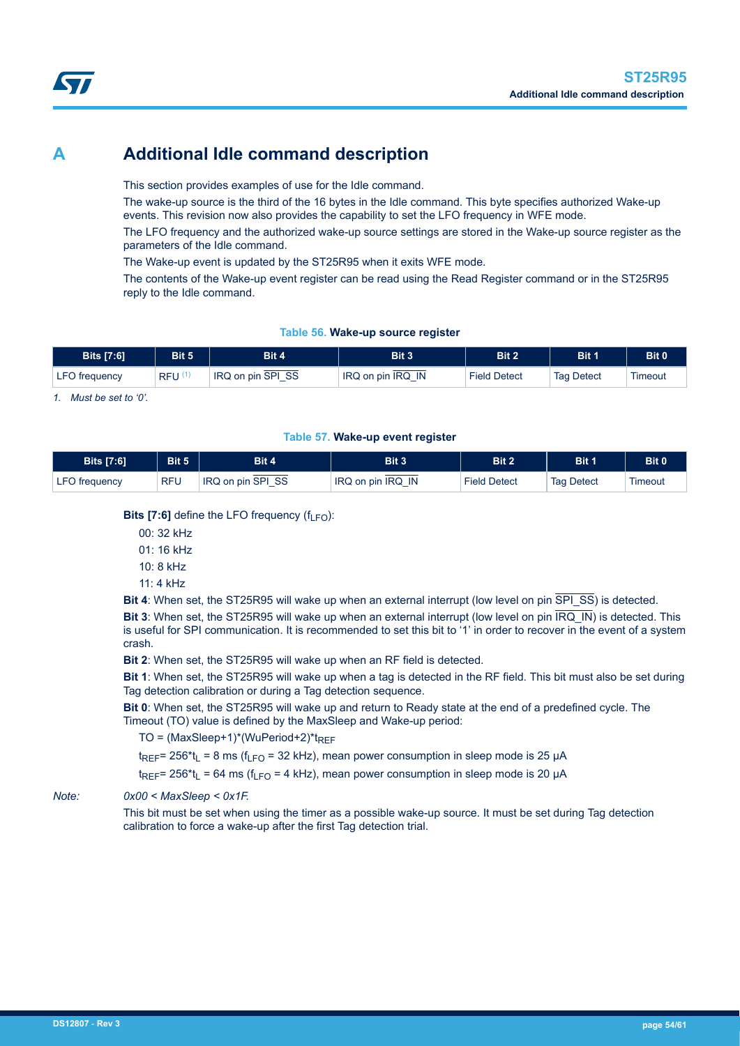# A Additional Idle command description

This section provides examples of use for the Idle command.

The wake-up source is the third of the 16 bytes in the Idle command. This byte specifies authorized Wake-up events. This revision now also provides the capability to set the LFO frequency in WFE mode.

The LFO frequency and the authorized wake-up source settings are stored in the Wake-up source register as the parameters of the Idle command.

The Wake-up event is updated by the ST25R95 when it exits WFE mode.

The contents of the Wake-up event register can be read using the Read Register command or in the ST25R95 reply to the Idle command.

**Table 56. Wake-up source register**

| Bits [7:6] | Bit 5 | Bit 4 | Bit 3 | Bit 2 | Bit 1 | Bit 0 |
|---|---|---|---|---|---|---|
| LFO frequency | RFU [1] | IRQ on pin $\overline{\text{SPI\_SS}}$ | IRQ on pin $\overline{\text{IRQ\_IN}}$ | Field Detect | Tag Detect | Timeout |

*1. Must be set to '0'.*

**Table 57. Wake-up event register**

| Bits [7:6] | Bit 5 | Bit 4 | Bit 3 | Bit 2 | Bit 1 | Bit 0 |
|---|---|---|---|---|---|---|
| LFO frequency | RFU | IRQ on pin $\overline{\text{SPI\_SS}}$ | IRQ on pin $\overline{\text{IRQ\_IN}}$ | Field Detect | Tag Detect | Timeout |

**Bits [7:6]** define the LFO frequency ($f_{LFO}$):

- 00: 32 kHz
- 01: 16 kHz
- 10: 8 kHz
- 11: 4 kHz

**Bit 4**: When set, the ST25R95 will wake up when an external interrupt (low level on pin $\overline{\text{SPI\_SS}}$) is detected.

**Bit 3**: When set, the ST25R95 will wake up when an external interrupt (low level on pin $\overline{\text{IRQ\_IN}}$) is detected. This is useful for SPI communication. It is recommended to set this bit to '1' in order to recover in the event of a system crash.

**Bit 2**: When set, the ST25R95 will wake up when an RF field is detected.

**Bit 1**: When set, the ST25R95 will wake up when a tag is detected in the RF field. This bit must also be set during Tag detection calibration or during a Tag detection sequence.

**Bit 0**: When set, the ST25R95 will wake up and return to Ready state at the end of a predefined cycle. The Timeout (TO) value is defined by the MaxSleep and Wake-up period:

$TO = (MaxSleep+1)*(WuPeriod+2)*t_{REF}$

$t_{REF}= 256*t_L = 8$ ms ($f_{LFO} = 32$ kHz), mean power consumption in sleep mode is 25 µA

$t_{REF}= 256*t_L = 64$ ms ($f_{LFO} = 4$ kHz), mean power consumption in sleep mode is 20 µA

*Note: 0x00 < MaxSleep < 0x1F.*

This bit must be set when using the timer as a possible wake-up source. It must be set during Tag detection calibration to force a wake-up after the first Tag detection trial.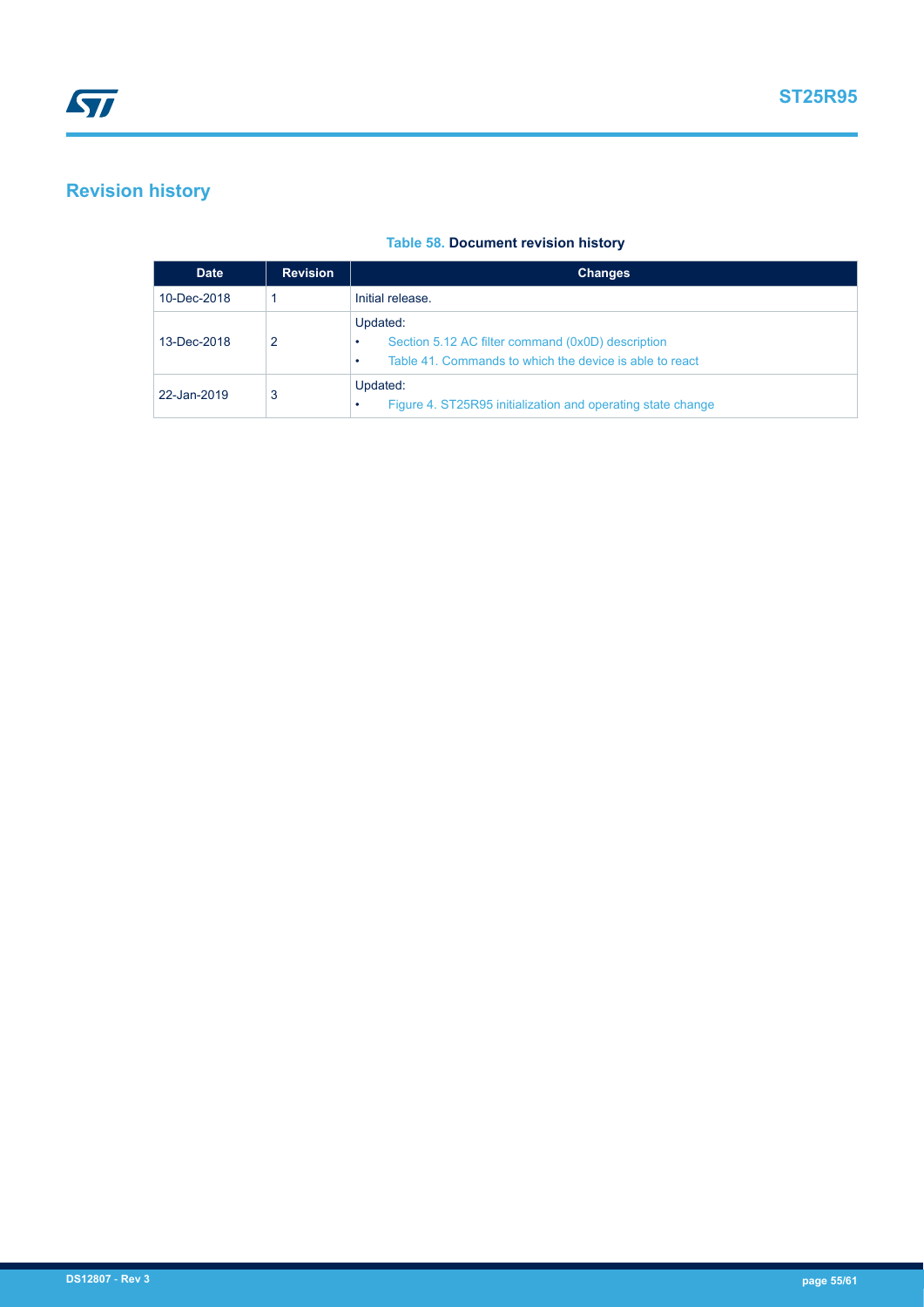# Revision history

**Table 58. Document revision history**

| Date | Revision | Changes |
|---|---|---|
| 10-Dec-2018 | 1 | Initial release. |
| 13-Dec-2018 | 2 | Updated:<br>• Section 5.12 AC filter command (0x0D) description<br>• Table 41. Commands to which the device is able to react |
| 22-Jan-2019 | 3 | Updated:<br>• Figure 4. ST25R95 initialization and operating state change |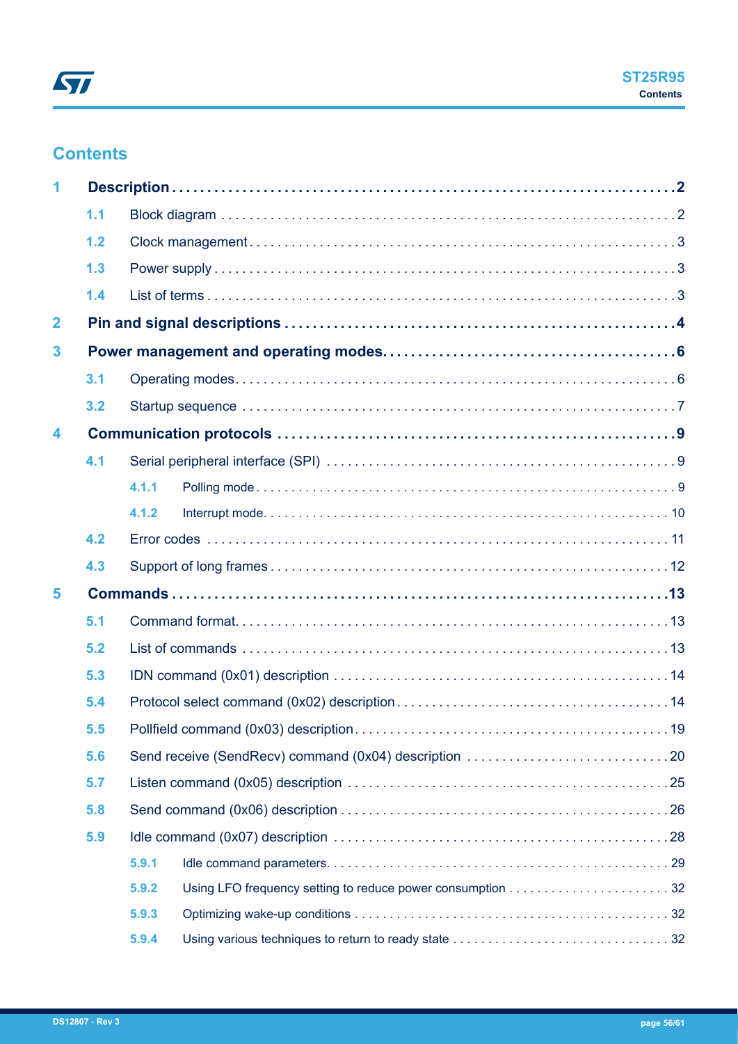# Contents

- **1 Description** . . . . . . . . . . . . . . . . . . . . . . . . . . . . . . . . . . . . . . . . . . . . . . . . . . . . . . . . **2**
  - 1.1 Block diagram . . . . . . . . . . . . . . . . . . . . . . . . . . . . . . . . . . . . . . . . . . . . . . . . . . . . . 2
  - 1.2 Clock management . . . . . . . . . . . . . . . . . . . . . . . . . . . . . . . . . . . . . . . . . . . . . . . . . . . 3
  - 1.3 Power supply . . . . . . . . . . . . . . . . . . . . . . . . . . . . . . . . . . . . . . . . . . . . . . . . . . . . . . 3
  - 1.4 List of terms . . . . . . . . . . . . . . . . . . . . . . . . . . . . . . . . . . . . . . . . . . . . . . . . . . . . . . 3
- **2 Pin and signal descriptions** . . . . . . . . . . . . . . . . . . . . . . . . . . . . . . . . . . . . . . . . . . . **4**
- **3 Power management and operating modes** . . . . . . . . . . . . . . . . . . . . . . . . . . . . . . . . **6**
  - 3.1 Operating modes . . . . . . . . . . . . . . . . . . . . . . . . . . . . . . . . . . . . . . . . . . . . . . . . . . . 6
  - 3.2 Startup sequence . . . . . . . . . . . . . . . . . . . . . . . . . . . . . . . . . . . . . . . . . . . . . . . . . . . 7
- **4 Communication protocols** . . . . . . . . . . . . . . . . . . . . . . . . . . . . . . . . . . . . . . . . . . . . . **9**
  - 4.1 Serial peripheral interface (SPI) . . . . . . . . . . . . . . . . . . . . . . . . . . . . . . . . . . . . . . . . 9
    - 4.1.1 Polling mode . . . . . . . . . . . . . . . . . . . . . . . . . . . . . . . . . . . . . . . . . . . . . . . . . . 9
    - 4.1.2 Interrupt mode . . . . . . . . . . . . . . . . . . . . . . . . . . . . . . . . . . . . . . . . . . . . . . . . 10
  - 4.2 Error codes . . . . . . . . . . . . . . . . . . . . . . . . . . . . . . . . . . . . . . . . . . . . . . . . . . . . . . 11
  - 4.3 Support of long frames . . . . . . . . . . . . . . . . . . . . . . . . . . . . . . . . . . . . . . . . . . . . . . 12
- **5 Commands** . . . . . . . . . . . . . . . . . . . . . . . . . . . . . . . . . . . . . . . . . . . . . . . . . . . . . . . **13**
  - 5.1 Command format . . . . . . . . . . . . . . . . . . . . . . . . . . . . . . . . . . . . . . . . . . . . . . . . . . 13
  - 5.2 List of commands . . . . . . . . . . . . . . . . . . . . . . . . . . . . . . . . . . . . . . . . . . . . . . . . . 13
  - 5.3 IDN command (0x01) description . . . . . . . . . . . . . . . . . . . . . . . . . . . . . . . . . . . . . 14
  - 5.4 Protocol select command (0x02) description . . . . . . . . . . . . . . . . . . . . . . . . . . . . . 14
  - 5.5 Pollfield command (0x03) description . . . . . . . . . . . . . . . . . . . . . . . . . . . . . . . . . . 19
  - 5.6 Send receive (SendRecv) command (0x04) description . . . . . . . . . . . . . . . . . . . . 20
  - 5.7 Listen command (0x05) description . . . . . . . . . . . . . . . . . . . . . . . . . . . . . . . . . . . 25
  - 5.8 Send command (0x06) description . . . . . . . . . . . . . . . . . . . . . . . . . . . . . . . . . . . . 26
  - 5.9 Idle command (0x07) description . . . . . . . . . . . . . . . . . . . . . . . . . . . . . . . . . . . . . 28
    - 5.9.1 Idle command parameters . . . . . . . . . . . . . . . . . . . . . . . . . . . . . . . . . . . . . . . . 29
    - 5.9.2 Using LFO frequency setting to reduce power consumption . . . . . . . . . . . . . . . 32
    - 5.9.3 Optimizing wake-up conditions . . . . . . . . . . . . . . . . . . . . . . . . . . . . . . . . . . . . 32
    - 5.9.4 Using various techniques to return to ready state . . . . . . . . . . . . . . . . . . . . . . 32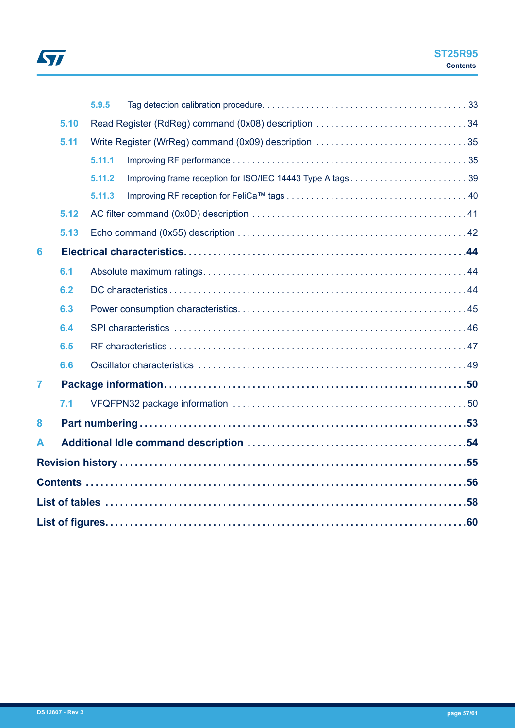5.9.5 Tag detection calibration procedure . . . . . . . . . . . . . . . . . . . . . . . . . . . . . . . . . . . . . . . . . 33

5.10 Read Register (RdReg) command (0x08) description . . . . . . . . . . . . . . . . . . . . . . . . . . . . . . 34

5.11 Write Register (WrReg) command (0x09) description . . . . . . . . . . . . . . . . . . . . . . . . . . . . . . 35

5.11.1 Improving RF performance . . . . . . . . . . . . . . . . . . . . . . . . . . . . . . . . . . . . . . . . . . . . . . . 35

5.11.2 Improving frame reception for ISO/IEC 14443 Type A tags . . . . . . . . . . . . . . . . . . . . . . . . 39

5.11.3 Improving RF reception for FeliCa™ tags . . . . . . . . . . . . . . . . . . . . . . . . . . . . . . . . . . . . 40

5.12 AC filter command (0x0D) description . . . . . . . . . . . . . . . . . . . . . . . . . . . . . . . . . . . . . . . . . . 41

5.13 Echo command (0x55) description . . . . . . . . . . . . . . . . . . . . . . . . . . . . . . . . . . . . . . . . . . . . . 42

**6 Electrical characteristics . . . . . . . . . . . . . . . . . . . . . . . . . . . . . . . . . . . . . . . . . . . . . . . . . . . . . . . 44**

6.1 Absolute maximum ratings . . . . . . . . . . . . . . . . . . . . . . . . . . . . . . . . . . . . . . . . . . . . . . . . . . . . 44

6.2 DC characteristics . . . . . . . . . . . . . . . . . . . . . . . . . . . . . . . . . . . . . . . . . . . . . . . . . . . . . . . . . . . 44

6.3 Power consumption characteristics . . . . . . . . . . . . . . . . . . . . . . . . . . . . . . . . . . . . . . . . . . . . . 45

6.4 SPI characteristics . . . . . . . . . . . . . . . . . . . . . . . . . . . . . . . . . . . . . . . . . . . . . . . . . . . . . . . . . . 46

6.5 RF characteristics . . . . . . . . . . . . . . . . . . . . . . . . . . . . . . . . . . . . . . . . . . . . . . . . . . . . . . . . . . . 47

6.6 Oscillator characteristics . . . . . . . . . . . . . . . . . . . . . . . . . . . . . . . . . . . . . . . . . . . . . . . . . . . . . 49

**7 Package information . . . . . . . . . . . . . . . . . . . . . . . . . . . . . . . . . . . . . . . . . . . . . . . . . . . . . . . . . . 50**

7.1 VFQFPN32 package information . . . . . . . . . . . . . . . . . . . . . . . . . . . . . . . . . . . . . . . . . . . . . . . 50

**8 Part numbering . . . . . . . . . . . . . . . . . . . . . . . . . . . . . . . . . . . . . . . . . . . . . . . . . . . . . . . . . . . . . . 53**

**A Additional Idle command description . . . . . . . . . . . . . . . . . . . . . . . . . . . . . . . . . . . . . . . . . . . 54**

**Revision history . . . . . . . . . . . . . . . . . . . . . . . . . . . . . . . . . . . . . . . . . . . . . . . . . . . . . . . . . . . . . . 55**

**Contents . . . . . . . . . . . . . . . . . . . . . . . . . . . . . . . . . . . . . . . . . . . . . . . . . . . . . . . . . . . . . . . . . . . . 56**

**List of tables . . . . . . . . . . . . . . . . . . . . . . . . . . . . . . . . . . . . . . . . . . . . . . . . . . . . . . . . . . . . . . . . . 58**

**List of figures . . . . . . . . . . . . . . . . . . . . . . . . . . . . . . . . . . . . . . . . . . . . . . . . . . . . . . . . . . . . . . . . 60**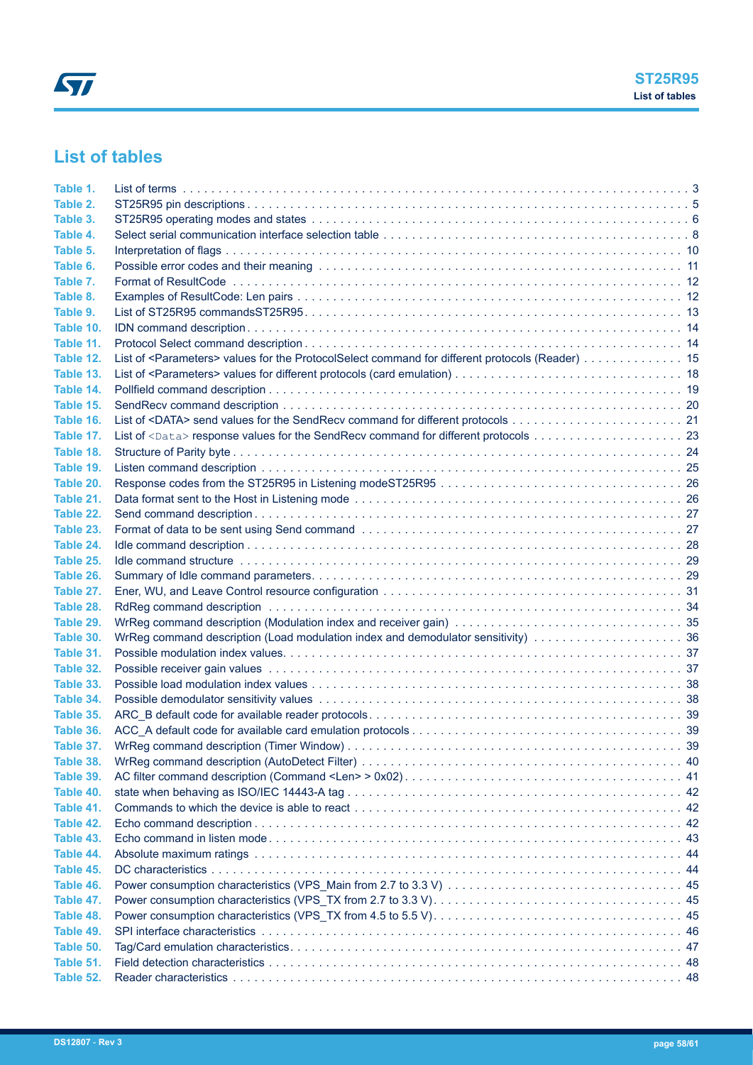## List of tables

| | | |
|---|---|---|
| Table 1. | List of terms | 3 |
| Table 2. | ST25R95 pin descriptions | 5 |
| Table 3. | ST25R95 operating modes and states | 6 |
| Table 4. | Select serial communication interface selection table | 8 |
| Table 5. | Interpretation of flags | 10 |
| Table 6. | Possible error codes and their meaning | 11 |
| Table 7. | Format of ResultCode | 12 |
| Table 8. | Examples of ResultCode: Len pairs | 12 |
| Table 9. | List of ST25R95 commandsST25R95 | 13 |
| Table 10. | IDN command description | 14 |
| Table 11. | Protocol Select command description | 14 |
| Table 12. | List of <Parameters> values for the ProtocolSelect command for different protocols (Reader) | 15 |
| Table 13. | List of <Parameters> values for different protocols (card emulation) | 18 |
| Table 14. | Pollfield command description | 19 |
| Table 15. | SendRecv command description | 20 |
| Table 16. | List of <DATA> send values for the SendRecv command for different protocols | 21 |
| Table 17. | List of <Data> response values for the SendRecv command for different protocols | 23 |
| Table 18. | Structure of Parity byte | 24 |
| Table 19. | Listen command description | 25 |
| Table 20. | Response codes from the ST25R95 in Listening modeST25R95 | 26 |
| Table 21. | Data format sent to the Host in Listening mode | 26 |
| Table 22. | Send command description | 27 |
| Table 23. | Format of data to be sent using Send command | 27 |
| Table 24. | Idle command description | 28 |
| Table 25. | Idle command structure | 29 |
| Table 26. | Summary of Idle command parameters | 29 |
| Table 27. | Ener, WU, and Leave Control resource configuration | 31 |
| Table 28. | RdReg command description | 34 |
| Table 29. | WrReg command description (Modulation index and receiver gain) | 35 |
| Table 30. | WrReg command description (Load modulation index and demodulator sensitivity) | 36 |
| Table 31. | Possible modulation index values | 37 |
| Table 32. | Possible receiver gain values | 37 |
| Table 33. | Possible load modulation index values | 38 |
| Table 34. | Possible demodulator sensitivity values | 38 |
| Table 35. | ARC_B default code for available reader protocols | 39 |
| Table 36. | ACC_A default code for available card emulation protocols | 39 |
| Table 37. | WrReg command description (Timer Window) | 39 |
| Table 38. | WrReg command description (AutoDetect Filter) | 40 |
| Table 39. | AC filter command description (Command <Len> > 0x02) | 41 |
| Table 40. | state when behaving as ISO/IEC 14443-A tag | 42 |
| Table 41. | Commands to which the device is able to react | 42 |
| Table 42. | Echo command description | 42 |
| Table 43. | Echo command in listen mode | 43 |
| Table 44. | Absolute maximum ratings | 44 |
| Table 45. | DC characteristics | 44 |
| Table 46. | Power consumption characteristics (VPS_Main from 2.7 to 3.3 V) | 45 |
| Table 47. | Power consumption characteristics (VPS_TX from 2.7 to 3.3 V) | 45 |
| Table 48. | Power consumption characteristics (VPS_TX from 4.5 to 5.5 V) | 45 |
| Table 49. | SPI interface characteristics | 46 |
| Table 50. | Tag/Card emulation characteristics | 47 |
| Table 51. | Field detection characteristics | 48 |
| Table 52. | Reader characteristics | 48 |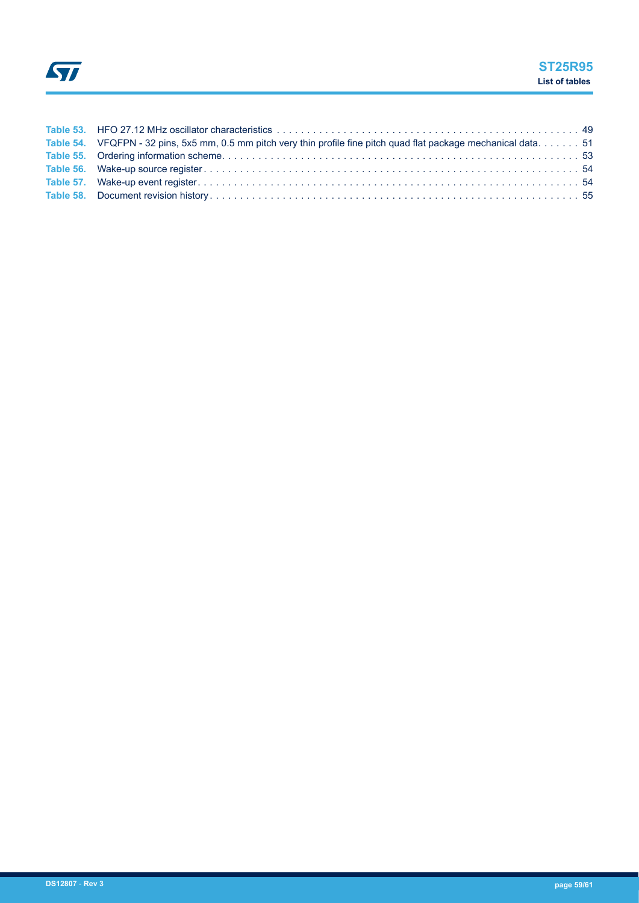Table 53. HFO 27.12 MHz oscillator characteristics . . . . . . . . . . . . . . . . . . . . . . . . . . . . . . . . . . . . . . . . . . . . . . . . . 49
Table 54. VFQFPN - 32 pins, 5x5 mm, 0.5 mm pitch very thin profile fine pitch quad flat package mechanical data. . . . . . . 51
Table 55. Ordering information scheme. . . . . . . . . . . . . . . . . . . . . . . . . . . . . . . . . . . . . . . . . . . . . . . . . . . . . . . . . . 53
Table 56. Wake-up source register . . . . . . . . . . . . . . . . . . . . . . . . . . . . . . . . . . . . . . . . . . . . . . . . . . . . . . . . . . . . 54
Table 57. Wake-up event register. . . . . . . . . . . . . . . . . . . . . . . . . . . . . . . . . . . . . . . . . . . . . . . . . . . . . . . . . . . . . 54
Table 58. Document revision history . . . . . . . . . . . . . . . . . . . . . . . . . . . . . . . . . . . . . . . . . . . . . . . . . . . . . . . . . . . 55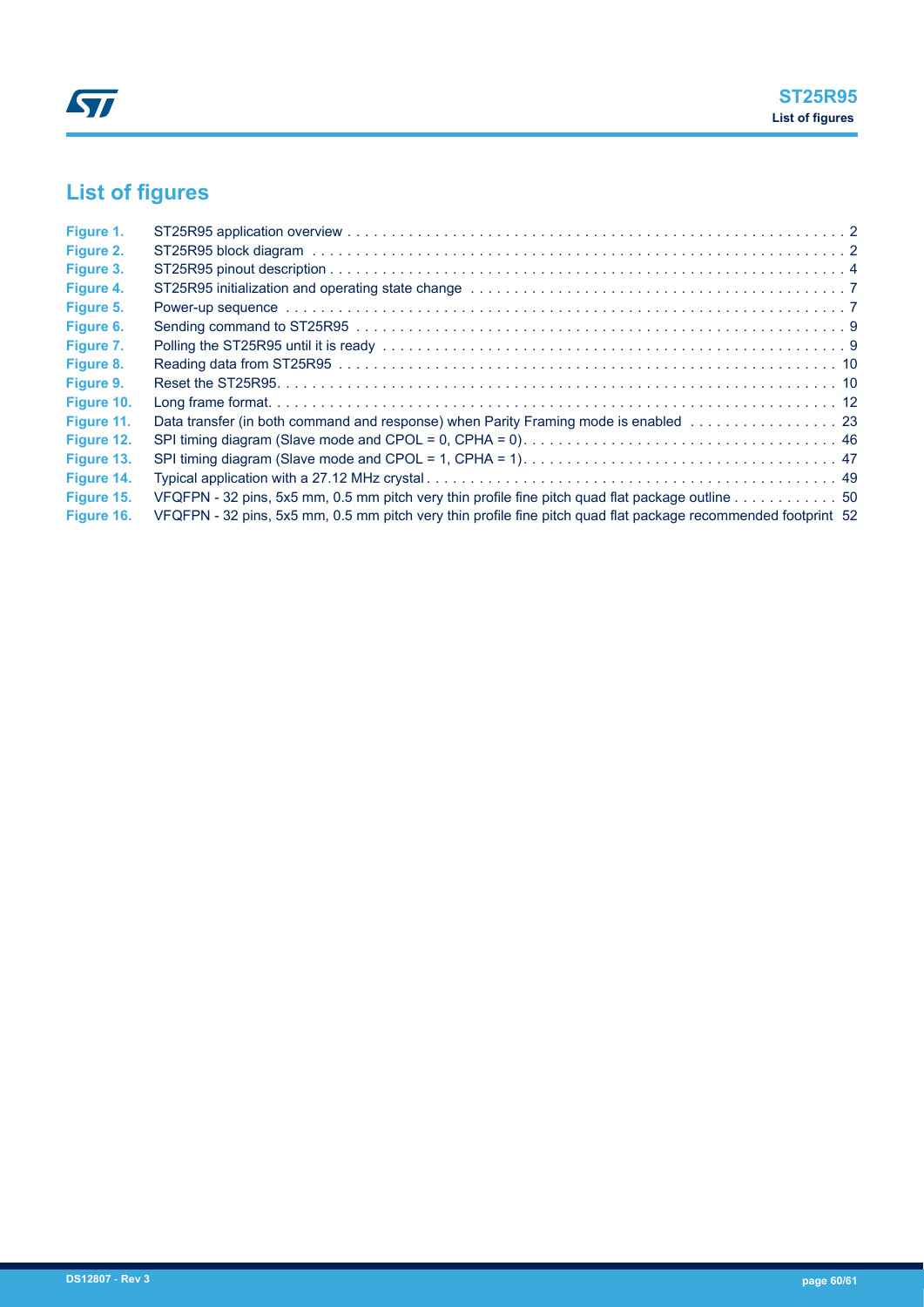# List of figures

| | | |
|---|---|---|
| Figure 1. | ST25R95 application overview | 2 |
| Figure 2. | ST25R95 block diagram | 2 |
| Figure 3. | ST25R95 pinout description | 4 |
| Figure 4. | ST25R95 initialization and operating state change | 7 |
| Figure 5. | Power-up sequence | 7 |
| Figure 6. | Sending command to ST25R95 | 9 |
| Figure 7. | Polling the ST25R95 until it is ready | 9 |
| Figure 8. | Reading data from ST25R95 | 10 |
| Figure 9. | Reset the ST25R95 | 10 |
| Figure 10. | Long frame format | 12 |
| Figure 11. | Data transfer (in both command and response) when Parity Framing mode is enabled | 23 |
| Figure 12. | SPI timing diagram (Slave mode and CPOL = 0, CPHA = 0) | 46 |
| Figure 13. | SPI timing diagram (Slave mode and CPOL = 1, CPHA = 1) | 47 |
| Figure 14. | Typical application with a 27.12 MHz crystal | 49 |
| Figure 15. | VFQFPN - 32 pins, 5x5 mm, 0.5 mm pitch very thin profile fine pitch quad flat package outline | 50 |
| Figure 16. | VFQFPN - 32 pins, 5x5 mm, 0.5 mm pitch very thin profile fine pitch quad flat package recommended footprint | 52 |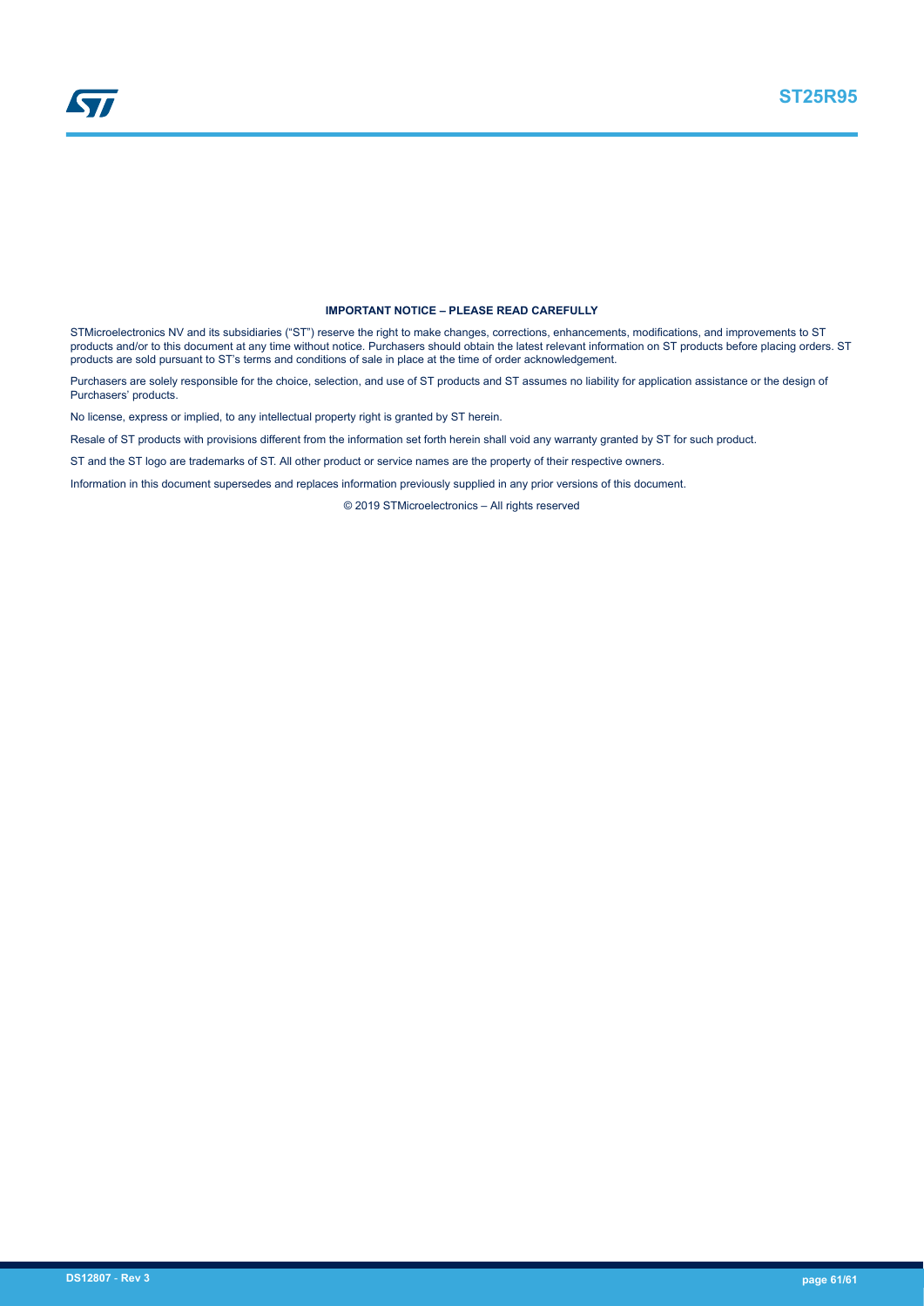**IMPORTANT NOTICE – PLEASE READ CAREFULLY**

STMicroelectronics NV and its subsidiaries (“ST”) reserve the right to make changes, corrections, enhancements, modifications, and improvements to ST products and/or to this document at any time without notice. Purchasers should obtain the latest relevant information on ST products before placing orders. ST products are sold pursuant to ST’s terms and conditions of sale in place at the time of order acknowledgement.

Purchasers are solely responsible for the choice, selection, and use of ST products and ST assumes no liability for application assistance or the design of Purchasers’ products.

No license, express or implied, to any intellectual property right is granted by ST herein.

Resale of ST products with provisions different from the information set forth herein shall void any warranty granted by ST for such product.

ST and the ST logo are trademarks of ST. All other product or service names are the property of their respective owners.

Information in this document supersedes and replaces information previously supplied in any prior versions of this document.

© 2019 STMicroelectronics – All rights reserved